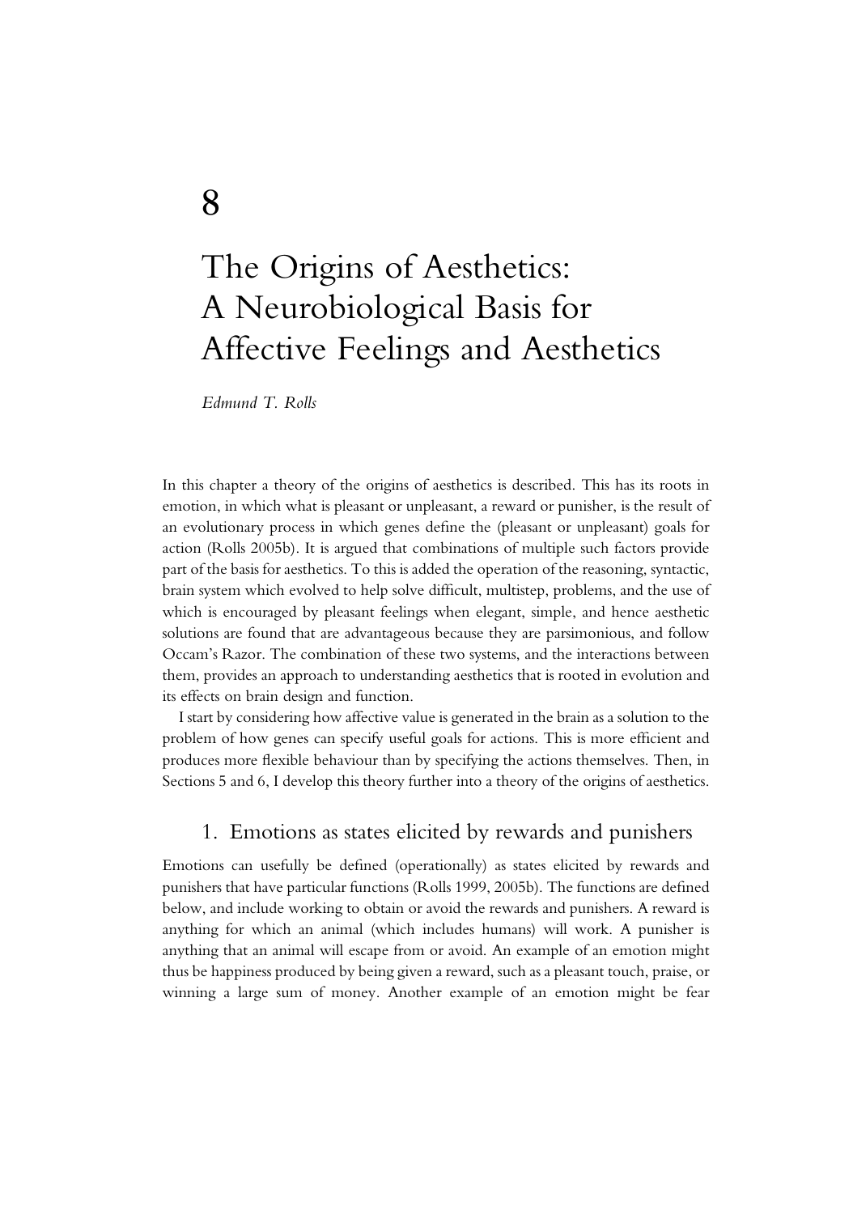# 8

# The Origins of Aesthetics: A Neurobiological Basis for Affective Feelings and Aesthetics

*Edmund T. Rolls*

In this chapter a theory of the origins of aesthetics is described. This has its roots in emotion, in which what is pleasant or unpleasant, a reward or punisher, is the result of an evolutionary process in which genes define the (pleasant or unpleasant) goals for action (Rolls 2005b). It is argued that combinations of multiple such factors provide part of the basis for aesthetics. To this is added the operation of the reasoning, syntactic, brain system which evolved to help solve difficult, multistep, problems, and the use of which is encouraged by pleasant feelings when elegant, simple, and hence aesthetic solutions are found that are advantageous because they are parsimonious, and follow Occam's Razor. The combination of these two systems, and the interactions between them, provides an approach to understanding aesthetics that is rooted in evolution and its effects on brain design and function.

I start by considering how affective value is generated in the brain as a solution to the problem of how genes can specify useful goals for actions. This is more efficient and produces more flexible behaviour than by specifying the actions themselves. Then, in Sections 5 and 6, I develop this theory further into a theory of the origins of aesthetics.

## 1. Emotions as states elicited by rewards and punishers

Emotions can usefully be defined (operationally) as states elicited by rewards and punishers that have particular functions (Rolls 1999, 2005b). The functions are defined below, and include working to obtain or avoid the rewards and punishers. A reward is anything for which an animal (which includes humans) will work. A punisher is anything that an animal will escape from or avoid. An example of an emotion might thus be happiness produced by being given a reward, such as a pleasant touch, praise, or winning a large sum of money. Another example of an emotion might be fear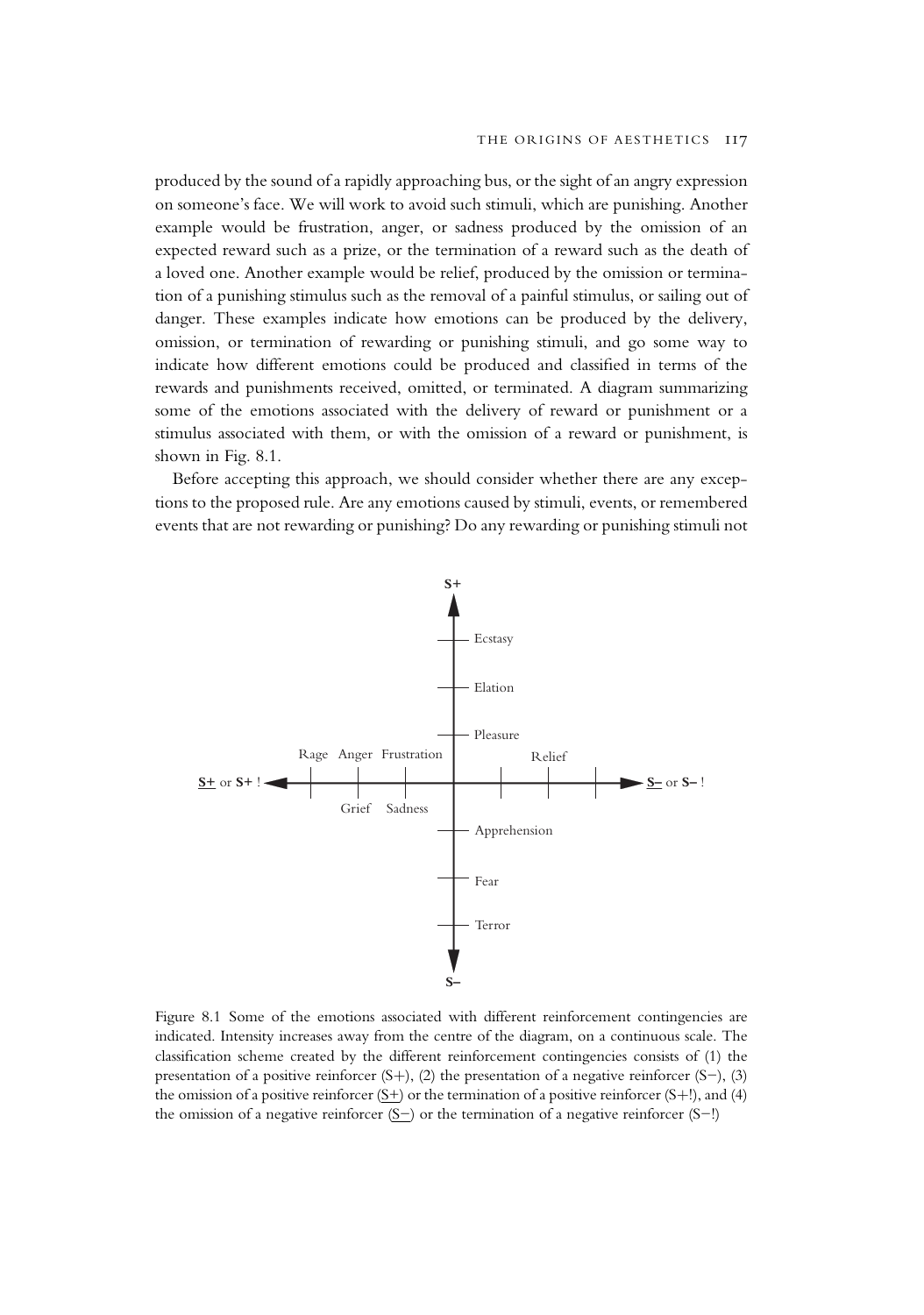produced by the sound of a rapidly approaching bus, or the sight of an angry expression on someone's face. We will work to avoid such stimuli, which are punishing. Another example would be frustration, anger, or sadness produced by the omission of an expected reward such as a prize, or the termination of a reward such as the death of a loved one. Another example would be relief, produced by the omission or termination of a punishing stimulus such as the removal of a painful stimulus, or sailing out of danger. These examples indicate how emotions can be produced by the delivery, omission, or termination of rewarding or punishing stimuli, and go some way to indicate how different emotions could be produced and classified in terms of the rewards and punishments received, omitted, or terminated. A diagram summarizing some of the emotions associated with the delivery of reward or punishment or a stimulus associated with them, or with the omission of a reward or punishment, is shown in Fig. 8.1.

Before accepting this approach, we should consider whether there are any exceptions to the proposed rule. Are any emotions caused by stimuli, events, or remembered events that are not rewarding or punishing? Do any rewarding or punishing stimuli not

Figure 8.1 Some of the emotions associated with different reinforcement contingencies are indicated. Intensity increases away from the centre of the diagram, on a continuous scale. The classification scheme created by the different reinforcement contingencies consists of (1) the presentation of a positive reinforcer (S+), (2) the presentation of a negative reinforcer (S−), (3) the omission of a positive reinforcer (<u>S+</u>) or the termination of a positive reinforcer (S+!), and (4) the omission of a negative reinforcer (<u>S−</u>) or the termination of a negative reinforcer (S−!)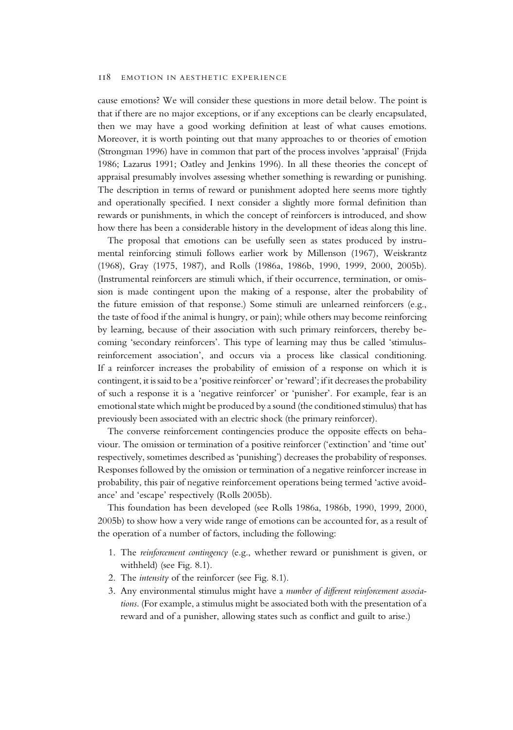cause emotions? We will consider these questions in more detail below. The point is that if there are no major exceptions, or if any exceptions can be clearly encapsulated, then we may have a good working definition at least of what causes emotions. Moreover, it is worth pointing out that many approaches to or theories of emotion (Strongman 1996) have in common that part of the process involves 'appraisal' (Frijda 1986; Lazarus 1991; Oatley and Jenkins 1996). In all these theories the concept of appraisal presumably involves assessing whether something is rewarding or punishing. The description in terms of reward or punishment adopted here seems more tightly and operationally specified. I next consider a slightly more formal definition than rewards or punishments, in which the concept of reinforcers is introduced, and show how there has been a considerable history in the development of ideas along this line.

The proposal that emotions can be usefully seen as states produced by instrumental reinforcing stimuli follows earlier work by Millenson (1967), Weiskrantz (1968), Gray (1975, 1987), and Rolls (1986a, 1986b, 1990, 1999, 2000, 2005b). (Instrumental reinforcers are stimuli which, if their occurrence, termination, or omission is made contingent upon the making of a response, alter the probability of the future emission of that response.) Some stimuli are unlearned reinforcers (e.g., the taste of food if the animal is hungry, or pain); while others may become reinforcing by learning, because of their association with such primary reinforcers, thereby becoming 'secondary reinforcers'. This type of learning may thus be called 'stimulus-reinforcement association', and occurs via a process like classical conditioning. If a reinforcer increases the probability of emission of a response on which it is contingent, it is said to be a 'positive reinforcer' or 'reward'; if it decreases the probability of such a response it is a 'negative reinforcer' or 'punisher'. For example, fear is an emotional state which might be produced by a sound (the conditioned stimulus) that has previously been associated with an electric shock (the primary reinforcer).

The converse reinforcement contingencies produce the opposite effects on behaviour. The omission or termination of a positive reinforcer ('extinction' and 'time out' respectively, sometimes described as 'punishing') decreases the probability of responses. Responses followed by the omission or termination of a negative reinforcer increase in probability, this pair of negative reinforcement operations being termed 'active avoidance' and 'escape' respectively (Rolls 2005b).

This foundation has been developed (see Rolls 1986a, 1986b, 1990, 1999, 2000, 2005b) to show how a very wide range of emotions can be accounted for, as a result of the operation of a number of factors, including the following:

1. The *reinforcement contingency* (e.g., whether reward or punishment is given, or withheld) (see Fig. 8.1).
2. The *intensity* of the reinforcer (see Fig. 8.1).
3. Any environmental stimulus might have a *number of different reinforcement associations*. (For example, a stimulus might be associated both with the presentation of a reward and of a punisher, allowing states such as conflict and guilt to arise.)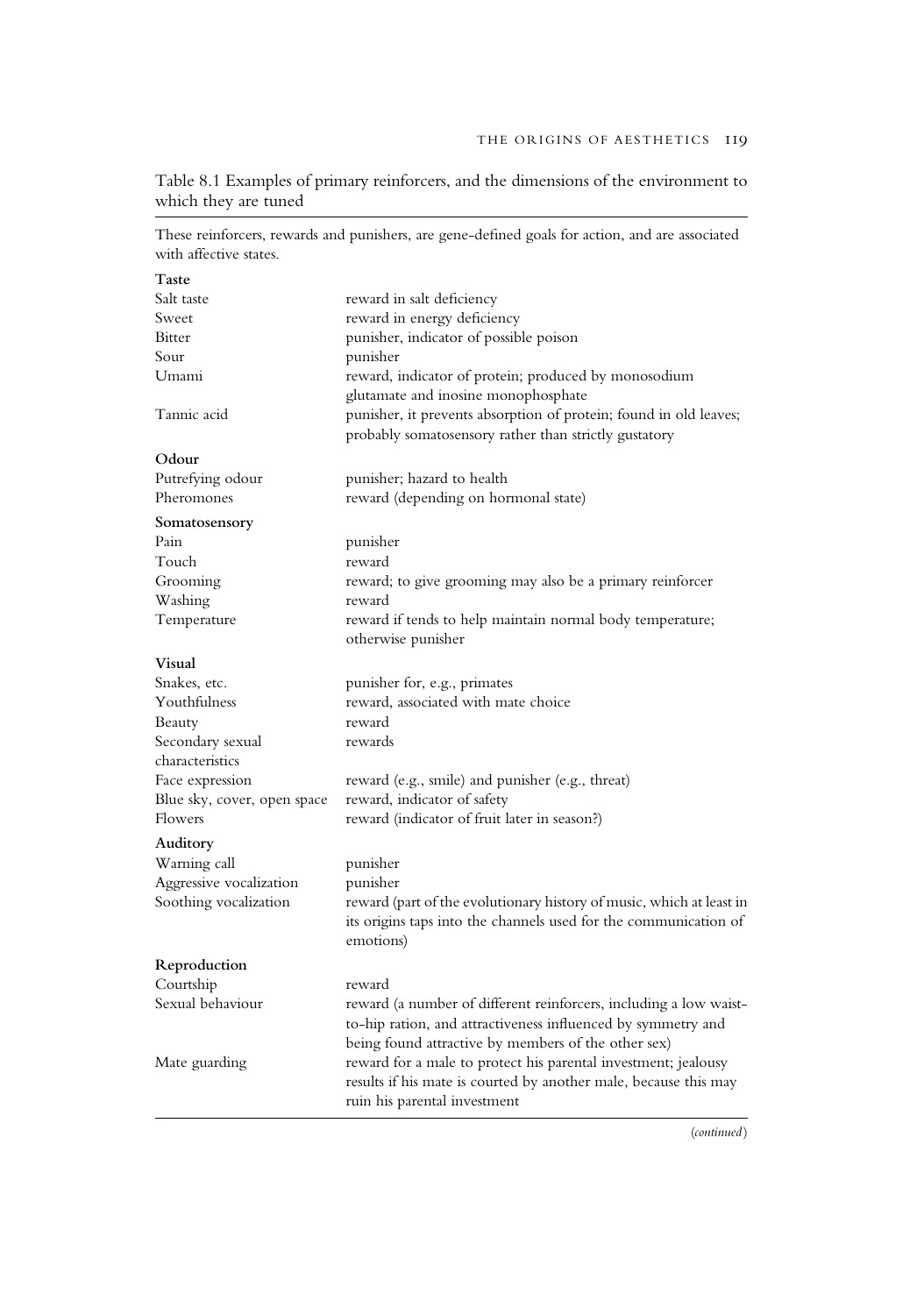Table 8.1 Examples of primary reinforcers, and the dimensions of the environment to which they are tuned

These reinforcers, rewards and punishers, are gene-defined goals for action, and are associated with affective states.

| | |
|---|---|
| **Taste** | |
| Salt taste | reward in salt deficiency |
| Sweet | reward in energy deficiency |
| Bitter | punisher, indicator of possible poison |
| Sour | punisher |
| Umami | reward, indicator of protein; produced by monosodium glutamate and inosine monophosphate |
| Tannic acid | punisher, it prevents absorption of protein; found in old leaves; probably somatosensory rather than strictly gustatory |
| **Odour** | |
| Putrefying odour | punisher; hazard to health |
| Pheromones | reward (depending on hormonal state) |
| **Somatosensory** | |
| Pain | punisher |
| Touch | reward |
| Grooming | reward; to give grooming may also be a primary reinforcer |
| Washing | reward |
| Temperature | reward if tends to help maintain normal body temperature; otherwise punisher |
| **Visual** | |
| Snakes, etc. | punisher for, e.g., primates |
| Youthfulness | reward, associated with mate choice |
| Beauty | reward |
| Secondary sexual characteristics | rewards |
| Face expression | reward (e.g., smile) and punisher (e.g., threat) |
| Blue sky, cover, open space | reward, indicator of safety |
| Flowers | reward (indicator of fruit later in season?) |
| **Auditory** | |
| Warning call | punisher |
| Aggressive vocalization | punisher |
| Soothing vocalization | reward (part of the evolutionary history of music, which at least in its origins taps into the channels used for the communication of emotions) |
| **Reproduction** | |
| Courtship | reward |
| Sexual behaviour | reward (a number of different reinforcers, including a low waist-to-hip ration, and attractiveness influenced by symmetry and being found attractive by members of the other sex) |
| Mate guarding | reward for a male to protect his parental investment; jealousy results if his mate is courted by another male, because this may ruin his parental investment |

(*continued*)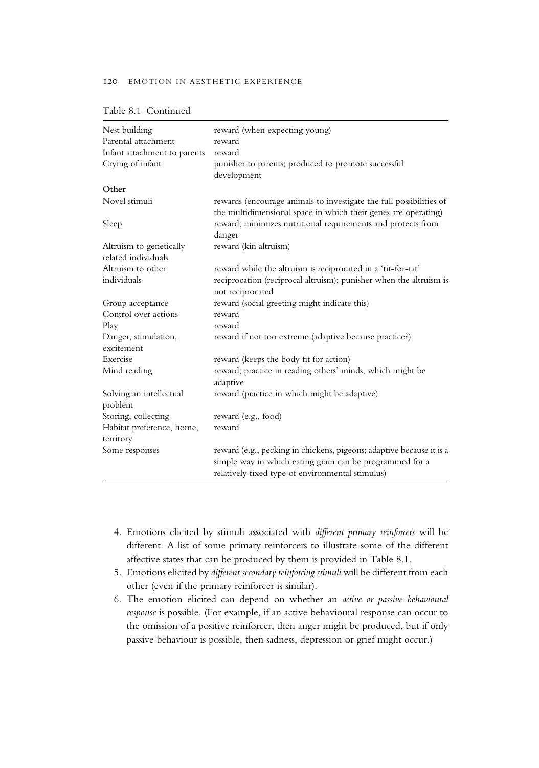Table 8.1 Continued

| | |
|---|---|
| Nest building | reward (when expecting young) |
| Parental attachment | reward |
| Infant attachment to parents | reward |
| Crying of infant | punisher to parents; produced to promote successful development |
| **Other** | |
| Novel stimuli | rewards (encourage animals to investigate the full possibilities of the multidimensional space in which their genes are operating) |
| Sleep | reward; minimizes nutritional requirements and protects from danger |
| Altruism to genetically related individuals | reward (kin altruism) |
| Altruism to other individuals | reward while the altruism is reciprocated in a 'tit-for-tat' reciprocation (reciprocal altruism); punisher when the altruism is not reciprocated |
| Group acceptance | reward (social greeting might indicate this) |
| Control over actions | reward |
| Play | reward |
| Danger, stimulation, excitement | reward if not too extreme (adaptive because practice?) |
| Exercise | reward (keeps the body fit for action) |
| Mind reading | reward; practice in reading others' minds, which might be adaptive |
| Solving an intellectual problem | reward (practice in which might be adaptive) |
| Storing, collecting | reward (e.g., food) |
| Habitat preference, home, territory | reward |
| Some responses | reward (e.g., pecking in chickens, pigeons; adaptive because it is a simple way in which eating grain can be programmed for a relatively fixed type of environmental stimulus) |

4. Emotions elicited by stimuli associated with *different primary reinforcers* will be different. A list of some primary reinforcers to illustrate some of the different affective states that can be produced by them is provided in Table 8.1.
5. Emotions elicited by *different secondary reinforcing stimuli* will be different from each other (even if the primary reinforcer is similar).
6. The emotion elicited can depend on whether an *active or passive behavioural response* is possible. (For example, if an active behavioural response can occur to the omission of a positive reinforcer, then anger might be produced, but if only passive behaviour is possible, then sadness, depression or grief might occur.)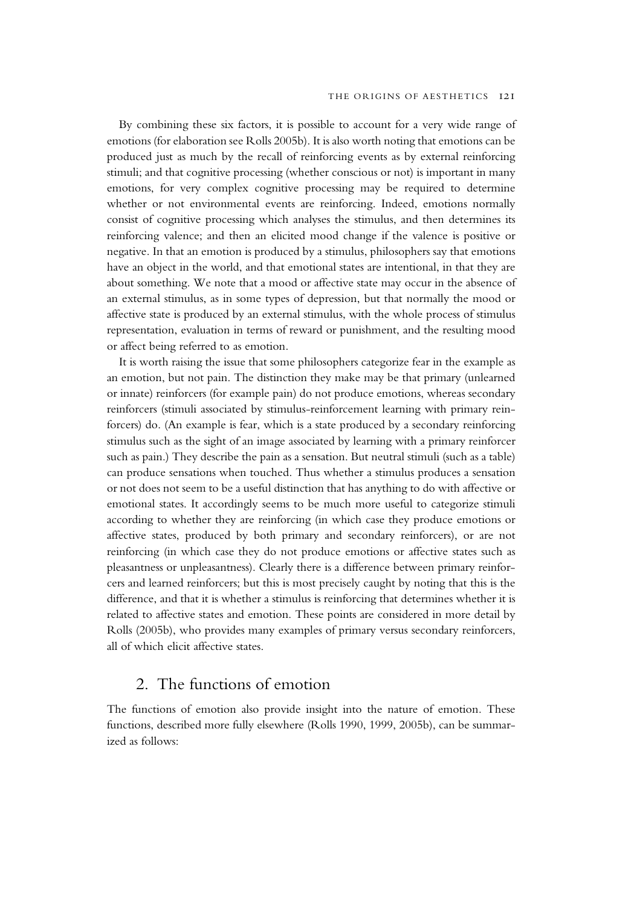By combining these six factors, it is possible to account for a very wide range of emotions (for elaboration see Rolls 2005b). It is also worth noting that emotions can be produced just as much by the recall of reinforcing events as by external reinforcing stimuli; and that cognitive processing (whether conscious or not) is important in many emotions, for very complex cognitive processing may be required to determine whether or not environmental events are reinforcing. Indeed, emotions normally consist of cognitive processing which analyses the stimulus, and then determines its reinforcing valence; and then an elicited mood change if the valence is positive or negative. In that an emotion is produced by a stimulus, philosophers say that emotions have an object in the world, and that emotional states are intentional, in that they are about something. We note that a mood or affective state may occur in the absence of an external stimulus, as in some types of depression, but that normally the mood or affective state is produced by an external stimulus, with the whole process of stimulus representation, evaluation in terms of reward or punishment, and the resulting mood or affect being referred to as emotion.

It is worth raising the issue that some philosophers categorize fear in the example as an emotion, but not pain. The distinction they make may be that primary (unlearned or innate) reinforcers (for example pain) do not produce emotions, whereas secondary reinforcers (stimuli associated by stimulus-reinforcement learning with primary reinforcers) do. (An example is fear, which is a state produced by a secondary reinforcing stimulus such as the sight of an image associated by learning with a primary reinforcer such as pain.) They describe the pain as a sensation. But neutral stimuli (such as a table) can produce sensations when touched. Thus whether a stimulus produces a sensation or not does not seem to be a useful distinction that has anything to do with affective or emotional states. It accordingly seems to be much more useful to categorize stimuli according to whether they are reinforcing (in which case they produce emotions or affective states, produced by both primary and secondary reinforcers), or are not reinforcing (in which case they do not produce emotions or affective states such as pleasantness or unpleasantness). Clearly there is a difference between primary reinforcers and learned reinforcers; but this is most precisely caught by noting that this is the difference, and that it is whether a stimulus is reinforcing that determines whether it is related to affective states and emotion. These points are considered in more detail by Rolls (2005b), who provides many examples of primary versus secondary reinforcers, all of which elicit affective states.

## 2. The functions of emotion

The functions of emotion also provide insight into the nature of emotion. These functions, described more fully elsewhere (Rolls 1990, 1999, 2005b), can be summarized as follows: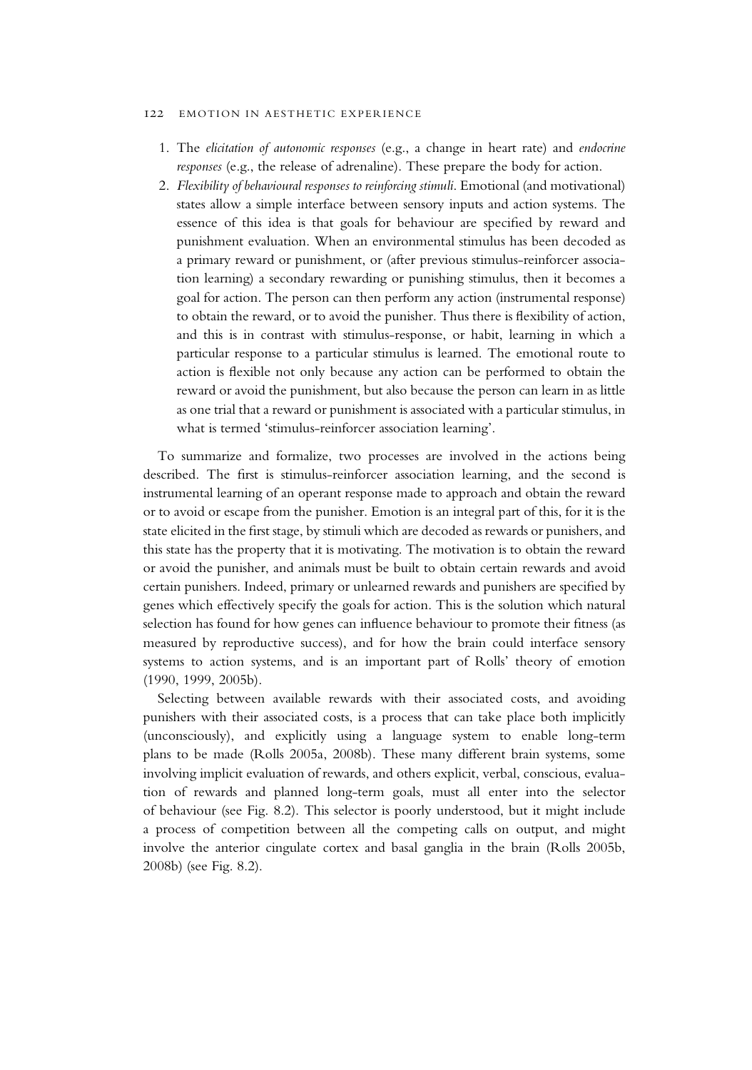1. The *elicitation of autonomic responses* (e.g., a change in heart rate) and *endocrine responses* (e.g., the release of adrenaline). These prepare the body for action.
2. *Flexibility of behavioural responses to reinforcing stimuli*. Emotional (and motivational) states allow a simple interface between sensory inputs and action systems. The essence of this idea is that goals for behaviour are specified by reward and punishment evaluation. When an environmental stimulus has been decoded as a primary reward or punishment, or (after previous stimulus-reinforcer association learning) a secondary rewarding or punishing stimulus, then it becomes a goal for action. The person can then perform any action (instrumental response) to obtain the reward, or to avoid the punisher. Thus there is flexibility of action, and this is in contrast with stimulus-response, or habit, learning in which a particular response to a particular stimulus is learned. The emotional route to action is flexible not only because any action can be performed to obtain the reward or avoid the punishment, but also because the person can learn in as little as one trial that a reward or punishment is associated with a particular stimulus, in what is termed 'stimulus-reinforcer association learning'.

To summarize and formalize, two processes are involved in the actions being described. The first is stimulus-reinforcer association learning, and the second is instrumental learning of an operant response made to approach and obtain the reward or to avoid or escape from the punisher. Emotion is an integral part of this, for it is the state elicited in the first stage, by stimuli which are decoded as rewards or punishers, and this state has the property that it is motivating. The motivation is to obtain the reward or avoid the punisher, and animals must be built to obtain certain rewards and avoid certain punishers. Indeed, primary or unlearned rewards and punishers are specified by genes which effectively specify the goals for action. This is the solution which natural selection has found for how genes can influence behaviour to promote their fitness (as measured by reproductive success), and for how the brain could interface sensory systems to action systems, and is an important part of Rolls' theory of emotion (1990, 1999, 2005b).

Selecting between available rewards with their associated costs, and avoiding punishers with their associated costs, is a process that can take place both implicitly (unconsciously), and explicitly using a language system to enable long-term plans to be made (Rolls 2005a, 2008b). These many different brain systems, some involving implicit evaluation of rewards, and others explicit, verbal, conscious, evaluation of rewards and planned long-term goals, must all enter into the selector of behaviour (see Fig. 8.2). This selector is poorly understood, but it might include a process of competition between all the competing calls on output, and might involve the anterior cingulate cortex and basal ganglia in the brain (Rolls 2005b, 2008b) (see Fig. 8.2).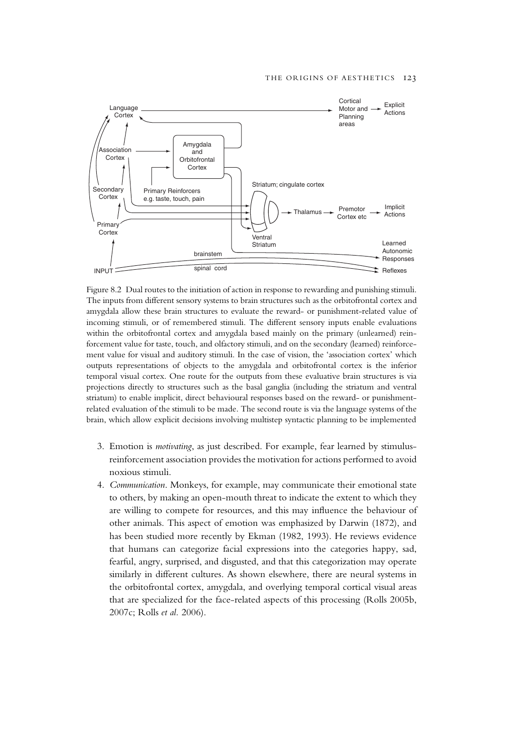Language Cortex

Association Cortex

Secondary Cortex

Primary Cortex

INPUT

Amygdala and Orbitofrontal Cortex

Primary Reinforcers e.g. taste, touch, pain

Striatum; cingulate cortex

Ventral Striatum

Thalamus

Premotor Cortex etc

Implicit Actions

Cortical Motor and Planning areas

Explicit Actions

brainstem

spinal cord

Learned Autonomic Responses

Reflexes

Figure 8.2 Dual routes to the initiation of action in response to rewarding and punishing stimuli. The inputs from different sensory systems to brain structures such as the orbitofrontal cortex and amygdala allow these brain structures to evaluate the reward- or punishment-related value of incoming stimuli, or of remembered stimuli. The different sensory inputs enable evaluations within the orbitofrontal cortex and amygdala based mainly on the primary (unlearned) reinforcement value for taste, touch, and olfactory stimuli, and on the secondary (learned) reinforcement value for visual and auditory stimuli. In the case of vision, the 'association cortex' which outputs representations of objects to the amygdala and orbitofrontal cortex is the inferior temporal visual cortex. One route for the outputs from these evaluative brain structures is via projections directly to structures such as the basal ganglia (including the striatum and ventral striatum) to enable implicit, direct behavioural responses based on the reward- or punishment-related evaluation of the stimuli to be made. The second route is via the language systems of the brain, which allow explicit decisions involving multistep syntactic planning to be implemented

3. Emotion is *motivating*, as just described. For example, fear learned by stimulus-reinforcement association provides the motivation for actions performed to avoid noxious stimuli.
4. *Communication*. Monkeys, for example, may communicate their emotional state to others, by making an open-mouth threat to indicate the extent to which they are willing to compete for resources, and this may influence the behaviour of other animals. This aspect of emotion was emphasized by Darwin (1872), and has been studied more recently by Ekman (1982, 1993). He reviews evidence that humans can categorize facial expressions into the categories happy, sad, fearful, angry, surprised, and disgusted, and that this categorization may operate similarly in different cultures. As shown elsewhere, there are neural systems in the orbitofrontal cortex, amygdala, and overlying temporal cortical visual areas that are specialized for the face-related aspects of this processing (Rolls 2005b, 2007c; Rolls *et al.* 2006).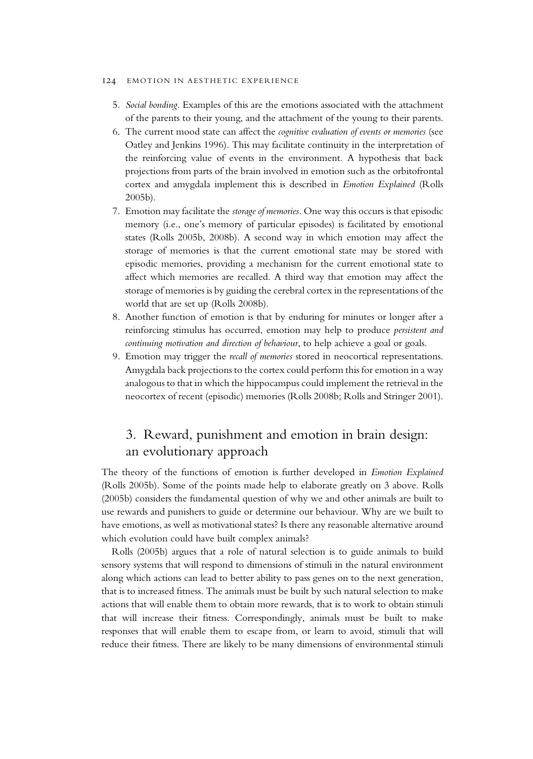5. *Social bonding*. Examples of this are the emotions associated with the attachment of the parents to their young, and the attachment of the young to their parents.
6. The current mood state can affect the *cognitive evaluation of events or memories* (see Oatley and Jenkins 1996). This may facilitate continuity in the interpretation of the reinforcing value of events in the environment. A hypothesis that back projections from parts of the brain involved in emotion such as the orbitofrontal cortex and amygdala implement this is described in *Emotion Explained* (Rolls 2005b).
7. Emotion may facilitate the *storage of memories*. One way this occurs is that episodic memory (i.e., one's memory of particular episodes) is facilitated by emotional states (Rolls 2005b, 2008b). A second way in which emotion may affect the storage of memories is that the current emotional state may be stored with episodic memories, providing a mechanism for the current emotional state to affect which memories are recalled. A third way that emotion may affect the storage of memories is by guiding the cerebral cortex in the representations of the world that are set up (Rolls 2008b).
8. Another function of emotion is that by enduring for minutes or longer after a reinforcing stimulus has occurred, emotion may help to produce *persistent and continuing motivation and direction of behaviour*, to help achieve a goal or goals.
9. Emotion may trigger the *recall of memories* stored in neocortical representations. Amygdala back projections to the cortex could perform this for emotion in a way analogous to that in which the hippocampus could implement the retrieval in the neocortex of recent (episodic) memories (Rolls 2008b; Rolls and Stringer 2001).

## 3. Reward, punishment and emotion in brain design: an evolutionary approach

The theory of the functions of emotion is further developed in *Emotion Explained* (Rolls 2005b). Some of the points made help to elaborate greatly on 3 above. Rolls (2005b) considers the fundamental question of why we and other animals are built to use rewards and punishers to guide or determine our behaviour. Why are we built to have emotions, as well as motivational states? Is there any reasonable alternative around which evolution could have built complex animals?

Rolls (2005b) argues that a role of natural selection is to guide animals to build sensory systems that will respond to dimensions of stimuli in the natural environment along which actions can lead to better ability to pass genes on to the next generation, that is to increased fitness. The animals must be built by such natural selection to make actions that will enable them to obtain more rewards, that is to work to obtain stimuli that will increase their fitness. Correspondingly, animals must be built to make responses that will enable them to escape from, or learn to avoid, stimuli that will reduce their fitness. There are likely to be many dimensions of environmental stimuli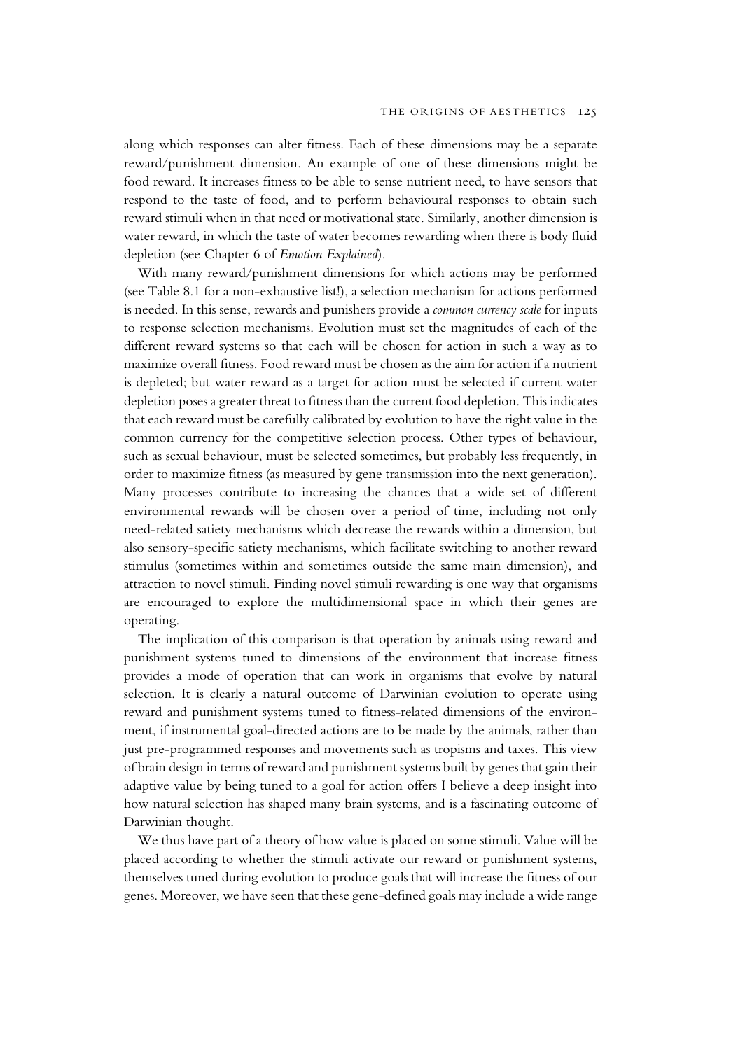along which responses can alter fitness. Each of these dimensions may be a separate reward/punishment dimension. An example of one of these dimensions might be food reward. It increases fitness to be able to sense nutrient need, to have sensors that respond to the taste of food, and to perform behavioural responses to obtain such reward stimuli when in that need or motivational state. Similarly, another dimension is water reward, in which the taste of water becomes rewarding when there is body fluid depletion (see Chapter 6 of *Emotion Explained*).

With many reward/punishment dimensions for which actions may be performed (see Table 8.1 for a non-exhaustive list!), a selection mechanism for actions performed is needed. In this sense, rewards and punishers provide a *common currency scale* for inputs to response selection mechanisms. Evolution must set the magnitudes of each of the different reward systems so that each will be chosen for action in such a way as to maximize overall fitness. Food reward must be chosen as the aim for action if a nutrient is depleted; but water reward as a target for action must be selected if current water depletion poses a greater threat to fitness than the current food depletion. This indicates that each reward must be carefully calibrated by evolution to have the right value in the common currency for the competitive selection process. Other types of behaviour, such as sexual behaviour, must be selected sometimes, but probably less frequently, in order to maximize fitness (as measured by gene transmission into the next generation). Many processes contribute to increasing the chances that a wide set of different environmental rewards will be chosen over a period of time, including not only need-related satiety mechanisms which decrease the rewards within a dimension, but also sensory-specific satiety mechanisms, which facilitate switching to another reward stimulus (sometimes within and sometimes outside the same main dimension), and attraction to novel stimuli. Finding novel stimuli rewarding is one way that organisms are encouraged to explore the multidimensional space in which their genes are operating.

The implication of this comparison is that operation by animals using reward and punishment systems tuned to dimensions of the environment that increase fitness provides a mode of operation that can work in organisms that evolve by natural selection. It is clearly a natural outcome of Darwinian evolution to operate using reward and punishment systems tuned to fitness-related dimensions of the environment, if instrumental goal-directed actions are to be made by the animals, rather than just pre-programmed responses and movements such as tropisms and taxes. This view of brain design in terms of reward and punishment systems built by genes that gain their adaptive value by being tuned to a goal for action offers I believe a deep insight into how natural selection has shaped many brain systems, and is a fascinating outcome of Darwinian thought.

We thus have part of a theory of how value is placed on some stimuli. Value will be placed according to whether the stimuli activate our reward or punishment systems, themselves tuned during evolution to produce goals that will increase the fitness of our genes. Moreover, we have seen that these gene-defined goals may include a wide range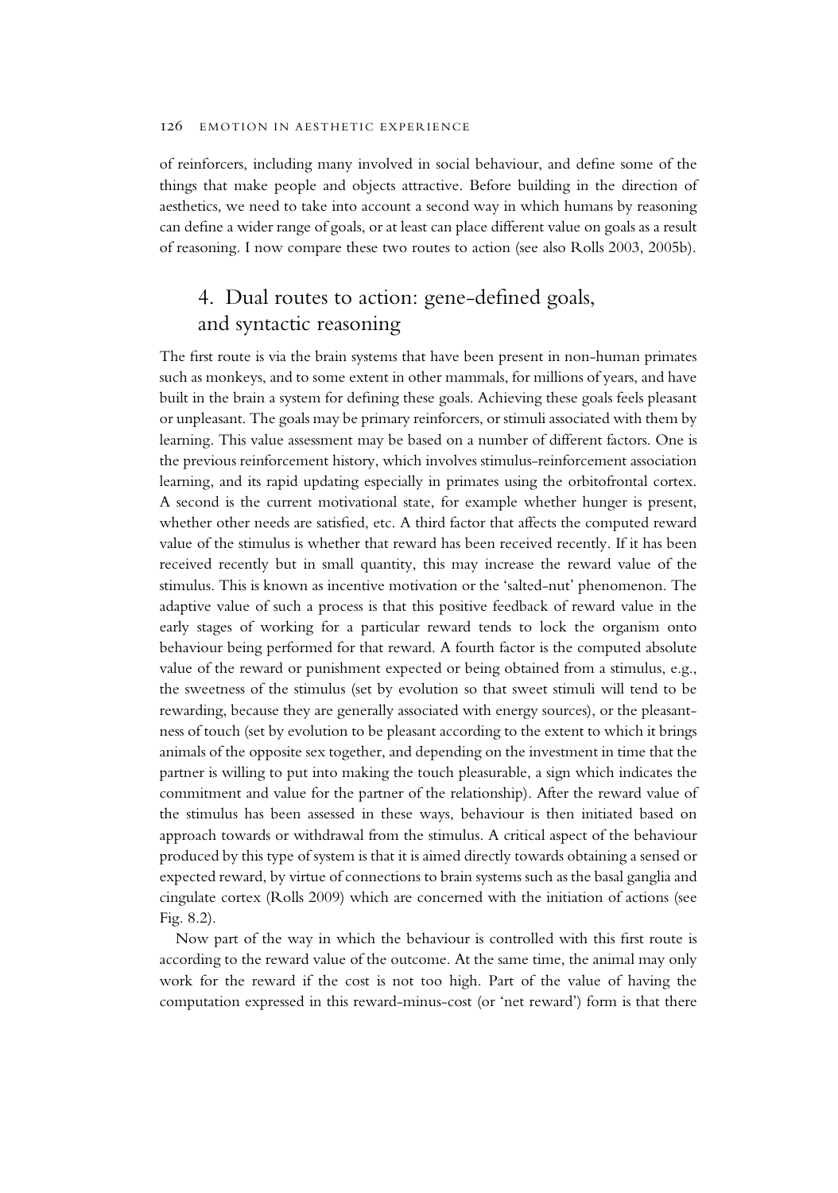of reinforcers, including many involved in social behaviour, and define some of the things that make people and objects attractive. Before building in the direction of aesthetics, we need to take into account a second way in which humans by reasoning can define a wider range of goals, or at least can place different value on goals as a result of reasoning. I now compare these two routes to action (see also Rolls 2003, 2005b).

## 4. Dual routes to action: gene-defined goals, and syntactic reasoning

The first route is via the brain systems that have been present in non-human primates such as monkeys, and to some extent in other mammals, for millions of years, and have built in the brain a system for defining these goals. Achieving these goals feels pleasant or unpleasant. The goals may be primary reinforcers, or stimuli associated with them by learning. This value assessment may be based on a number of different factors. One is the previous reinforcement history, which involves stimulus-reinforcement association learning, and its rapid updating especially in primates using the orbitofrontal cortex. A second is the current motivational state, for example whether hunger is present, whether other needs are satisfied, etc. A third factor that affects the computed reward value of the stimulus is whether that reward has been received recently. If it has been received recently but in small quantity, this may increase the reward value of the stimulus. This is known as incentive motivation or the 'salted-nut' phenomenon. The adaptive value of such a process is that this positive feedback of reward value in the early stages of working for a particular reward tends to lock the organism onto behaviour being performed for that reward. A fourth factor is the computed absolute value of the reward or punishment expected or being obtained from a stimulus, e.g., the sweetness of the stimulus (set by evolution so that sweet stimuli will tend to be rewarding, because they are generally associated with energy sources), or the pleasantness of touch (set by evolution to be pleasant according to the extent to which it brings animals of the opposite sex together, and depending on the investment in time that the partner is willing to put into making the touch pleasurable, a sign which indicates the commitment and value for the partner of the relationship). After the reward value of the stimulus has been assessed in these ways, behaviour is then initiated based on approach towards or withdrawal from the stimulus. A critical aspect of the behaviour produced by this type of system is that it is aimed directly towards obtaining a sensed or expected reward, by virtue of connections to brain systems such as the basal ganglia and cingulate cortex (Rolls 2009) which are concerned with the initiation of actions (see Fig. 8.2).

Now part of the way in which the behaviour is controlled with this first route is according to the reward value of the outcome. At the same time, the animal may only work for the reward if the cost is not too high. Part of the value of having the computation expressed in this reward-minus-cost (or 'net reward') form is that there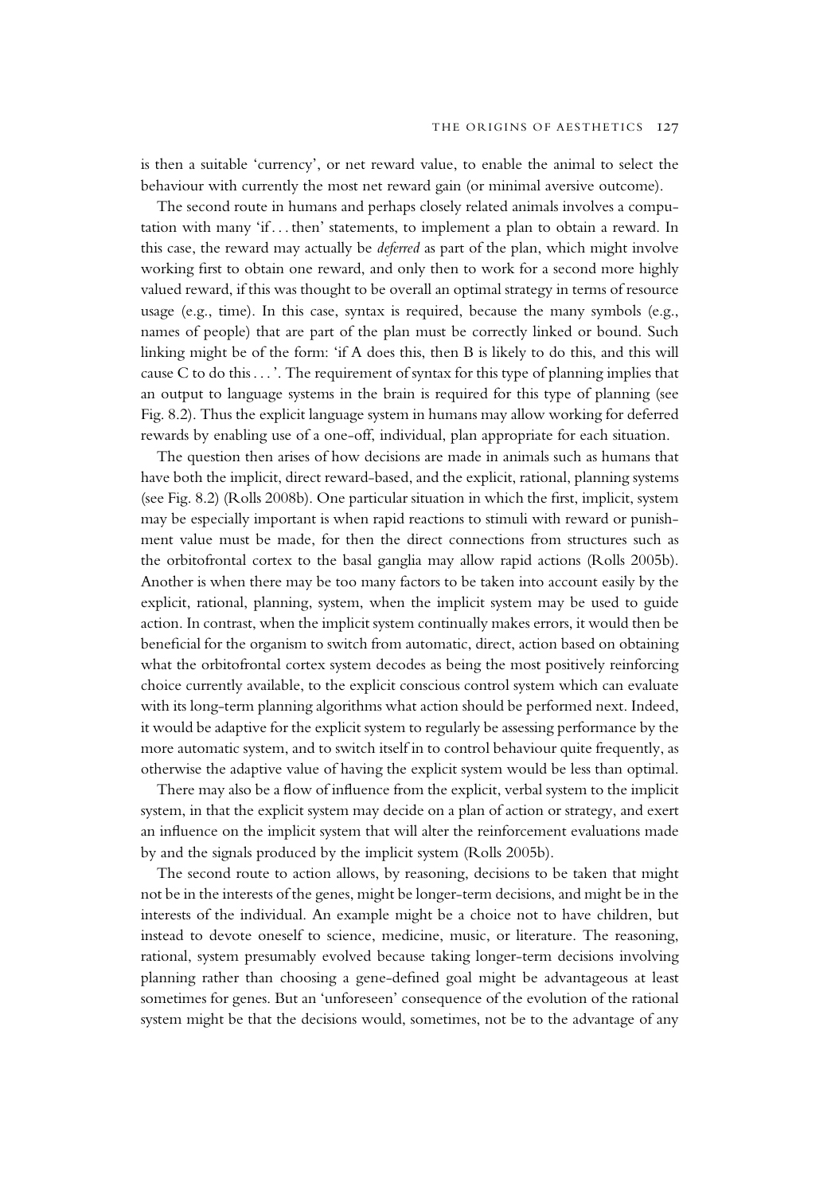is then a suitable 'currency', or net reward value, to enable the animal to select the behaviour with currently the most net reward gain (or minimal aversive outcome).

The second route in humans and perhaps closely related animals involves a computation with many 'if . . . then' statements, to implement a plan to obtain a reward. In this case, the reward may actually be *deferred* as part of the plan, which might involve working first to obtain one reward, and only then to work for a second more highly valued reward, if this was thought to be overall an optimal strategy in terms of resource usage (e.g., time). In this case, syntax is required, because the many symbols (e.g., names of people) that are part of the plan must be correctly linked or bound. Such linking might be of the form: 'if A does this, then B is likely to do this, and this will cause C to do this . . . '. The requirement of syntax for this type of planning implies that an output to language systems in the brain is required for this type of planning (see Fig. 8.2). Thus the explicit language system in humans may allow working for deferred rewards by enabling use of a one-off, individual, plan appropriate for each situation.

The question then arises of how decisions are made in animals such as humans that have both the implicit, direct reward-based, and the explicit, rational, planning systems (see Fig. 8.2) (Rolls 2008b). One particular situation in which the first, implicit, system may be especially important is when rapid reactions to stimuli with reward or punishment value must be made, for then the direct connections from structures such as the orbitofrontal cortex to the basal ganglia may allow rapid actions (Rolls 2005b). Another is when there may be too many factors to be taken into account easily by the explicit, rational, planning, system, when the implicit system may be used to guide action. In contrast, when the implicit system continually makes errors, it would then be beneficial for the organism to switch from automatic, direct, action based on obtaining what the orbitofrontal cortex system decodes as being the most positively reinforcing choice currently available, to the explicit conscious control system which can evaluate with its long-term planning algorithms what action should be performed next. Indeed, it would be adaptive for the explicit system to regularly be assessing performance by the more automatic system, and to switch itself in to control behaviour quite frequently, as otherwise the adaptive value of having the explicit system would be less than optimal.

There may also be a flow of influence from the explicit, verbal system to the implicit system, in that the explicit system may decide on a plan of action or strategy, and exert an influence on the implicit system that will alter the reinforcement evaluations made by and the signals produced by the implicit system (Rolls 2005b).

The second route to action allows, by reasoning, decisions to be taken that might not be in the interests of the genes, might be longer-term decisions, and might be in the interests of the individual. An example might be a choice not to have children, but instead to devote oneself to science, medicine, music, or literature. The reasoning, rational, system presumably evolved because taking longer-term decisions involving planning rather than choosing a gene-defined goal might be advantageous at least sometimes for genes. But an 'unforeseen' consequence of the evolution of the rational system might be that the decisions would, sometimes, not be to the advantage of any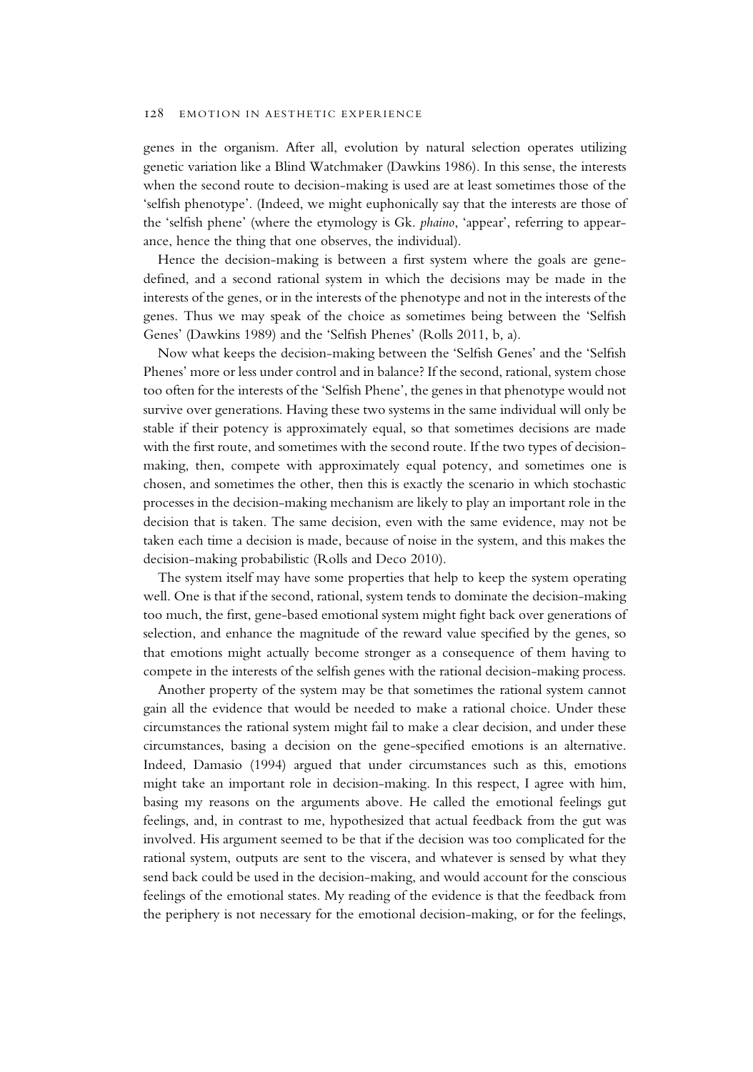genes in the organism. After all, evolution by natural selection operates utilizing genetic variation like a Blind Watchmaker (Dawkins 1986). In this sense, the interests when the second route to decision-making is used are at least sometimes those of the 'selfish phenotype'. (Indeed, we might euphonically say that the interests are those of the 'selfish phene' (where the etymology is Gk. *phaino*, 'appear', referring to appearance, hence the thing that one observes, the individual).

Hence the decision-making is between a first system where the goals are gene-defined, and a second rational system in which the decisions may be made in the interests of the genes, or in the interests of the phenotype and not in the interests of the genes. Thus we may speak of the choice as sometimes being between the 'Selfish Genes' (Dawkins 1989) and the 'Selfish Phenes' (Rolls 2011, b, a).

Now what keeps the decision-making between the 'Selfish Genes' and the 'Selfish Phenes' more or less under control and in balance? If the second, rational, system chose too often for the interests of the 'Selfish Phene', the genes in that phenotype would not survive over generations. Having these two systems in the same individual will only be stable if their potency is approximately equal, so that sometimes decisions are made with the first route, and sometimes with the second route. If the two types of decision-making, then, compete with approximately equal potency, and sometimes one is chosen, and sometimes the other, then this is exactly the scenario in which stochastic processes in the decision-making mechanism are likely to play an important role in the decision that is taken. The same decision, even with the same evidence, may not be taken each time a decision is made, because of noise in the system, and this makes the decision-making probabilistic (Rolls and Deco 2010).

The system itself may have some properties that help to keep the system operating well. One is that if the second, rational, system tends to dominate the decision-making too much, the first, gene-based emotional system might fight back over generations of selection, and enhance the magnitude of the reward value specified by the genes, so that emotions might actually become stronger as a consequence of them having to compete in the interests of the selfish genes with the rational decision-making process.

Another property of the system may be that sometimes the rational system cannot gain all the evidence that would be needed to make a rational choice. Under these circumstances the rational system might fail to make a clear decision, and under these circumstances, basing a decision on the gene-specified emotions is an alternative. Indeed, Damasio (1994) argued that under circumstances such as this, emotions might take an important role in decision-making. In this respect, I agree with him, basing my reasons on the arguments above. He called the emotional feelings gut feelings, and, in contrast to me, hypothesized that actual feedback from the gut was involved. His argument seemed to be that if the decision was too complicated for the rational system, outputs are sent to the viscera, and whatever is sensed by what they send back could be used in the decision-making, and would account for the conscious feelings of the emotional states. My reading of the evidence is that the feedback from the periphery is not necessary for the emotional decision-making, or for the feelings,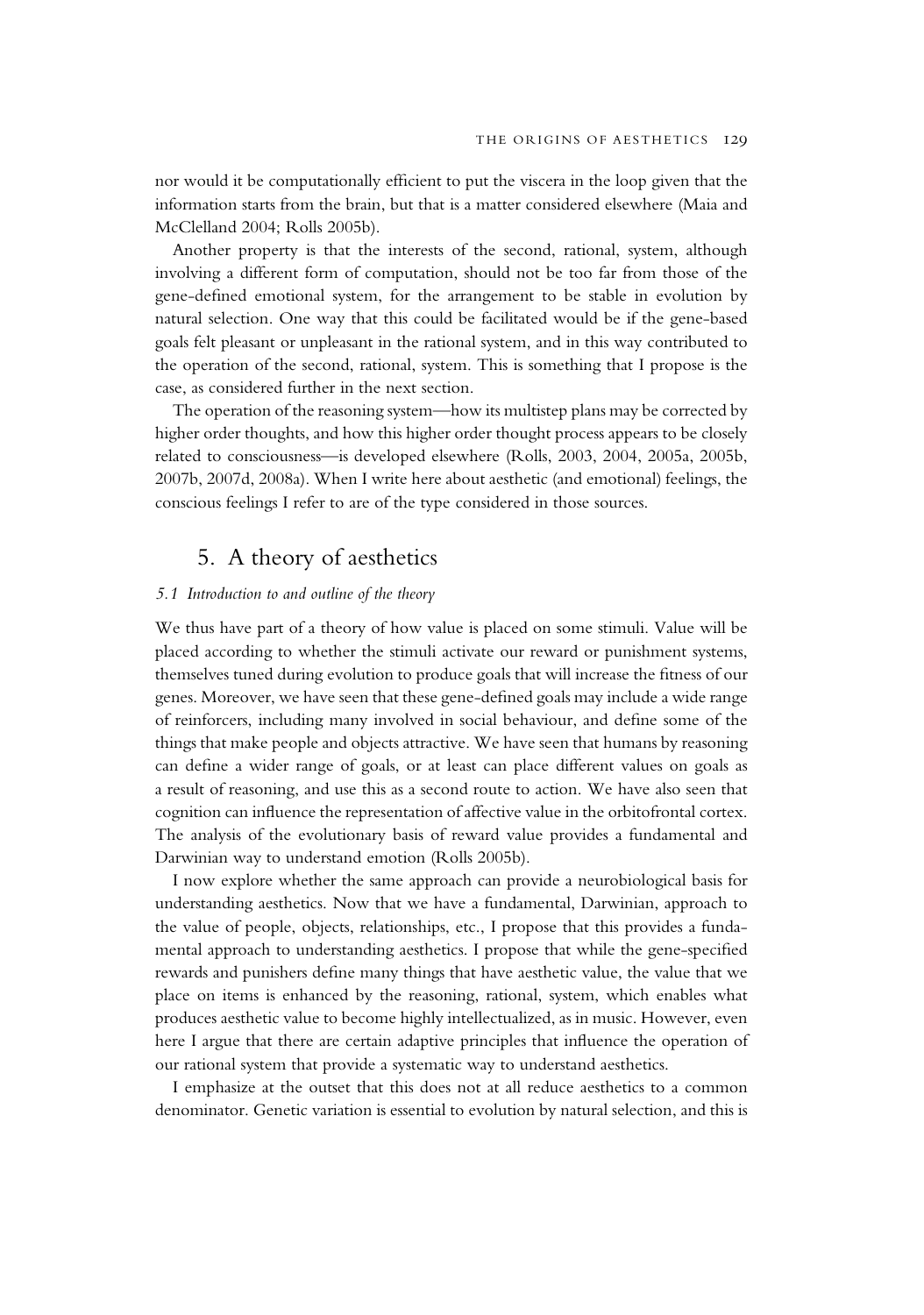nor would it be computationally efficient to put the viscera in the loop given that the information starts from the brain, but that is a matter considered elsewhere (Maia and McClelland 2004; Rolls 2005b).

Another property is that the interests of the second, rational, system, although involving a different form of computation, should not be too far from those of the gene-defined emotional system, for the arrangement to be stable in evolution by natural selection. One way that this could be facilitated would be if the gene-based goals felt pleasant or unpleasant in the rational system, and in this way contributed to the operation of the second, rational, system. This is something that I propose is the case, as considered further in the next section.

The operation of the reasoning system—how its multistep plans may be corrected by higher order thoughts, and how this higher order thought process appears to be closely related to consciousness—is developed elsewhere (Rolls, 2003, 2004, 2005a, 2005b, 2007b, 2007d, 2008a). When I write here about aesthetic (and emotional) feelings, the conscious feelings I refer to are of the type considered in those sources.

## 5. A theory of aesthetics

### *5.1 Introduction to and outline of the theory*

We thus have part of a theory of how value is placed on some stimuli. Value will be placed according to whether the stimuli activate our reward or punishment systems, themselves tuned during evolution to produce goals that will increase the fitness of our genes. Moreover, we have seen that these gene-defined goals may include a wide range of reinforcers, including many involved in social behaviour, and define some of the things that make people and objects attractive. We have seen that humans by reasoning can define a wider range of goals, or at least can place different values on goals as a result of reasoning, and use this as a second route to action. We have also seen that cognition can influence the representation of affective value in the orbitofrontal cortex. The analysis of the evolutionary basis of reward value provides a fundamental and Darwinian way to understand emotion (Rolls 2005b).

I now explore whether the same approach can provide a neurobiological basis for understanding aesthetics. Now that we have a fundamental, Darwinian, approach to the value of people, objects, relationships, etc., I propose that this provides a fundamental approach to understanding aesthetics. I propose that while the gene-specified rewards and punishers define many things that have aesthetic value, the value that we place on items is enhanced by the reasoning, rational, system, which enables what produces aesthetic value to become highly intellectualized, as in music. However, even here I argue that there are certain adaptive principles that influence the operation of our rational system that provide a systematic way to understand aesthetics.

I emphasize at the outset that this does not at all reduce aesthetics to a common denominator. Genetic variation is essential to evolution by natural selection, and this is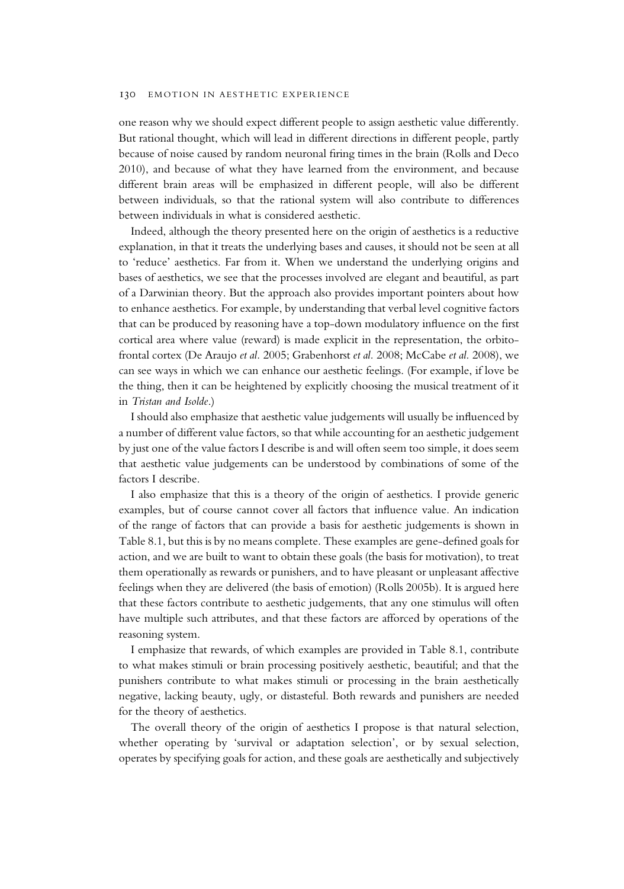one reason why we should expect different people to assign aesthetic value differently. But rational thought, which will lead in different directions in different people, partly because of noise caused by random neuronal firing times in the brain (Rolls and Deco 2010), and because of what they have learned from the environment, and because different brain areas will be emphasized in different people, will also be different between individuals, so that the rational system will also contribute to differences between individuals in what is considered aesthetic.

Indeed, although the theory presented here on the origin of aesthetics is a reductive explanation, in that it treats the underlying bases and causes, it should not be seen at all to 'reduce' aesthetics. Far from it. When we understand the underlying origins and bases of aesthetics, we see that the processes involved are elegant and beautiful, as part of a Darwinian theory. But the approach also provides important pointers about how to enhance aesthetics. For example, by understanding that verbal level cognitive factors that can be produced by reasoning have a top-down modulatory influence on the first cortical area where value (reward) is made explicit in the representation, the orbitofrontal cortex (De Araujo *et al.* 2005; Grabenhorst *et al.* 2008; McCabe *et al.* 2008), we can see ways in which we can enhance our aesthetic feelings. (For example, if love be the thing, then it can be heightened by explicitly choosing the musical treatment of it in *Tristan and Isolde*.)

I should also emphasize that aesthetic value judgements will usually be influenced by a number of different value factors, so that while accounting for an aesthetic judgement by just one of the value factors I describe is and will often seem too simple, it does seem that aesthetic value judgements can be understood by combinations of some of the factors I describe.

I also emphasize that this is a theory of the origin of aesthetics. I provide generic examples, but of course cannot cover all factors that influence value. An indication of the range of factors that can provide a basis for aesthetic judgements is shown in Table 8.1, but this is by no means complete. These examples are gene-defined goals for action, and we are built to want to obtain these goals (the basis for motivation), to treat them operationally as rewards or punishers, and to have pleasant or unpleasant affective feelings when they are delivered (the basis of emotion) (Rolls 2005b). It is argued here that these factors contribute to aesthetic judgements, that any one stimulus will often have multiple such attributes, and that these factors are afforced by operations of the reasoning system.

I emphasize that rewards, of which examples are provided in Table 8.1, contribute to what makes stimuli or brain processing positively aesthetic, beautiful; and that the punishers contribute to what makes stimuli or processing in the brain aesthetically negative, lacking beauty, ugly, or distasteful. Both rewards and punishers are needed for the theory of aesthetics.

The overall theory of the origin of aesthetics I propose is that natural selection, whether operating by 'survival or adaptation selection', or by sexual selection, operates by specifying goals for action, and these goals are aesthetically and subjectively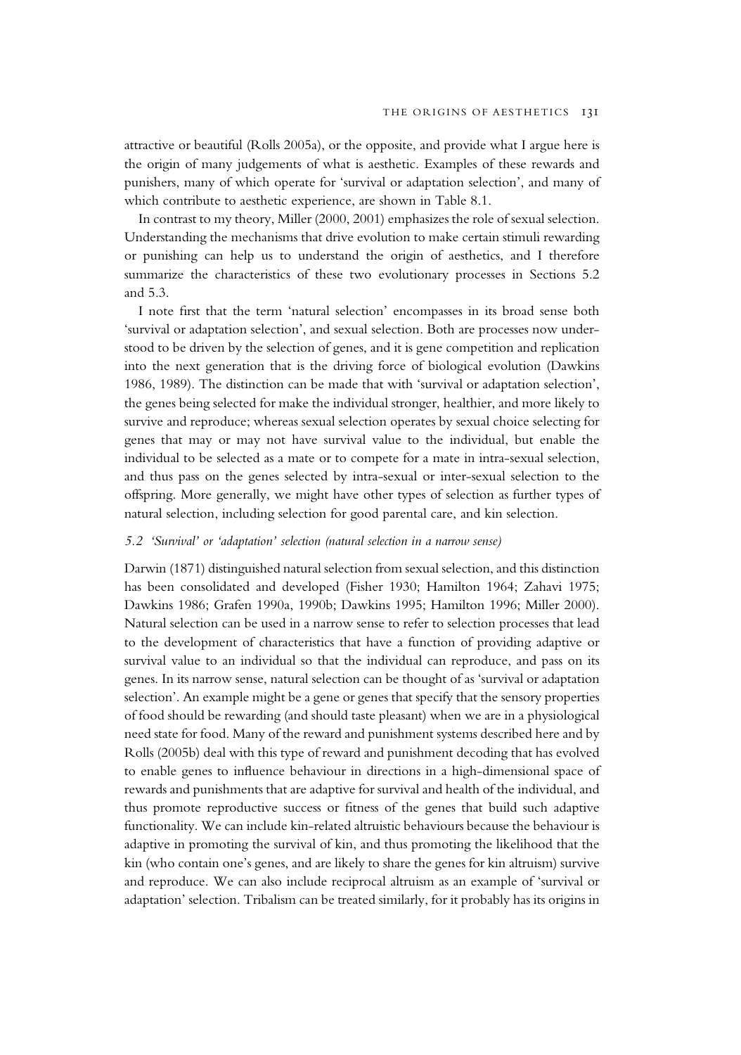attractive or beautiful (Rolls 2005a), or the opposite, and provide what I argue here is the origin of many judgements of what is aesthetic. Examples of these rewards and punishers, many of which operate for 'survival or adaptation selection', and many of which contribute to aesthetic experience, are shown in Table 8.1.

In contrast to my theory, Miller (2000, 2001) emphasizes the role of sexual selection. Understanding the mechanisms that drive evolution to make certain stimuli rewarding or punishing can help us to understand the origin of aesthetics, and I therefore summarize the characteristics of these two evolutionary processes in Sections 5.2 and 5.3.

I note first that the term 'natural selection' encompasses in its broad sense both 'survival or adaptation selection', and sexual selection. Both are processes now understood to be driven by the selection of genes, and it is gene competition and replication into the next generation that is the driving force of biological evolution (Dawkins 1986, 1989). The distinction can be made that with 'survival or adaptation selection', the genes being selected for make the individual stronger, healthier, and more likely to survive and reproduce; whereas sexual selection operates by sexual choice selecting for genes that may or may not have survival value to the individual, but enable the individual to be selected as a mate or to compete for a mate in intra-sexual selection, and thus pass on the genes selected by intra-sexual or inter-sexual selection to the offspring. More generally, we might have other types of selection as further types of natural selection, including selection for good parental care, and kin selection.

### *5.2 'Survival' or 'adaptation' selection (natural selection in a narrow sense)*

Darwin (1871) distinguished natural selection from sexual selection, and this distinction has been consolidated and developed (Fisher 1930; Hamilton 1964; Zahavi 1975; Dawkins 1986; Grafen 1990a, 1990b; Dawkins 1995; Hamilton 1996; Miller 2000). Natural selection can be used in a narrow sense to refer to selection processes that lead to the development of characteristics that have a function of providing adaptive or survival value to an individual so that the individual can reproduce, and pass on its genes. In its narrow sense, natural selection can be thought of as 'survival or adaptation selection'. An example might be a gene or genes that specify that the sensory properties of food should be rewarding (and should taste pleasant) when we are in a physiological need state for food. Many of the reward and punishment systems described here and by Rolls (2005b) deal with this type of reward and punishment decoding that has evolved to enable genes to influence behaviour in directions in a high-dimensional space of rewards and punishments that are adaptive for survival and health of the individual, and thus promote reproductive success or fitness of the genes that build such adaptive functionality. We can include kin-related altruistic behaviours because the behaviour is adaptive in promoting the survival of kin, and thus promoting the likelihood that the kin (who contain one's genes, and are likely to share the genes for kin altruism) survive and reproduce. We can also include reciprocal altruism as an example of 'survival or adaptation' selection. Tribalism can be treated similarly, for it probably has its origins in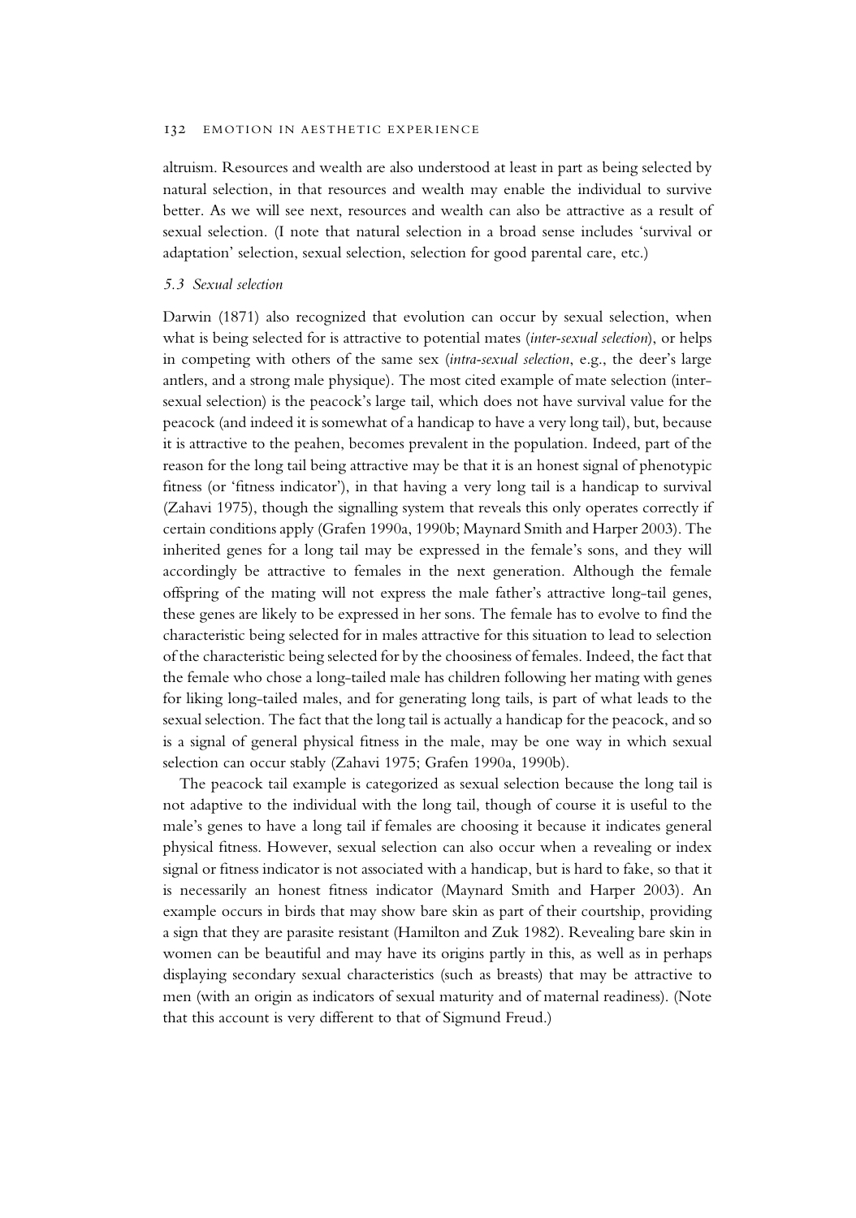altruism. Resources and wealth are also understood at least in part as being selected by natural selection, in that resources and wealth may enable the individual to survive better. As we will see next, resources and wealth can also be attractive as a result of sexual selection. (I note that natural selection in a broad sense includes 'survival or adaptation' selection, sexual selection, selection for good parental care, etc.)

### *5.3 Sexual selection*

Darwin (1871) also recognized that evolution can occur by sexual selection, when what is being selected for is attractive to potential mates (*inter-sexual selection*), or helps in competing with others of the same sex (*intra-sexual selection*, e.g., the deer's large antlers, and a strong male physique). The most cited example of mate selection (inter-sexual selection) is the peacock's large tail, which does not have survival value for the peacock (and indeed it is somewhat of a handicap to have a very long tail), but, because it is attractive to the peahen, becomes prevalent in the population. Indeed, part of the reason for the long tail being attractive may be that it is an honest signal of phenotypic fitness (or 'fitness indicator'), in that having a very long tail is a handicap to survival (Zahavi 1975), though the signalling system that reveals this only operates correctly if certain conditions apply (Grafen 1990a, 1990b; Maynard Smith and Harper 2003). The inherited genes for a long tail may be expressed in the female's sons, and they will accordingly be attractive to females in the next generation. Although the female offspring of the mating will not express the male father's attractive long-tail genes, these genes are likely to be expressed in her sons. The female has to evolve to find the characteristic being selected for in males attractive for this situation to lead to selection of the characteristic being selected for by the choosiness of females. Indeed, the fact that the female who chose a long-tailed male has children following her mating with genes for liking long-tailed males, and for generating long tails, is part of what leads to the sexual selection. The fact that the long tail is actually a handicap for the peacock, and so is a signal of general physical fitness in the male, may be one way in which sexual selection can occur stably (Zahavi 1975; Grafen 1990a, 1990b).

The peacock tail example is categorized as sexual selection because the long tail is not adaptive to the individual with the long tail, though of course it is useful to the male's genes to have a long tail if females are choosing it because it indicates general physical fitness. However, sexual selection can also occur when a revealing or index signal or fitness indicator is not associated with a handicap, but is hard to fake, so that it is necessarily an honest fitness indicator (Maynard Smith and Harper 2003). An example occurs in birds that may show bare skin as part of their courtship, providing a sign that they are parasite resistant (Hamilton and Zuk 1982). Revealing bare skin in women can be beautiful and may have its origins partly in this, as well as in perhaps displaying secondary sexual characteristics (such as breasts) that may be attractive to men (with an origin as indicators of sexual maturity and of maternal readiness). (Note that this account is very different to that of Sigmund Freud.)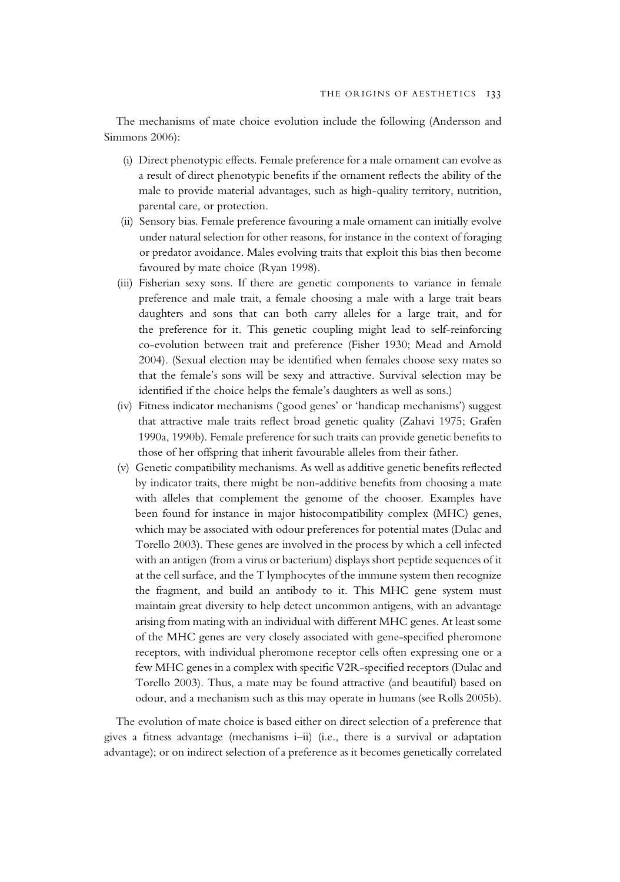The mechanisms of mate choice evolution include the following (Andersson and Simmons 2006):

(i) Direct phenotypic effects. Female preference for a male ornament can evolve as a result of direct phenotypic benefits if the ornament reflects the ability of the male to provide material advantages, such as high-quality territory, nutrition, parental care, or protection.

(ii) Sensory bias. Female preference favouring a male ornament can initially evolve under natural selection for other reasons, for instance in the context of foraging or predator avoidance. Males evolving traits that exploit this bias then become favoured by mate choice (Ryan 1998).

(iii) Fisherian sexy sons. If there are genetic components to variance in female preference and male trait, a female choosing a male with a large trait bears daughters and sons that can both carry alleles for a large trait, and for the preference for it. This genetic coupling might lead to self-reinforcing co-evolution between trait and preference (Fisher 1930; Mead and Arnold 2004). (Sexual election may be identified when females choose sexy mates so that the female's sons will be sexy and attractive. Survival selection may be identified if the choice helps the female's daughters as well as sons.)

(iv) Fitness indicator mechanisms ('good genes' or 'handicap mechanisms') suggest that attractive male traits reflect broad genetic quality (Zahavi 1975; Grafen 1990a, 1990b). Female preference for such traits can provide genetic benefits to those of her offspring that inherit favourable alleles from their father.

(v) Genetic compatibility mechanisms. As well as additive genetic benefits reflected by indicator traits, there might be non-additive benefits from choosing a mate with alleles that complement the genome of the chooser. Examples have been found for instance in major histocompatibility complex (MHC) genes, which may be associated with odour preferences for potential mates (Dulac and Torello 2003). These genes are involved in the process by which a cell infected with an antigen (from a virus or bacterium) displays short peptide sequences of it at the cell surface, and the T lymphocytes of the immune system then recognize the fragment, and build an antibody to it. This MHC gene system must maintain great diversity to help detect uncommon antigens, with an advantage arising from mating with an individual with different MHC genes. At least some of the MHC genes are very closely associated with gene-specified pheromone receptors, with individual pheromone receptor cells often expressing one or a few MHC genes in a complex with specific V2R-specified receptors (Dulac and Torello 2003). Thus, a mate may be found attractive (and beautiful) based on odour, and a mechanism such as this may operate in humans (see Rolls 2005b).

The evolution of mate choice is based either on direct selection of a preference that gives a fitness advantage (mechanisms i–ii) (i.e., there is a survival or adaptation advantage); or on indirect selection of a preference as it becomes genetically correlated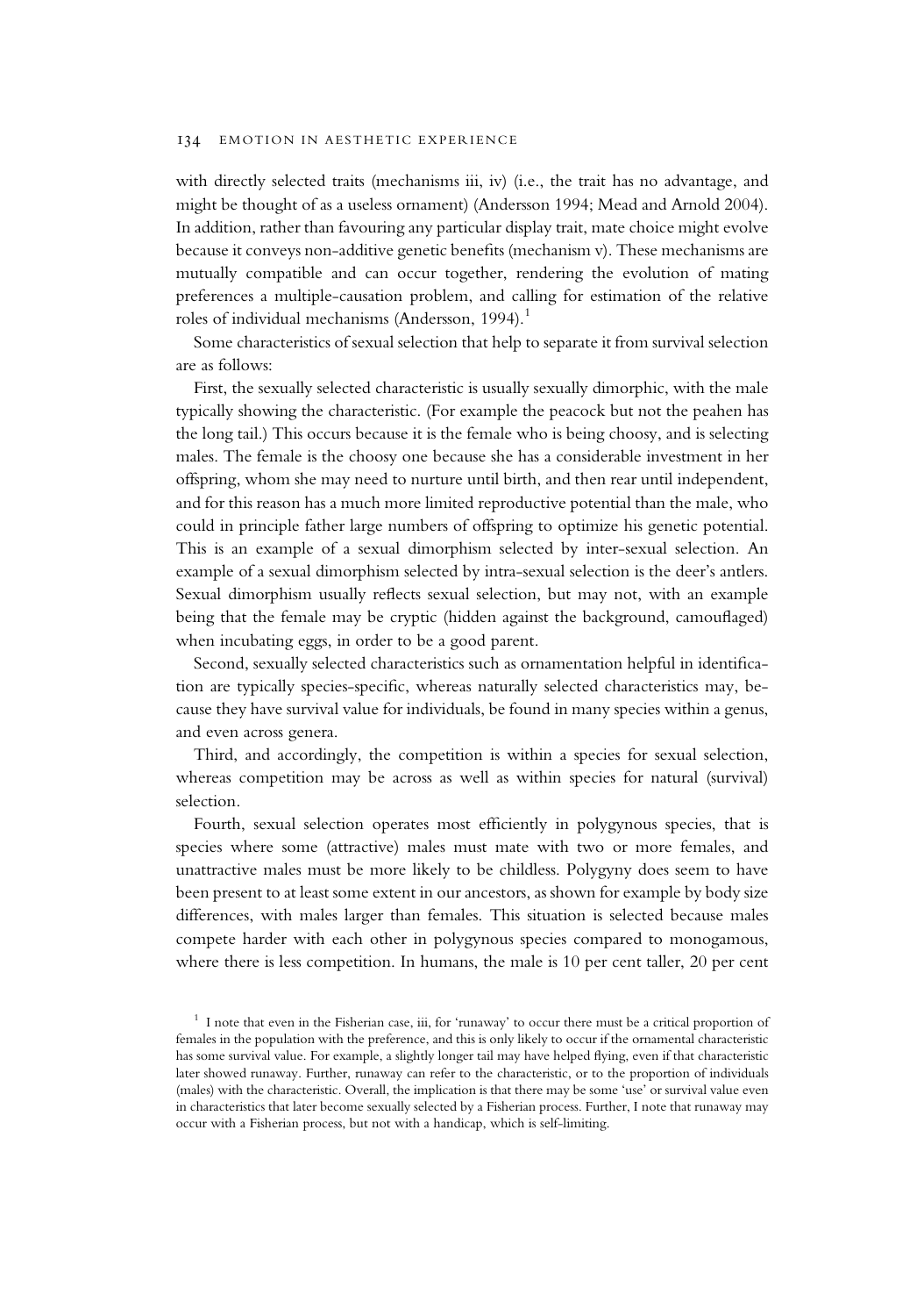with directly selected traits (mechanisms iii, iv) (i.e., the trait has no advantage, and might be thought of as a useless ornament) (Andersson 1994; Mead and Arnold 2004). In addition, rather than favouring any particular display trait, mate choice might evolve because it conveys non-additive genetic benefits (mechanism v). These mechanisms are mutually compatible and can occur together, rendering the evolution of mating preferences a multiple-causation problem, and calling for estimation of the relative roles of individual mechanisms (Andersson, 1994).[1]

Some characteristics of sexual selection that help to separate it from survival selection are as follows:

First, the sexually selected characteristic is usually sexually dimorphic, with the male typically showing the characteristic. (For example the peacock but not the peahen has the long tail.) This occurs because it is the female who is being choosy, and is selecting males. The female is the choosy one because she has a considerable investment in her offspring, whom she may need to nurture until birth, and then rear until independent, and for this reason has a much more limited reproductive potential than the male, who could in principle father large numbers of offspring to optimize his genetic potential. This is an example of a sexual dimorphism selected by inter-sexual selection. An example of a sexual dimorphism selected by intra-sexual selection is the deer's antlers. Sexual dimorphism usually reflects sexual selection, but may not, with an example being that the female may be cryptic (hidden against the background, camouflaged) when incubating eggs, in order to be a good parent.

Second, sexually selected characteristics such as ornamentation helpful in identification are typically species-specific, whereas naturally selected characteristics may, because they have survival value for individuals, be found in many species within a genus, and even across genera.

Third, and accordingly, the competition is within a species for sexual selection, whereas competition may be across as well as within species for natural (survival) selection.

Fourth, sexual selection operates most efficiently in polygynous species, that is species where some (attractive) males must mate with two or more females, and unattractive males must be more likely to be childless. Polygyny does seem to have been present to at least some extent in our ancestors, as shown for example by body size differences, with males larger than females. This situation is selected because males compete harder with each other in polygynous species compared to monogamous, where there is less competition. In humans, the male is 10 per cent taller, 20 per cent

[1] I note that even in the Fisherian case, iii, for 'runaway' to occur there must be a critical proportion of females in the population with the preference, and this is only likely to occur if the ornamental characteristic has some survival value. For example, a slightly longer tail may have helped flying, even if that characteristic later showed runaway. Further, runaway can refer to the characteristic, or to the proportion of individuals (males) with the characteristic. Overall, the implication is that there may be some 'use' or survival value even in characteristics that later become sexually selected by a Fisherian process. Further, I note that runaway may occur with a Fisherian process, but not with a handicap, which is self-limiting.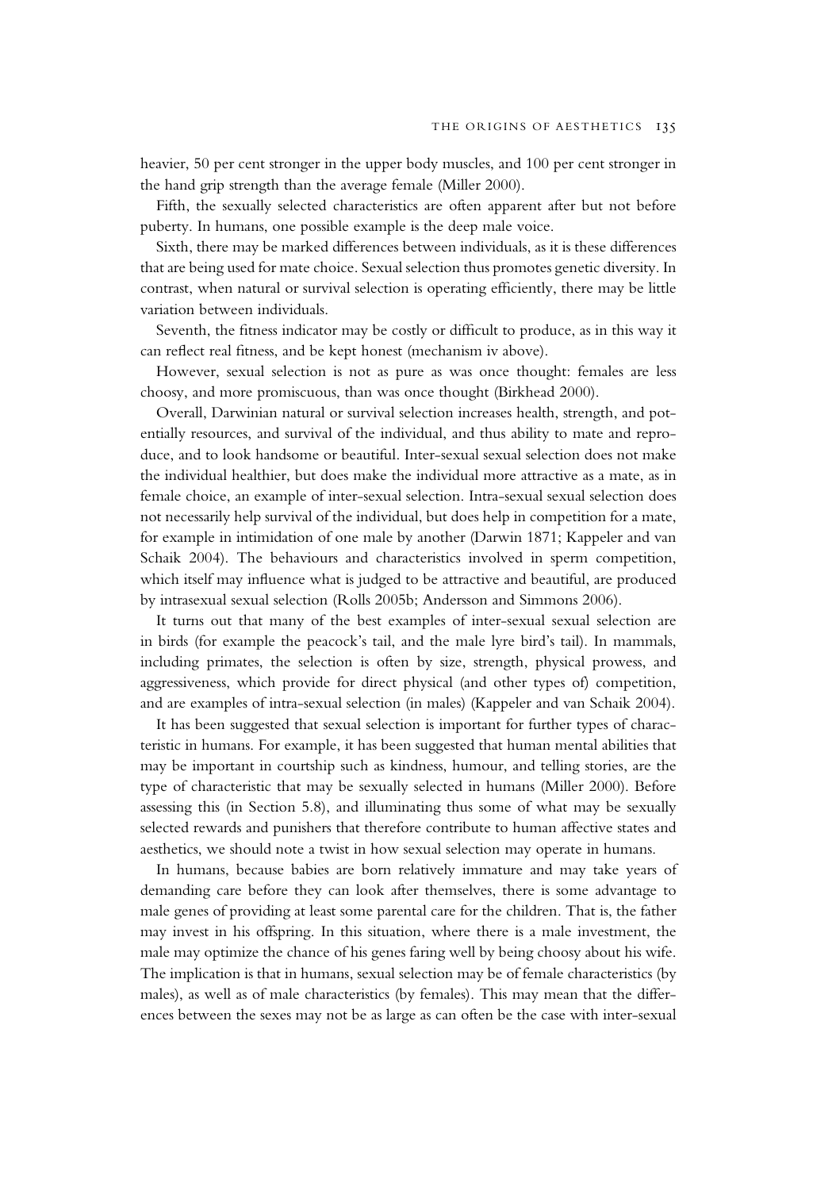heavier, 50 per cent stronger in the upper body muscles, and 100 per cent stronger in the hand grip strength than the average female (Miller 2000).

Fifth, the sexually selected characteristics are often apparent after but not before puberty. In humans, one possible example is the deep male voice.

Sixth, there may be marked differences between individuals, as it is these differences that are being used for mate choice. Sexual selection thus promotes genetic diversity. In contrast, when natural or survival selection is operating efficiently, there may be little variation between individuals.

Seventh, the fitness indicator may be costly or difficult to produce, as in this way it can reflect real fitness, and be kept honest (mechanism iv above).

However, sexual selection is not as pure as was once thought: females are less choosy, and more promiscuous, than was once thought (Birkhead 2000).

Overall, Darwinian natural or survival selection increases health, strength, and potentially resources, and survival of the individual, and thus ability to mate and reproduce, and to look handsome or beautiful. Inter-sexual sexual selection does not make the individual healthier, but does make the individual more attractive as a mate, as in female choice, an example of inter-sexual selection. Intra-sexual sexual selection does not necessarily help survival of the individual, but does help in competition for a mate, for example in intimidation of one male by another (Darwin 1871; Kappeler and van Schaik 2004). The behaviours and characteristics involved in sperm competition, which itself may influence what is judged to be attractive and beautiful, are produced by intrasexual sexual selection (Rolls 2005b; Andersson and Simmons 2006).

It turns out that many of the best examples of inter-sexual sexual selection are in birds (for example the peacock's tail, and the male lyre bird's tail). In mammals, including primates, the selection is often by size, strength, physical prowess, and aggressiveness, which provide for direct physical (and other types of) competition, and are examples of intra-sexual selection (in males) (Kappeler and van Schaik 2004).

It has been suggested that sexual selection is important for further types of characteristic in humans. For example, it has been suggested that human mental abilities that may be important in courtship such as kindness, humour, and telling stories, are the type of characteristic that may be sexually selected in humans (Miller 2000). Before assessing this (in Section 5.8), and illuminating thus some of what may be sexually selected rewards and punishers that therefore contribute to human affective states and aesthetics, we should note a twist in how sexual selection may operate in humans.

In humans, because babies are born relatively immature and may take years of demanding care before they can look after themselves, there is some advantage to male genes of providing at least some parental care for the children. That is, the father may invest in his offspring. In this situation, where there is a male investment, the male may optimize the chance of his genes faring well by being choosy about his wife. The implication is that in humans, sexual selection may be of female characteristics (by males), as well as of male characteristics (by females). This may mean that the differences between the sexes may not be as large as can often be the case with inter-sexual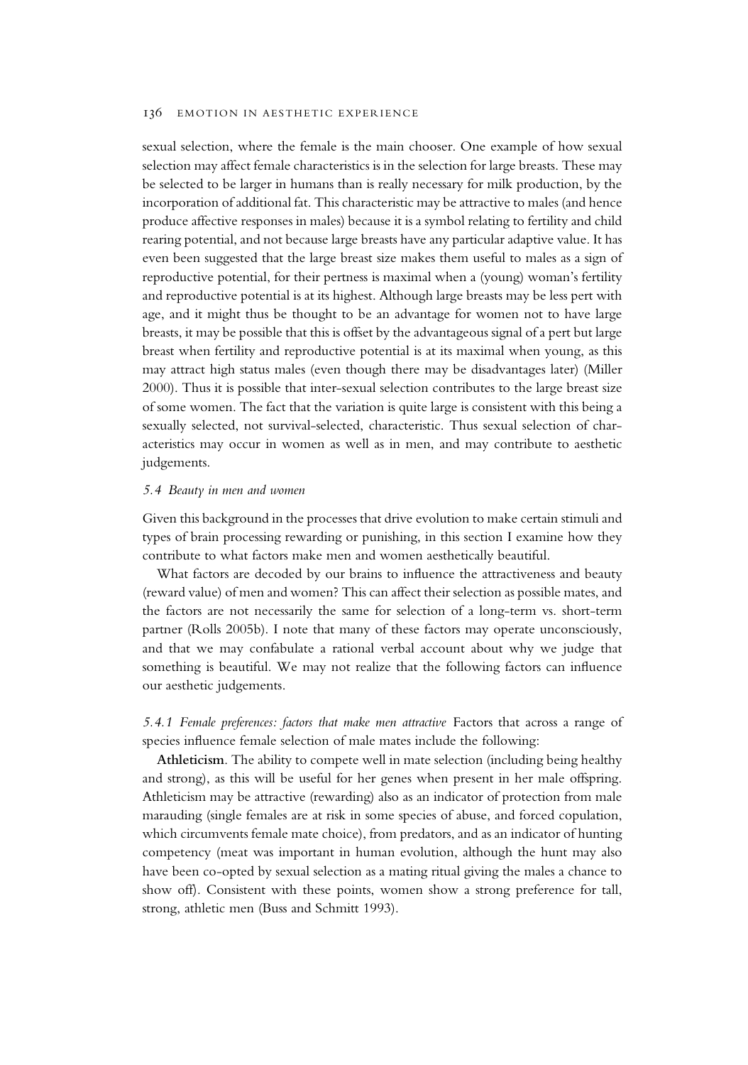sexual selection, where the female is the main chooser. One example of how sexual selection may affect female characteristics is in the selection for large breasts. These may be selected to be larger in humans than is really necessary for milk production, by the incorporation of additional fat. This characteristic may be attractive to males (and hence produce affective responses in males) because it is a symbol relating to fertility and child rearing potential, and not because large breasts have any particular adaptive value. It has even been suggested that the large breast size makes them useful to males as a sign of reproductive potential, for their pertness is maximal when a (young) woman's fertility and reproductive potential is at its highest. Although large breasts may be less pert with age, and it might thus be thought to be an advantage for women not to have large breasts, it may be possible that this is offset by the advantageous signal of a pert but large breast when fertility and reproductive potential is at its maximal when young, as this may attract high status males (even though there may be disadvantages later) (Miller 2000). Thus it is possible that inter-sexual selection contributes to the large breast size of some women. The fact that the variation is quite large is consistent with this being a sexually selected, not survival-selected, characteristic. Thus sexual selection of characteristics may occur in women as well as in men, and may contribute to aesthetic judgements.

### *5.4 Beauty in men and women*

Given this background in the processes that drive evolution to make certain stimuli and types of brain processing rewarding or punishing, in this section I examine how they contribute to what factors make men and women aesthetically beautiful.

What factors are decoded by our brains to influence the attractiveness and beauty (reward value) of men and women? This can affect their selection as possible mates, and the factors are not necessarily the same for selection of a long-term vs. short-term partner (Rolls 2005b). I note that many of these factors may operate unconsciously, and that we may confabulate a rational verbal account about why we judge that something is beautiful. We may not realize that the following factors can influence our aesthetic judgements.

*5.4.1 Female preferences: factors that make men attractive* Factors that across a range of species influence female selection of male mates include the following:

**Athleticism**. The ability to compete well in mate selection (including being healthy and strong), as this will be useful for her genes when present in her male offspring. Athleticism may be attractive (rewarding) also as an indicator of protection from male marauding (single females are at risk in some species of abuse, and forced copulation, which circumvents female mate choice), from predators, and as an indicator of hunting competency (meat was important in human evolution, although the hunt may also have been co-opted by sexual selection as a mating ritual giving the males a chance to show off). Consistent with these points, women show a strong preference for tall, strong, athletic men (Buss and Schmitt 1993).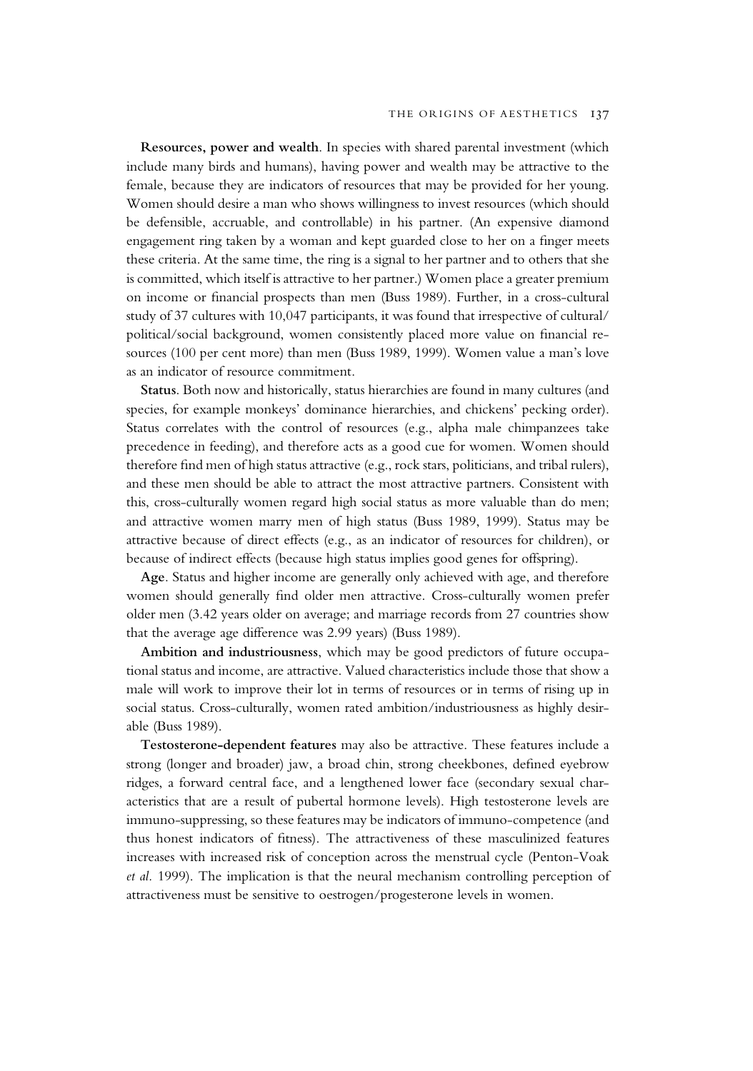**Resources, power and wealth**. In species with shared parental investment (which include many birds and humans), having power and wealth may be attractive to the female, because they are indicators of resources that may be provided for her young. Women should desire a man who shows willingness to invest resources (which should be defensible, accruable, and controllable) in his partner. (An expensive diamond engagement ring taken by a woman and kept guarded close to her on a finger meets these criteria. At the same time, the ring is a signal to her partner and to others that she is committed, which itself is attractive to her partner.) Women place a greater premium on income or financial prospects than men (Buss 1989). Further, in a cross-cultural study of 37 cultures with 10,047 participants, it was found that irrespective of cultural/political/social background, women consistently placed more value on financial resources (100 per cent more) than men (Buss 1989, 1999). Women value a man's love as an indicator of resource commitment.

**Status**. Both now and historically, status hierarchies are found in many cultures (and species, for example monkeys' dominance hierarchies, and chickens' pecking order). Status correlates with the control of resources (e.g., alpha male chimpanzees take precedence in feeding), and therefore acts as a good cue for women. Women should therefore find men of high status attractive (e.g., rock stars, politicians, and tribal rulers), and these men should be able to attract the most attractive partners. Consistent with this, cross-culturally women regard high social status as more valuable than do men; and attractive women marry men of high status (Buss 1989, 1999). Status may be attractive because of direct effects (e.g., as an indicator of resources for children), or because of indirect effects (because high status implies good genes for offspring).

**Age**. Status and higher income are generally only achieved with age, and therefore women should generally find older men attractive. Cross-culturally women prefer older men (3.42 years older on average; and marriage records from 27 countries show that the average age difference was 2.99 years) (Buss 1989).

**Ambition and industriousness**, which may be good predictors of future occupational status and income, are attractive. Valued characteristics include those that show a male will work to improve their lot in terms of resources or in terms of rising up in social status. Cross-culturally, women rated ambition/industriousness as highly desirable (Buss 1989).

**Testosterone-dependent features** may also be attractive. These features include a strong (longer and broader) jaw, a broad chin, strong cheekbones, defined eyebrow ridges, a forward central face, and a lengthened lower face (secondary sexual characteristics that are a result of pubertal hormone levels). High testosterone levels are immuno-suppressing, so these features may be indicators of immuno-competence (and thus honest indicators of fitness). The attractiveness of these masculinized features increases with increased risk of conception across the menstrual cycle (Penton-Voak *et al.* 1999). The implication is that the neural mechanism controlling perception of attractiveness must be sensitive to oestrogen/progesterone levels in women.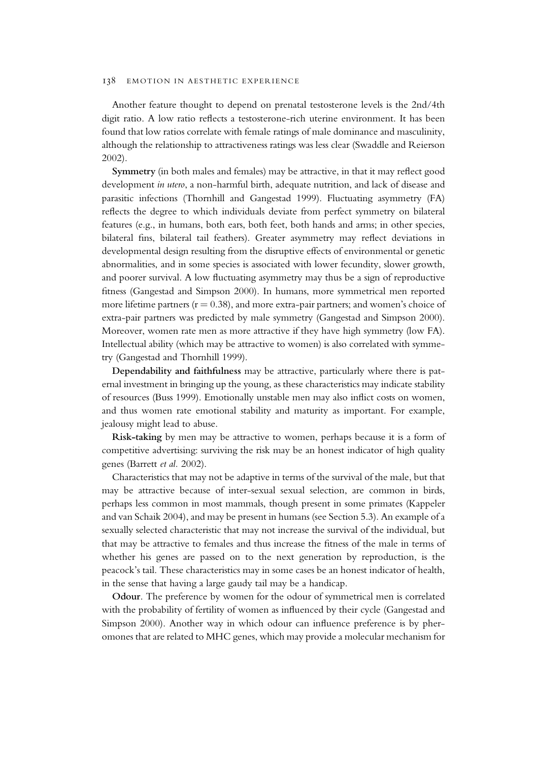Another feature thought to depend on prenatal testosterone levels is the 2nd/4th digit ratio. A low ratio reflects a testosterone-rich uterine environment. It has been found that low ratios correlate with female ratings of male dominance and masculinity, although the relationship to attractiveness ratings was less clear (Swaddle and Reierson 2002).

**Symmetry** (in both males and females) may be attractive, in that it may reflect good development *in utero*, a non-harmful birth, adequate nutrition, and lack of disease and parasitic infections (Thornhill and Gangestad 1999). Fluctuating asymmetry (FA) reflects the degree to which individuals deviate from perfect symmetry on bilateral features (e.g., in humans, both ears, both feet, both hands and arms; in other species, bilateral fins, bilateral tail feathers). Greater asymmetry may reflect deviations in developmental design resulting from the disruptive effects of environmental or genetic abnormalities, and in some species is associated with lower fecundity, slower growth, and poorer survival. A low fluctuating asymmetry may thus be a sign of reproductive fitness (Gangestad and Simpson 2000). In humans, more symmetrical men reported more lifetime partners ($r = 0.38$), and more extra-pair partners; and women's choice of extra-pair partners was predicted by male symmetry (Gangestad and Simpson 2000). Moreover, women rate men as more attractive if they have high symmetry (low FA). Intellectual ability (which may be attractive to women) is also correlated with symmetry (Gangestad and Thornhill 1999).

**Dependability and faithfulness** may be attractive, particularly where there is paternal investment in bringing up the young, as these characteristics may indicate stability of resources (Buss 1999). Emotionally unstable men may also inflict costs on women, and thus women rate emotional stability and maturity as important. For example, jealousy might lead to abuse.

**Risk-taking** by men may be attractive to women, perhaps because it is a form of competitive advertising: surviving the risk may be an honest indicator of high quality genes (Barrett *et al.* 2002).

Characteristics that may not be adaptive in terms of the survival of the male, but that may be attractive because of inter-sexual sexual selection, are common in birds, perhaps less common in most mammals, though present in some primates (Kappeler and van Schaik 2004), and may be present in humans (see Section 5.3). An example of a sexually selected characteristic that may not increase the survival of the individual, but that may be attractive to females and thus increase the fitness of the male in terms of whether his genes are passed on to the next generation by reproduction, is the peacock's tail. These characteristics may in some cases be an honest indicator of health, in the sense that having a large gaudy tail may be a handicap.

**Odour**. The preference by women for the odour of symmetrical men is correlated with the probability of fertility of women as influenced by their cycle (Gangestad and Simpson 2000). Another way in which odour can influence preference is by pheromones that are related to MHC genes, which may provide a molecular mechanism for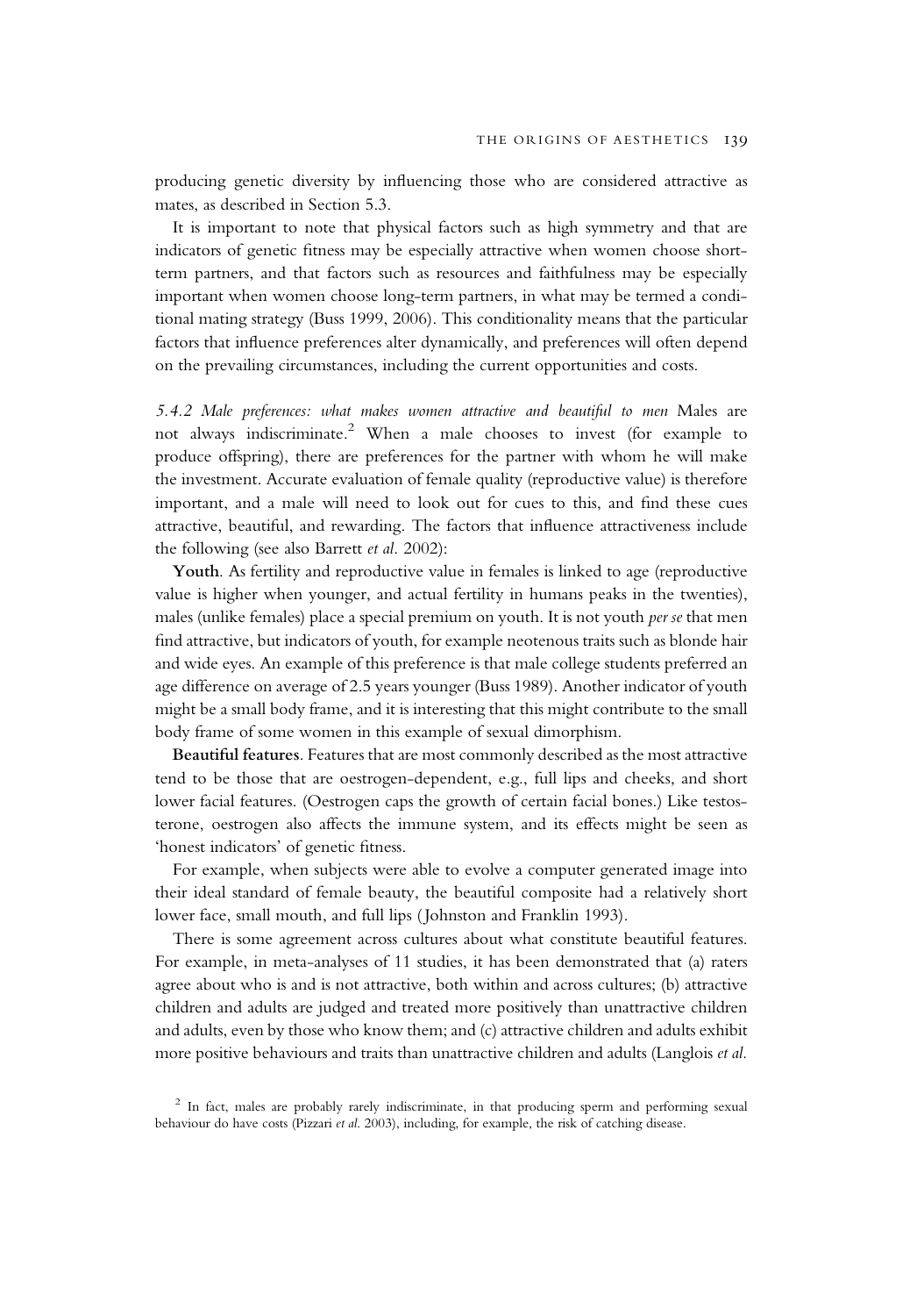producing genetic diversity by influencing those who are considered attractive as mates, as described in Section 5.3.

It is important to note that physical factors such as high symmetry and that are indicators of genetic fitness may be especially attractive when women choose short-term partners, and that factors such as resources and faithfulness may be especially important when women choose long-term partners, in what may be termed a conditional mating strategy (Buss 1999, 2006). This conditionality means that the particular factors that influence preferences alter dynamically, and preferences will often depend on the prevailing circumstances, including the current opportunities and costs.

*5.4.2 Male preferences: what makes women attractive and beautiful to men* Males are not always indiscriminate.[2] When a male chooses to invest (for example to produce offspring), there are preferences for the partner with whom he will make the investment. Accurate evaluation of female quality (reproductive value) is therefore important, and a male will need to look out for cues to this, and find these cues attractive, beautiful, and rewarding. The factors that influence attractiveness include the following (see also Barrett *et al.* 2002):

**Youth**. As fertility and reproductive value in females is linked to age (reproductive value is higher when younger, and actual fertility in humans peaks in the twenties), males (unlike females) place a special premium on youth. It is not youth *per se* that men find attractive, but indicators of youth, for example neotenous traits such as blonde hair and wide eyes. An example of this preference is that male college students preferred an age difference on average of 2.5 years younger (Buss 1989). Another indicator of youth might be a small body frame, and it is interesting that this might contribute to the small body frame of some women in this example of sexual dimorphism.

**Beautiful features**. Features that are most commonly described as the most attractive tend to be those that are oestrogen-dependent, e.g., full lips and cheeks, and short lower facial features. (Oestrogen caps the growth of certain facial bones.) Like testosterone, oestrogen also affects the immune system, and its effects might be seen as 'honest indicators' of genetic fitness.

For example, when subjects were able to evolve a computer generated image into their ideal standard of female beauty, the beautiful composite had a relatively short lower face, small mouth, and full lips (Johnston and Franklin 1993).

There is some agreement across cultures about what constitute beautiful features. For example, in meta-analyses of 11 studies, it has been demonstrated that (a) raters agree about who is and is not attractive, both within and across cultures; (b) attractive children and adults are judged and treated more positively than unattractive children and adults, even by those who know them; and (c) attractive children and adults exhibit more positive behaviours and traits than unattractive children and adults (Langlois *et al.*

[2] In fact, males are probably rarely indiscriminate, in that producing sperm and performing sexual behaviour do have costs (Pizzari *et al.* 2003), including, for example, the risk of catching disease.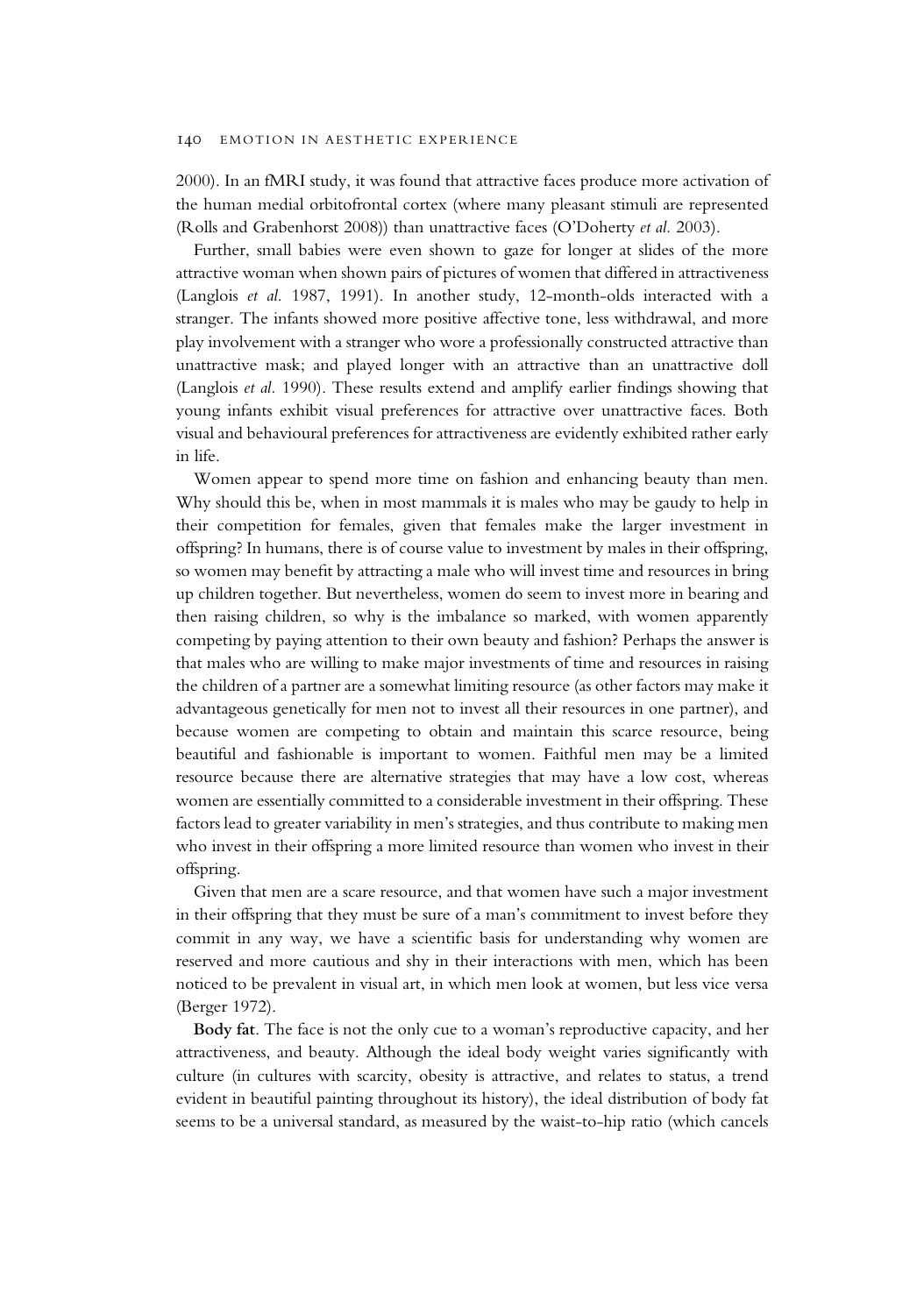2000). In an fMRI study, it was found that attractive faces produce more activation of the human medial orbitofrontal cortex (where many pleasant stimuli are represented (Rolls and Grabenhorst 2008)) than unattractive faces (O'Doherty *et al.* 2003).

Further, small babies were even shown to gaze for longer at slides of the more attractive woman when shown pairs of pictures of women that differed in attractiveness (Langlois *et al.* 1987, 1991). In another study, 12-month-olds interacted with a stranger. The infants showed more positive affective tone, less withdrawal, and more play involvement with a stranger who wore a professionally constructed attractive than unattractive mask; and played longer with an attractive than an unattractive doll (Langlois *et al.* 1990). These results extend and amplify earlier findings showing that young infants exhibit visual preferences for attractive over unattractive faces. Both visual and behavioural preferences for attractiveness are evidently exhibited rather early in life.

Women appear to spend more time on fashion and enhancing beauty than men. Why should this be, when in most mammals it is males who may be gaudy to help in their competition for females, given that females make the larger investment in offspring? In humans, there is of course value to investment by males in their offspring, so women may benefit by attracting a male who will invest time and resources in bring up children together. But nevertheless, women do seem to invest more in bearing and then raising children, so why is the imbalance so marked, with women apparently competing by paying attention to their own beauty and fashion? Perhaps the answer is that males who are willing to make major investments of time and resources in raising the children of a partner are a somewhat limiting resource (as other factors may make it advantageous genetically for men not to invest all their resources in one partner), and because women are competing to obtain and maintain this scarce resource, being beautiful and fashionable is important to women. Faithful men may be a limited resource because there are alternative strategies that may have a low cost, whereas women are essentially committed to a considerable investment in their offspring. These factors lead to greater variability in men's strategies, and thus contribute to making men who invest in their offspring a more limited resource than women who invest in their offspring.

Given that men are a scare resource, and that women have such a major investment in their offspring that they must be sure of a man's commitment to invest before they commit in any way, we have a scientific basis for understanding why women are reserved and more cautious and shy in their interactions with men, which has been noticed to be prevalent in visual art, in which men look at women, but less vice versa (Berger 1972).

**Body fat**. The face is not the only cue to a woman's reproductive capacity, and her attractiveness, and beauty. Although the ideal body weight varies significantly with culture (in cultures with scarcity, obesity is attractive, and relates to status, a trend evident in beautiful painting throughout its history), the ideal distribution of body fat seems to be a universal standard, as measured by the waist-to-hip ratio (which cancels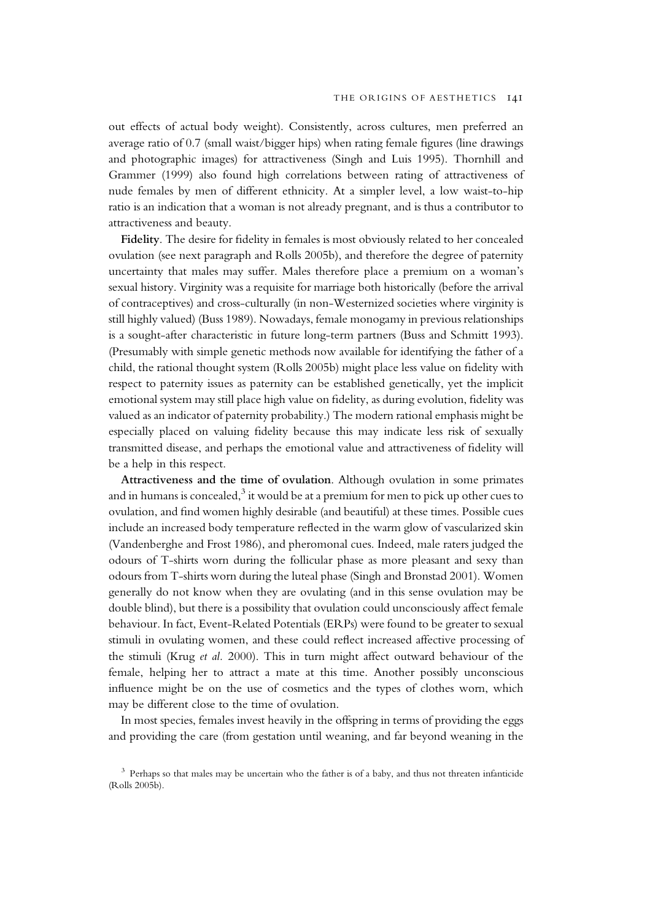out effects of actual body weight). Consistently, across cultures, men preferred an average ratio of 0.7 (small waist/bigger hips) when rating female figures (line drawings and photographic images) for attractiveness (Singh and Luis 1995). Thornhill and Grammer (1999) also found high correlations between rating of attractiveness of nude females by men of different ethnicity. At a simpler level, a low waist-to-hip ratio is an indication that a woman is not already pregnant, and is thus a contributor to attractiveness and beauty.

**Fidelity**. The desire for fidelity in females is most obviously related to her concealed ovulation (see next paragraph and Rolls 2005b), and therefore the degree of paternity uncertainty that males may suffer. Males therefore place a premium on a woman's sexual history. Virginity was a requisite for marriage both historically (before the arrival of contraceptives) and cross-culturally (in non-Westernized societies where virginity is still highly valued) (Buss 1989). Nowadays, female monogamy in previous relationships is a sought-after characteristic in future long-term partners (Buss and Schmitt 1993). (Presumably with simple genetic methods now available for identifying the father of a child, the rational thought system (Rolls 2005b) might place less value on fidelity with respect to paternity issues as paternity can be established genetically, yet the implicit emotional system may still place high value on fidelity, as during evolution, fidelity was valued as an indicator of paternity probability.) The modern rational emphasis might be especially placed on valuing fidelity because this may indicate less risk of sexually transmitted disease, and perhaps the emotional value and attractiveness of fidelity will be a help in this respect.

**Attractiveness and the time of ovulation**. Although ovulation in some primates and in humans is concealed,[3] it would be at a premium for men to pick up other cues to ovulation, and find women highly desirable (and beautiful) at these times. Possible cues include an increased body temperature reflected in the warm glow of vascularized skin (Vandenberghe and Frost 1986), and pheromonal cues. Indeed, male raters judged the odours of T-shirts worn during the follicular phase as more pleasant and sexy than odours from T-shirts worn during the luteal phase (Singh and Bronstad 2001). Women generally do not know when they are ovulating (and in this sense ovulation may be double blind), but there is a possibility that ovulation could unconsciously affect female behaviour. In fact, Event-Related Potentials (ERPs) were found to be greater to sexual stimuli in ovulating women, and these could reflect increased affective processing of the stimuli (Krug *et al.* 2000). This in turn might affect outward behaviour of the female, helping her to attract a mate at this time. Another possibly unconscious influence might be on the use of cosmetics and the types of clothes worn, which may be different close to the time of ovulation.

In most species, females invest heavily in the offspring in terms of providing the eggs and providing the care (from gestation until weaning, and far beyond weaning in the

[3] Perhaps so that males may be uncertain who the father is of a baby, and thus not threaten infanticide (Rolls 2005b).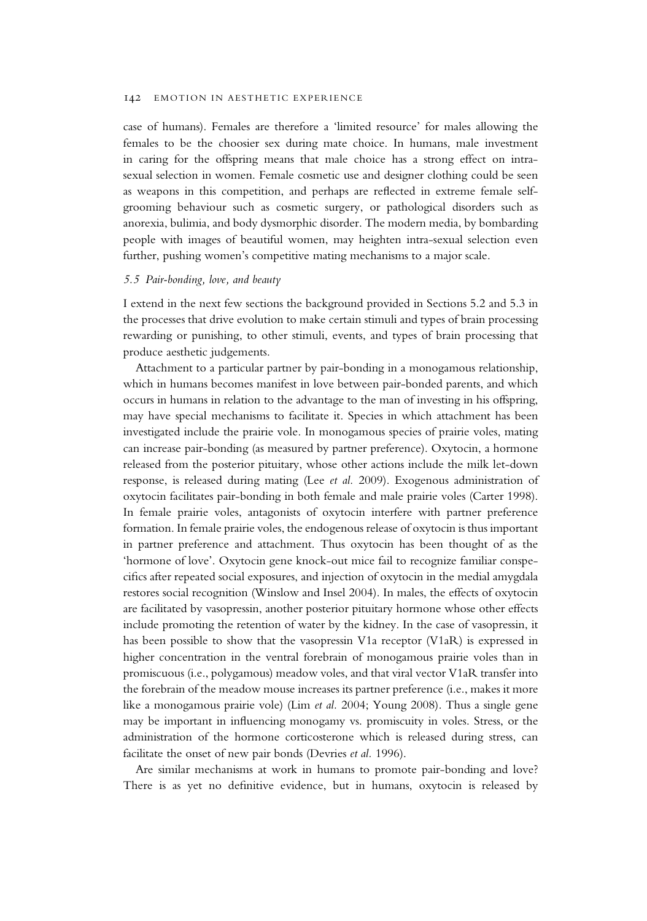case of humans). Females are therefore a 'limited resource' for males allowing the females to be the choosier sex during mate choice. In humans, male investment in caring for the offspring means that male choice has a strong effect on intra-sexual selection in women. Female cosmetic use and designer clothing could be seen as weapons in this competition, and perhaps are reflected in extreme female self-grooming behaviour such as cosmetic surgery, or pathological disorders such as anorexia, bulimia, and body dysmorphic disorder. The modern media, by bombarding people with images of beautiful women, may heighten intra-sexual selection even further, pushing women's competitive mating mechanisms to a major scale.

### *5.5 Pair-bonding, love, and beauty*

I extend in the next few sections the background provided in Sections 5.2 and 5.3 in the processes that drive evolution to make certain stimuli and types of brain processing rewarding or punishing, to other stimuli, events, and types of brain processing that produce aesthetic judgements.

Attachment to a particular partner by pair-bonding in a monogamous relationship, which in humans becomes manifest in love between pair-bonded parents, and which occurs in humans in relation to the advantage to the man of investing in his offspring, may have special mechanisms to facilitate it. Species in which attachment has been investigated include the prairie vole. In monogamous species of prairie voles, mating can increase pair-bonding (as measured by partner preference). Oxytocin, a hormone released from the posterior pituitary, whose other actions include the milk let-down response, is released during mating (Lee *et al.* 2009). Exogenous administration of oxytocin facilitates pair-bonding in both female and male prairie voles (Carter 1998). In female prairie voles, antagonists of oxytocin interfere with partner preference formation. In female prairie voles, the endogenous release of oxytocin is thus important in partner preference and attachment. Thus oxytocin has been thought of as the 'hormone of love'. Oxytocin gene knock-out mice fail to recognize familiar conspecifics after repeated social exposures, and injection of oxytocin in the medial amygdala restores social recognition (Winslow and Insel 2004). In males, the effects of oxytocin are facilitated by vasopressin, another posterior pituitary hormone whose other effects include promoting the retention of water by the kidney. In the case of vasopressin, it has been possible to show that the vasopressin V1a receptor (V1aR) is expressed in higher concentration in the ventral forebrain of monogamous prairie voles than in promiscuous (i.e., polygamous) meadow voles, and that viral vector V1aR transfer into the forebrain of the meadow mouse increases its partner preference (i.e., makes it more like a monogamous prairie vole) (Lim *et al.* 2004; Young 2008). Thus a single gene may be important in influencing monogamy vs. promiscuity in voles. Stress, or the administration of the hormone corticosterone which is released during stress, can facilitate the onset of new pair bonds (Devries *et al.* 1996).

Are similar mechanisms at work in humans to promote pair-bonding and love? There is as yet no definitive evidence, but in humans, oxytocin is released by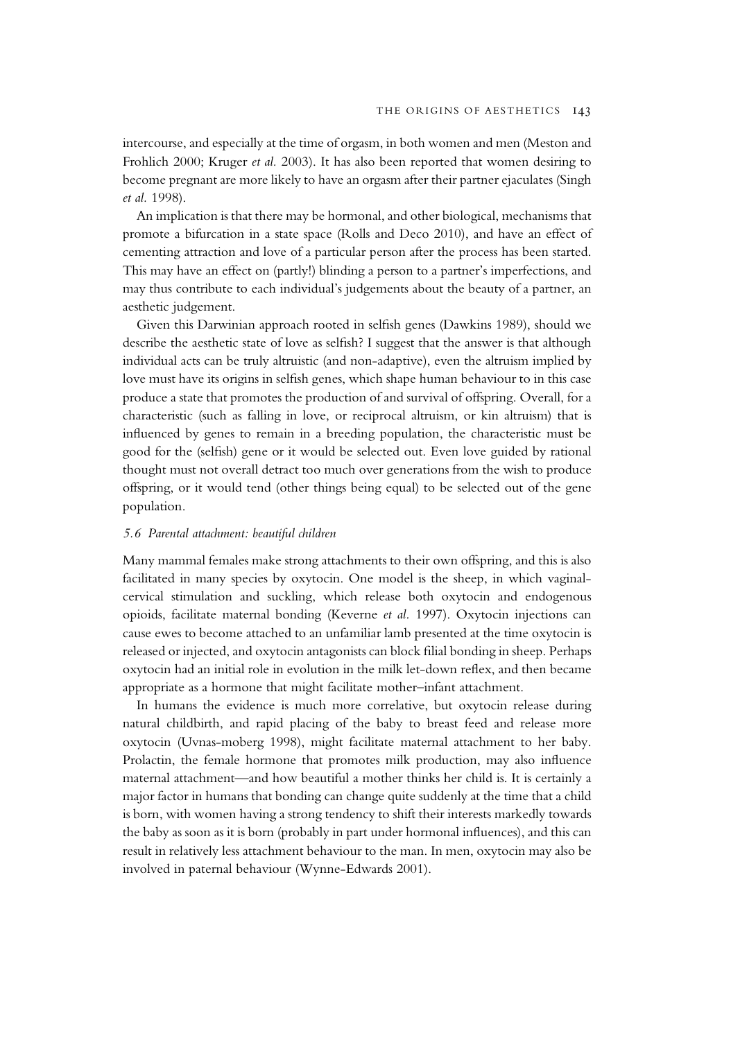intercourse, and especially at the time of orgasm, in both women and men (Meston and Frohlich 2000; Kruger *et al.* 2003). It has also been reported that women desiring to become pregnant are more likely to have an orgasm after their partner ejaculates (Singh *et al.* 1998).

An implication is that there may be hormonal, and other biological, mechanisms that promote a bifurcation in a state space (Rolls and Deco 2010), and have an effect of cementing attraction and love of a particular person after the process has been started. This may have an effect on (partly!) blinding a person to a partner's imperfections, and may thus contribute to each individual's judgements about the beauty of a partner, an aesthetic judgement.

Given this Darwinian approach rooted in selfish genes (Dawkins 1989), should we describe the aesthetic state of love as selfish? I suggest that the answer is that although individual acts can be truly altruistic (and non-adaptive), even the altruism implied by love must have its origins in selfish genes, which shape human behaviour to in this case produce a state that promotes the production of and survival of offspring. Overall, for a characteristic (such as falling in love, or reciprocal altruism, or kin altruism) that is influenced by genes to remain in a breeding population, the characteristic must be good for the (selfish) gene or it would be selected out. Even love guided by rational thought must not overall detract too much over generations from the wish to produce offspring, or it would tend (other things being equal) to be selected out of the gene population.

### *5.6 Parental attachment: beautiful children*

Many mammal females make strong attachments to their own offspring, and this is also facilitated in many species by oxytocin. One model is the sheep, in which vaginal-cervical stimulation and suckling, which release both oxytocin and endogenous opioids, facilitate maternal bonding (Keverne *et al.* 1997). Oxytocin injections can cause ewes to become attached to an unfamiliar lamb presented at the time oxytocin is released or injected, and oxytocin antagonists can block filial bonding in sheep. Perhaps oxytocin had an initial role in evolution in the milk let-down reflex, and then became appropriate as a hormone that might facilitate mother–infant attachment.

In humans the evidence is much more correlative, but oxytocin release during natural childbirth, and rapid placing of the baby to breast feed and release more oxytocin (Uvnas-moberg 1998), might facilitate maternal attachment to her baby. Prolactin, the female hormone that promotes milk production, may also influence maternal attachment—and how beautiful a mother thinks her child is. It is certainly a major factor in humans that bonding can change quite suddenly at the time that a child is born, with women having a strong tendency to shift their interests markedly towards the baby as soon as it is born (probably in part under hormonal influences), and this can result in relatively less attachment behaviour to the man. In men, oxytocin may also be involved in paternal behaviour (Wynne-Edwards 2001).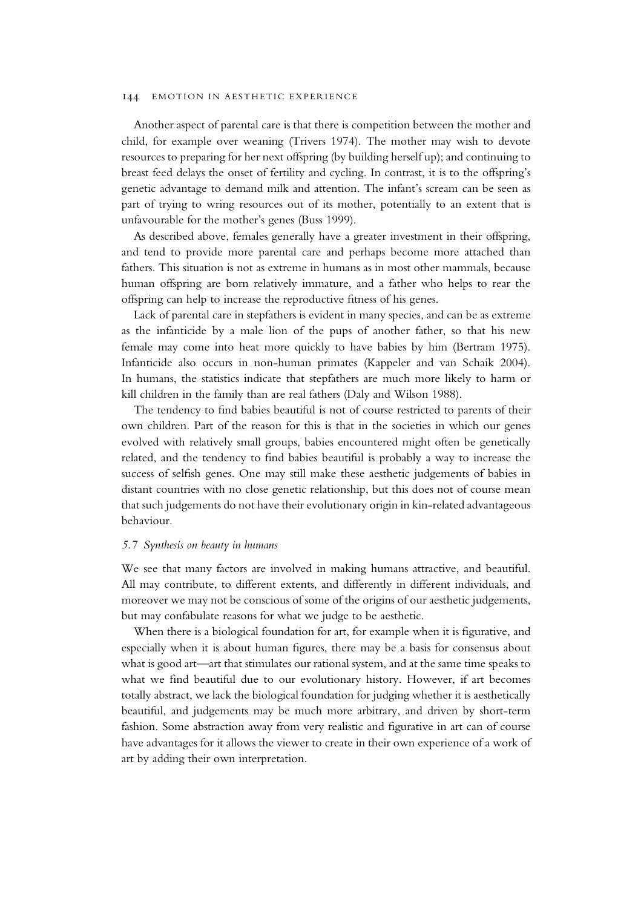Another aspect of parental care is that there is competition between the mother and child, for example over weaning (Trivers 1974). The mother may wish to devote resources to preparing for her next offspring (by building herself up); and continuing to breast feed delays the onset of fertility and cycling. In contrast, it is to the offspring's genetic advantage to demand milk and attention. The infant's scream can be seen as part of trying to wring resources out of its mother, potentially to an extent that is unfavourable for the mother's genes (Buss 1999).

As described above, females generally have a greater investment in their offspring, and tend to provide more parental care and perhaps become more attached than fathers. This situation is not as extreme in humans as in most other mammals, because human offspring are born relatively immature, and a father who helps to rear the offspring can help to increase the reproductive fitness of his genes.

Lack of parental care in stepfathers is evident in many species, and can be as extreme as the infanticide by a male lion of the pups of another father, so that his new female may come into heat more quickly to have babies by him (Bertram 1975). Infanticide also occurs in non-human primates (Kappeler and van Schaik 2004). In humans, the statistics indicate that stepfathers are much more likely to harm or kill children in the family than are real fathers (Daly and Wilson 1988).

The tendency to find babies beautiful is not of course restricted to parents of their own children. Part of the reason for this is that in the societies in which our genes evolved with relatively small groups, babies encountered might often be genetically related, and the tendency to find babies beautiful is probably a way to increase the success of selfish genes. One may still make these aesthetic judgements of babies in distant countries with no close genetic relationship, but this does not of course mean that such judgements do not have their evolutionary origin in kin-related advantageous behaviour.

### *5.7 Synthesis on beauty in humans*

We see that many factors are involved in making humans attractive, and beautiful. All may contribute, to different extents, and differently in different individuals, and moreover we may not be conscious of some of the origins of our aesthetic judgements, but may confabulate reasons for what we judge to be aesthetic.

When there is a biological foundation for art, for example when it is figurative, and especially when it is about human figures, there may be a basis for consensus about what is good art—art that stimulates our rational system, and at the same time speaks to what we find beautiful due to our evolutionary history. However, if art becomes totally abstract, we lack the biological foundation for judging whether it is aesthetically beautiful, and judgements may be much more arbitrary, and driven by short-term fashion. Some abstraction away from very realistic and figurative in art can of course have advantages for it allows the viewer to create in their own experience of a work of art by adding their own interpretation.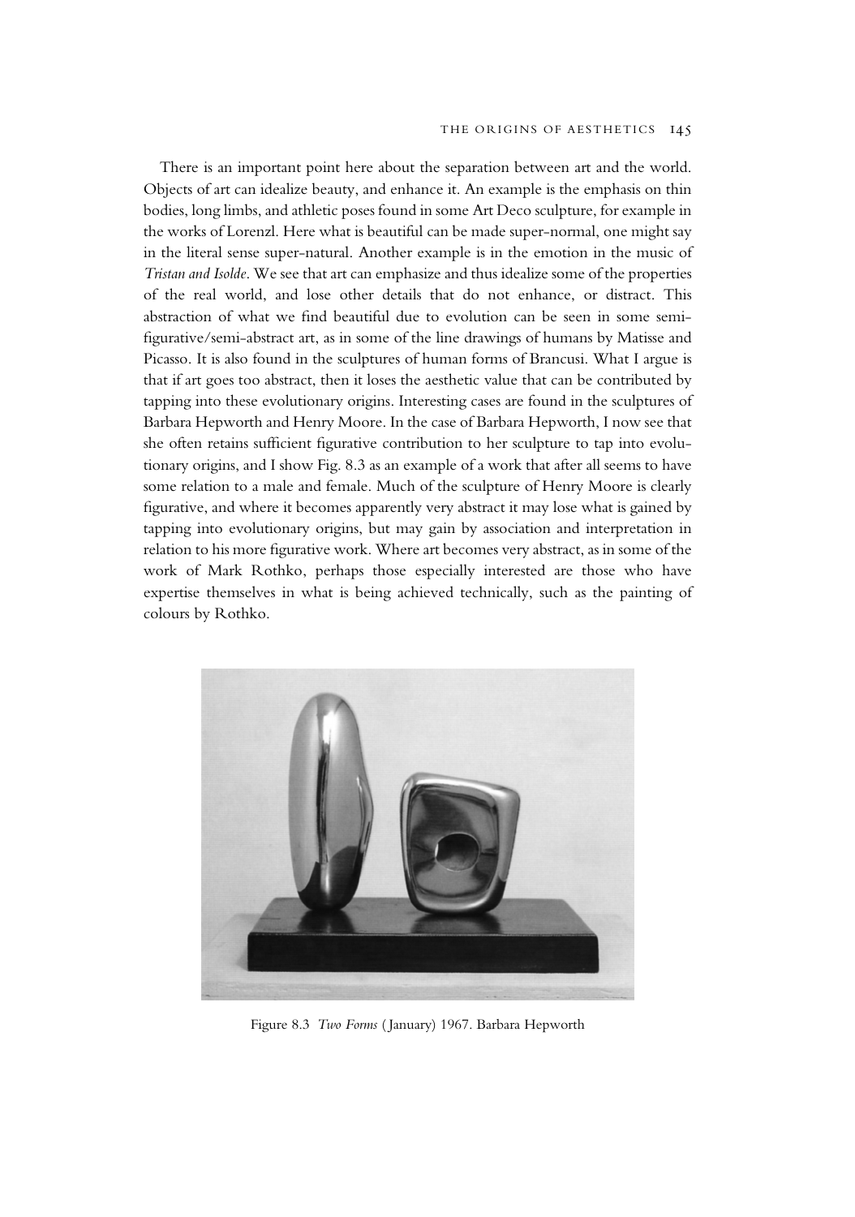There is an important point here about the separation between art and the world. Objects of art can idealize beauty, and enhance it. An example is the emphasis on thin bodies, long limbs, and athletic poses found in some Art Deco sculpture, for example in the works of Lorenzl. Here what is beautiful can be made super-normal, one might say in the literal sense super-natural. Another example is in the emotion in the music of *Tristan and Isolde*. We see that art can emphasize and thus idealize some of the properties of the real world, and lose other details that do not enhance, or distract. This abstraction of what we find beautiful due to evolution can be seen in some semi-figurative/semi-abstract art, as in some of the line drawings of humans by Matisse and Picasso. It is also found in the sculptures of human forms of Brancusi. What I argue is that if art goes too abstract, then it loses the aesthetic value that can be contributed by tapping into these evolutionary origins. Interesting cases are found in the sculptures of Barbara Hepworth and Henry Moore. In the case of Barbara Hepworth, I now see that she often retains sufficient figurative contribution to her sculpture to tap into evolutionary origins, and I show Fig. 8.3 as an example of a work that after all seems to have some relation to a male and female. Much of the sculpture of Henry Moore is clearly figurative, and where it becomes apparently very abstract it may lose what is gained by tapping into evolutionary origins, but may gain by association and interpretation in relation to his more figurative work. Where art becomes very abstract, as in some of the work of Mark Rothko, perhaps those especially interested are those who have expertise themselves in what is being achieved technically, such as the painting of colours by Rothko.

Figure 8.3 *Two Forms* (January) 1967. Barbara Hepworth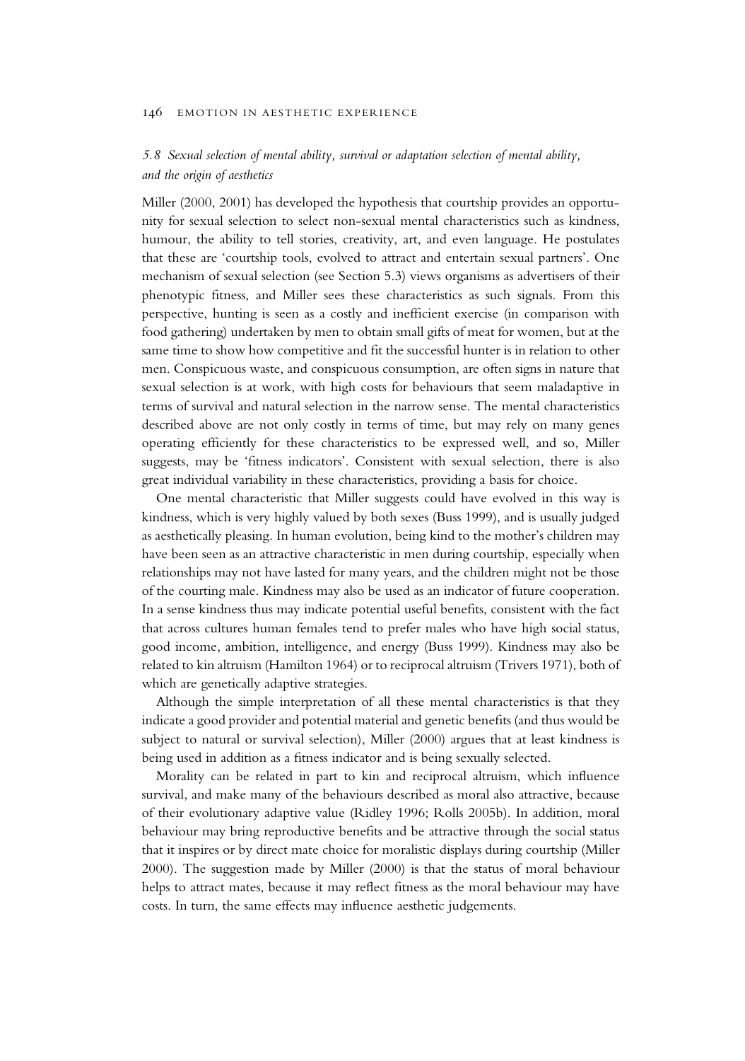### *5.8 Sexual selection of mental ability, survival or adaptation selection of mental ability, and the origin of aesthetics*

Miller (2000, 2001) has developed the hypothesis that courtship provides an opportunity for sexual selection to select non-sexual mental characteristics such as kindness, humour, the ability to tell stories, creativity, art, and even language. He postulates that these are 'courtship tools, evolved to attract and entertain sexual partners'. One mechanism of sexual selection (see Section 5.3) views organisms as advertisers of their phenotypic fitness, and Miller sees these characteristics as such signals. From this perspective, hunting is seen as a costly and inefficient exercise (in comparison with food gathering) undertaken by men to obtain small gifts of meat for women, but at the same time to show how competitive and fit the successful hunter is in relation to other men. Conspicuous waste, and conspicuous consumption, are often signs in nature that sexual selection is at work, with high costs for behaviours that seem maladaptive in terms of survival and natural selection in the narrow sense. The mental characteristics described above are not only costly in terms of time, but may rely on many genes operating efficiently for these characteristics to be expressed well, and so, Miller suggests, may be 'fitness indicators'. Consistent with sexual selection, there is also great individual variability in these characteristics, providing a basis for choice.

One mental characteristic that Miller suggests could have evolved in this way is kindness, which is very highly valued by both sexes (Buss 1999), and is usually judged as aesthetically pleasing. In human evolution, being kind to the mother's children may have been seen as an attractive characteristic in men during courtship, especially when relationships may not have lasted for many years, and the children might not be those of the courting male. Kindness may also be used as an indicator of future cooperation. In a sense kindness thus may indicate potential useful benefits, consistent with the fact that across cultures human females tend to prefer males who have high social status, good income, ambition, intelligence, and energy (Buss 1999). Kindness may also be related to kin altruism (Hamilton 1964) or to reciprocal altruism (Trivers 1971), both of which are genetically adaptive strategies.

Although the simple interpretation of all these mental characteristics is that they indicate a good provider and potential material and genetic benefits (and thus would be subject to natural or survival selection), Miller (2000) argues that at least kindness is being used in addition as a fitness indicator and is being sexually selected.

Morality can be related in part to kin and reciprocal altruism, which influence survival, and make many of the behaviours described as moral also attractive, because of their evolutionary adaptive value (Ridley 1996; Rolls 2005b). In addition, moral behaviour may bring reproductive benefits and be attractive through the social status that it inspires or by direct mate choice for moralistic displays during courtship (Miller 2000). The suggestion made by Miller (2000) is that the status of moral behaviour helps to attract mates, because it may reflect fitness as the moral behaviour may have costs. In turn, the same effects may influence aesthetic judgements.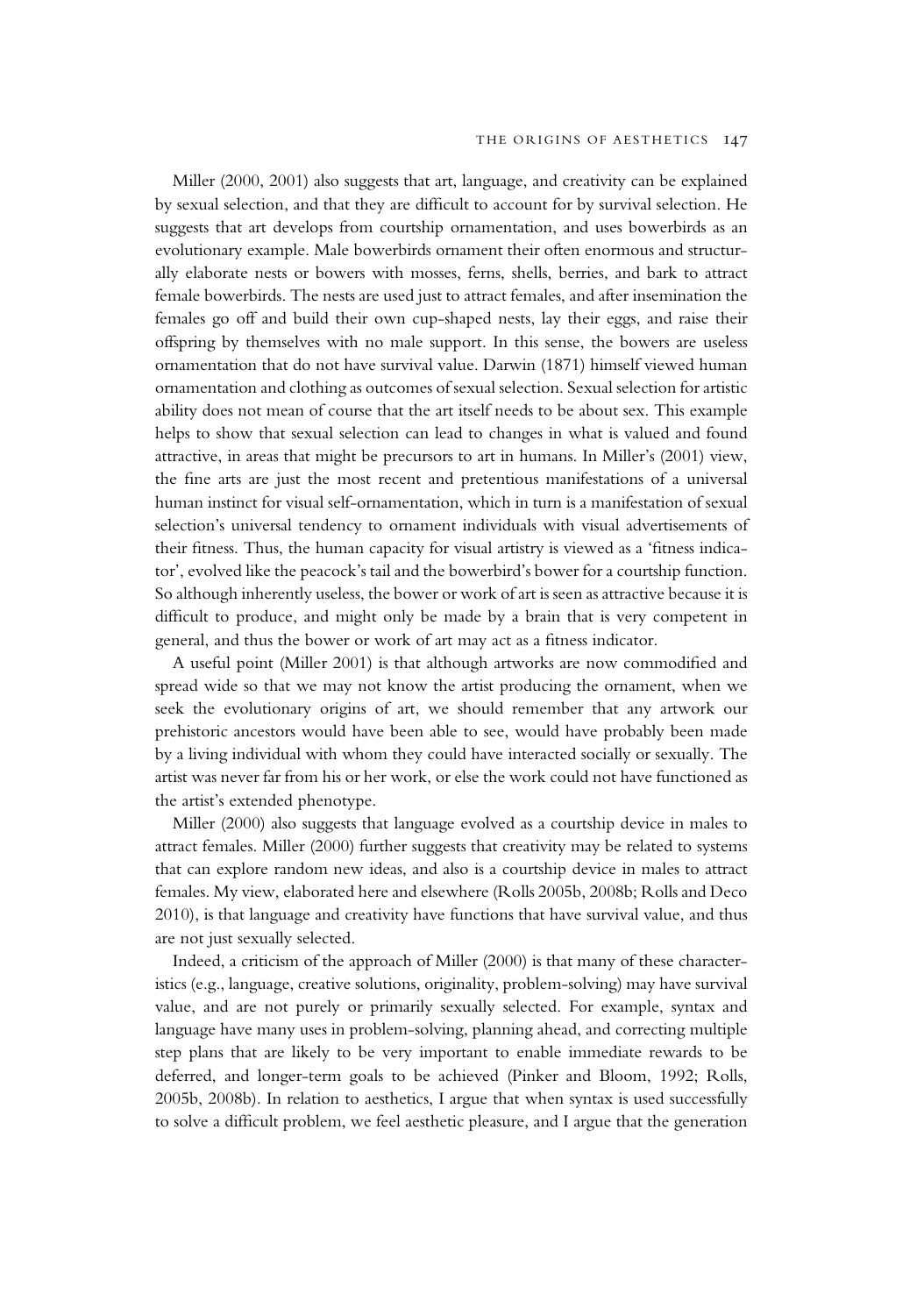Miller (2000, 2001) also suggests that art, language, and creativity can be explained by sexual selection, and that they are difficult to account for by survival selection. He suggests that art develops from courtship ornamentation, and uses bowerbirds as an evolutionary example. Male bowerbirds ornament their often enormous and structurally elaborate nests or bowers with mosses, ferns, shells, berries, and bark to attract female bowerbirds. The nests are used just to attract females, and after insemination the females go off and build their own cup-shaped nests, lay their eggs, and raise their offspring by themselves with no male support. In this sense, the bowers are useless ornamentation that do not have survival value. Darwin (1871) himself viewed human ornamentation and clothing as outcomes of sexual selection. Sexual selection for artistic ability does not mean of course that the art itself needs to be about sex. This example helps to show that sexual selection can lead to changes in what is valued and found attractive, in areas that might be precursors to art in humans. In Miller's (2001) view, the fine arts are just the most recent and pretentious manifestations of a universal human instinct for visual self-ornamentation, which in turn is a manifestation of sexual selection's universal tendency to ornament individuals with visual advertisements of their fitness. Thus, the human capacity for visual artistry is viewed as a 'fitness indicator', evolved like the peacock's tail and the bowerbird's bower for a courtship function. So although inherently useless, the bower or work of art is seen as attractive because it is difficult to produce, and might only be made by a brain that is very competent in general, and thus the bower or work of art may act as a fitness indicator.

A useful point (Miller 2001) is that although artworks are now commodified and spread wide so that we may not know the artist producing the ornament, when we seek the evolutionary origins of art, we should remember that any artwork our prehistoric ancestors would have been able to see, would have probably been made by a living individual with whom they could have interacted socially or sexually. The artist was never far from his or her work, or else the work could not have functioned as the artist's extended phenotype.

Miller (2000) also suggests that language evolved as a courtship device in males to attract females. Miller (2000) further suggests that creativity may be related to systems that can explore random new ideas, and also is a courtship device in males to attract females. My view, elaborated here and elsewhere (Rolls 2005b, 2008b; Rolls and Deco 2010), is that language and creativity have functions that have survival value, and thus are not just sexually selected.

Indeed, a criticism of the approach of Miller (2000) is that many of these characteristics (e.g., language, creative solutions, originality, problem-solving) may have survival value, and are not purely or primarily sexually selected. For example, syntax and language have many uses in problem-solving, planning ahead, and correcting multiple step plans that are likely to be very important to enable immediate rewards to be deferred, and longer-term goals to be achieved (Pinker and Bloom, 1992; Rolls, 2005b, 2008b). In relation to aesthetics, I argue that when syntax is used successfully to solve a difficult problem, we feel aesthetic pleasure, and I argue that the generation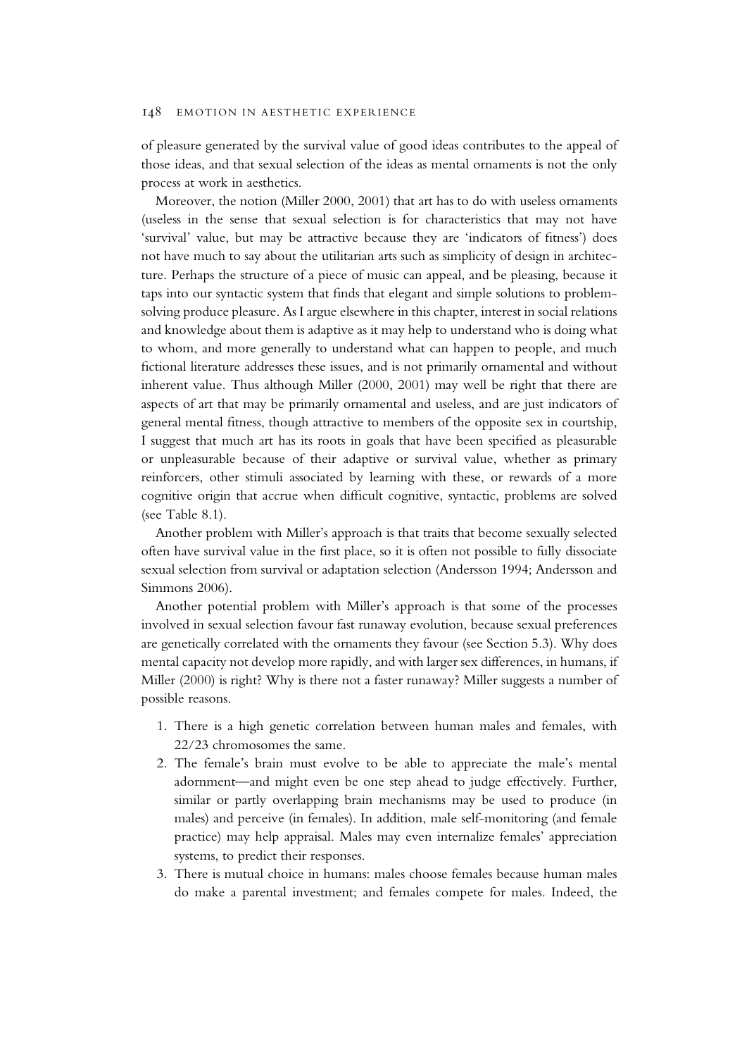of pleasure generated by the survival value of good ideas contributes to the appeal of those ideas, and that sexual selection of the ideas as mental ornaments is not the only process at work in aesthetics.

Moreover, the notion (Miller 2000, 2001) that art has to do with useless ornaments (useless in the sense that sexual selection is for characteristics that may not have 'survival' value, but may be attractive because they are 'indicators of fitness') does not have much to say about the utilitarian arts such as simplicity of design in architecture. Perhaps the structure of a piece of music can appeal, and be pleasing, because it taps into our syntactic system that finds that elegant and simple solutions to problem-solving produce pleasure. As I argue elsewhere in this chapter, interest in social relations and knowledge about them is adaptive as it may help to understand who is doing what to whom, and more generally to understand what can happen to people, and much fictional literature addresses these issues, and is not primarily ornamental and without inherent value. Thus although Miller (2000, 2001) may well be right that there are aspects of art that may be primarily ornamental and useless, and are just indicators of general mental fitness, though attractive to members of the opposite sex in courtship, I suggest that much art has its roots in goals that have been specified as pleasurable or unpleasurable because of their adaptive or survival value, whether as primary reinforcers, other stimuli associated by learning with these, or rewards of a more cognitive origin that accrue when difficult cognitive, syntactic, problems are solved (see Table 8.1).

Another problem with Miller's approach is that traits that become sexually selected often have survival value in the first place, so it is often not possible to fully dissociate sexual selection from survival or adaptation selection (Andersson 1994; Andersson and Simmons 2006).

Another potential problem with Miller's approach is that some of the processes involved in sexual selection favour fast runaway evolution, because sexual preferences are genetically correlated with the ornaments they favour (see Section 5.3). Why does mental capacity not develop more rapidly, and with larger sex differences, in humans, if Miller (2000) is right? Why is there not a faster runaway? Miller suggests a number of possible reasons.

1. There is a high genetic correlation between human males and females, with 22/23 chromosomes the same.
2. The female's brain must evolve to be able to appreciate the male's mental adornment—and might even be one step ahead to judge effectively. Further, similar or partly overlapping brain mechanisms may be used to produce (in males) and perceive (in females). In addition, male self-monitoring (and female practice) may help appraisal. Males may even internalize females' appreciation systems, to predict their responses.
3. There is mutual choice in humans: males choose females because human males do make a parental investment; and females compete for males. Indeed, the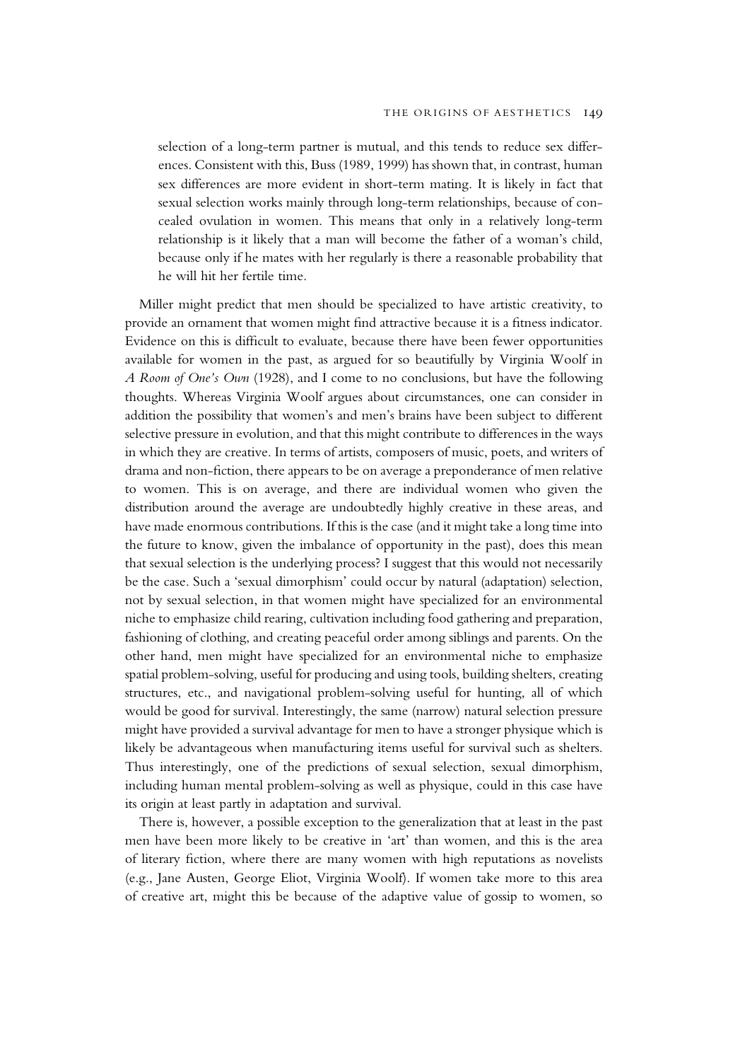selection of a long-term partner is mutual, and this tends to reduce sex differences. Consistent with this, Buss (1989, 1999) has shown that, in contrast, human sex differences are more evident in short-term mating. It is likely in fact that sexual selection works mainly through long-term relationships, because of concealed ovulation in women. This means that only in a relatively long-term relationship is it likely that a man will become the father of a woman's child, because only if he mates with her regularly is there a reasonable probability that he will hit her fertile time.

Miller might predict that men should be specialized to have artistic creativity, to provide an ornament that women might find attractive because it is a fitness indicator. Evidence on this is difficult to evaluate, because there have been fewer opportunities available for women in the past, as argued for so beautifully by Virginia Woolf in *A Room of One's Own* (1928), and I come to no conclusions, but have the following thoughts. Whereas Virginia Woolf argues about circumstances, one can consider in addition the possibility that women's and men's brains have been subject to different selective pressure in evolution, and that this might contribute to differences in the ways in which they are creative. In terms of artists, composers of music, poets, and writers of drama and non-fiction, there appears to be on average a preponderance of men relative to women. This is on average, and there are individual women who given the distribution around the average are undoubtedly highly creative in these areas, and have made enormous contributions. If this is the case (and it might take a long time into the future to know, given the imbalance of opportunity in the past), does this mean that sexual selection is the underlying process? I suggest that this would not necessarily be the case. Such a 'sexual dimorphism' could occur by natural (adaptation) selection, not by sexual selection, in that women might have specialized for an environmental niche to emphasize child rearing, cultivation including food gathering and preparation, fashioning of clothing, and creating peaceful order among siblings and parents. On the other hand, men might have specialized for an environmental niche to emphasize spatial problem-solving, useful for producing and using tools, building shelters, creating structures, etc., and navigational problem-solving useful for hunting, all of which would be good for survival. Interestingly, the same (narrow) natural selection pressure might have provided a survival advantage for men to have a stronger physique which is likely be advantageous when manufacturing items useful for survival such as shelters. Thus interestingly, one of the predictions of sexual selection, sexual dimorphism, including human mental problem-solving as well as physique, could in this case have its origin at least partly in adaptation and survival.

There is, however, a possible exception to the generalization that at least in the past men have been more likely to be creative in 'art' than women, and this is the area of literary fiction, where there are many women with high reputations as novelists (e.g., Jane Austen, George Eliot, Virginia Woolf). If women take more to this area of creative art, might this be because of the adaptive value of gossip to women, so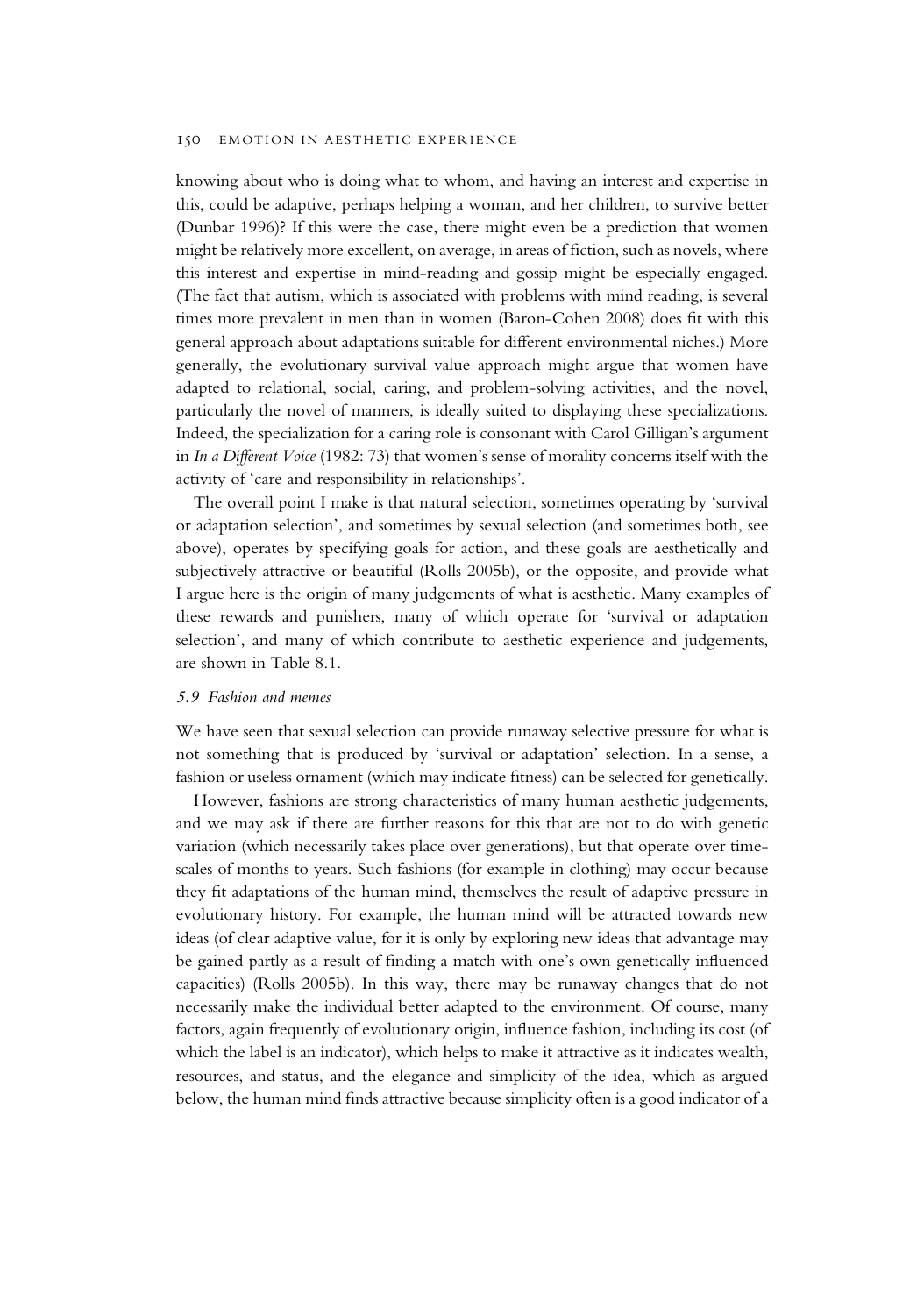knowing about who is doing what to whom, and having an interest and expertise in this, could be adaptive, perhaps helping a woman, and her children, to survive better (Dunbar 1996)? If this were the case, there might even be a prediction that women might be relatively more excellent, on average, in areas of fiction, such as novels, where this interest and expertise in mind-reading and gossip might be especially engaged. (The fact that autism, which is associated with problems with mind reading, is several times more prevalent in men than in women (Baron-Cohen 2008) does fit with this general approach about adaptations suitable for different environmental niches.) More generally, the evolutionary survival value approach might argue that women have adapted to relational, social, caring, and problem-solving activities, and the novel, particularly the novel of manners, is ideally suited to displaying these specializations. Indeed, the specialization for a caring role is consonant with Carol Gilligan's argument in *In a Different Voice* (1982: 73) that women's sense of morality concerns itself with the activity of 'care and responsibility in relationships'.

The overall point I make is that natural selection, sometimes operating by 'survival or adaptation selection', and sometimes by sexual selection (and sometimes both, see above), operates by specifying goals for action, and these goals are aesthetically and subjectively attractive or beautiful (Rolls 2005b), or the opposite, and provide what I argue here is the origin of many judgements of what is aesthetic. Many examples of these rewards and punishers, many of which operate for 'survival or adaptation selection', and many of which contribute to aesthetic experience and judgements, are shown in Table 8.1.

### *5.9 Fashion and memes*

We have seen that sexual selection can provide runaway selective pressure for what is not something that is produced by 'survival or adaptation' selection. In a sense, a fashion or useless ornament (which may indicate fitness) can be selected for genetically.

However, fashions are strong characteristics of many human aesthetic judgements, and we may ask if there are further reasons for this that are not to do with genetic variation (which necessarily takes place over generations), but that operate over time-scales of months to years. Such fashions (for example in clothing) may occur because they fit adaptations of the human mind, themselves the result of adaptive pressure in evolutionary history. For example, the human mind will be attracted towards new ideas (of clear adaptive value, for it is only by exploring new ideas that advantage may be gained partly as a result of finding a match with one's own genetically influenced capacities) (Rolls 2005b). In this way, there may be runaway changes that do not necessarily make the individual better adapted to the environment. Of course, many factors, again frequently of evolutionary origin, influence fashion, including its cost (of which the label is an indicator), which helps to make it attractive as it indicates wealth, resources, and status, and the elegance and simplicity of the idea, which as argued below, the human mind finds attractive because simplicity often is a good indicator of a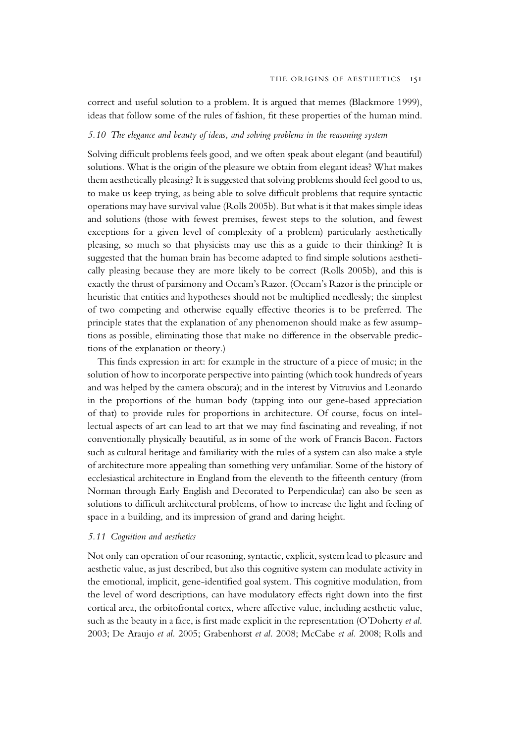correct and useful solution to a problem. It is argued that memes (Blackmore 1999), ideas that follow some of the rules of fashion, fit these properties of the human mind.

### *5.10 The elegance and beauty of ideas, and solving problems in the reasoning system*

Solving difficult problems feels good, and we often speak about elegant (and beautiful) solutions. What is the origin of the pleasure we obtain from elegant ideas? What makes them aesthetically pleasing? It is suggested that solving problems should feel good to us, to make us keep trying, as being able to solve difficult problems that require syntactic operations may have survival value (Rolls 2005b). But what is it that makes simple ideas and solutions (those with fewest premises, fewest steps to the solution, and fewest exceptions for a given level of complexity of a problem) particularly aesthetically pleasing, so much so that physicists may use this as a guide to their thinking? It is suggested that the human brain has become adapted to find simple solutions aesthetically pleasing because they are more likely to be correct (Rolls 2005b), and this is exactly the thrust of parsimony and Occam's Razor. (Occam's Razor is the principle or heuristic that entities and hypotheses should not be multiplied needlessly; the simplest of two competing and otherwise equally effective theories is to be preferred. The principle states that the explanation of any phenomenon should make as few assumptions as possible, eliminating those that make no difference in the observable predictions of the explanation or theory.)

This finds expression in art: for example in the structure of a piece of music; in the solution of how to incorporate perspective into painting (which took hundreds of years and was helped by the camera obscura); and in the interest by Vitruvius and Leonardo in the proportions of the human body (tapping into our gene-based appreciation of that) to provide rules for proportions in architecture. Of course, focus on intellectual aspects of art can lead to art that we may find fascinating and revealing, if not conventionally physically beautiful, as in some of the work of Francis Bacon. Factors such as cultural heritage and familiarity with the rules of a system can also make a style of architecture more appealing than something very unfamiliar. Some of the history of ecclesiastical architecture in England from the eleventh to the fifteenth century (from Norman through Early English and Decorated to Perpendicular) can also be seen as solutions to difficult architectural problems, of how to increase the light and feeling of space in a building, and its impression of grand and daring height.

### *5.11 Cognition and aesthetics*

Not only can operation of our reasoning, syntactic, explicit, system lead to pleasure and aesthetic value, as just described, but also this cognitive system can modulate activity in the emotional, implicit, gene-identified goal system. This cognitive modulation, from the level of word descriptions, can have modulatory effects right down into the first cortical area, the orbitofrontal cortex, where affective value, including aesthetic value, such as the beauty in a face, is first made explicit in the representation (O'Doherty *et al.* 2003; De Araujo *et al.* 2005; Grabenhorst *et al.* 2008; McCabe *et al.* 2008; Rolls and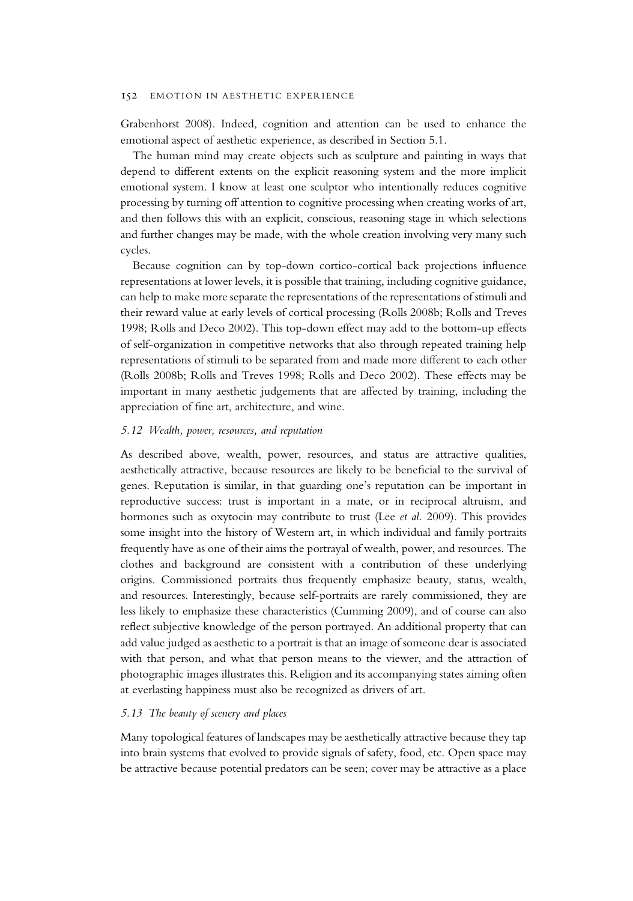Grabenhorst 2008). Indeed, cognition and attention can be used to enhance the emotional aspect of aesthetic experience, as described in Section 5.1.

The human mind may create objects such as sculpture and painting in ways that depend to different extents on the explicit reasoning system and the more implicit emotional system. I know at least one sculptor who intentionally reduces cognitive processing by turning off attention to cognitive processing when creating works of art, and then follows this with an explicit, conscious, reasoning stage in which selections and further changes may be made, with the whole creation involving very many such cycles.

Because cognition can by top-down cortico-cortical back projections influence representations at lower levels, it is possible that training, including cognitive guidance, can help to make more separate the representations of the representations of stimuli and their reward value at early levels of cortical processing (Rolls 2008b; Rolls and Treves 1998; Rolls and Deco 2002). This top-down effect may add to the bottom-up effects of self-organization in competitive networks that also through repeated training help representations of stimuli to be separated from and made more different to each other (Rolls 2008b; Rolls and Treves 1998; Rolls and Deco 2002). These effects may be important in many aesthetic judgements that are affected by training, including the appreciation of fine art, architecture, and wine.

### *5.12 Wealth, power, resources, and reputation*

As described above, wealth, power, resources, and status are attractive qualities, aesthetically attractive, because resources are likely to be beneficial to the survival of genes. Reputation is similar, in that guarding one's reputation can be important in reproductive success: trust is important in a mate, or in reciprocal altruism, and hormones such as oxytocin may contribute to trust (Lee *et al*. 2009). This provides some insight into the history of Western art, in which individual and family portraits frequently have as one of their aims the portrayal of wealth, power, and resources. The clothes and background are consistent with a contribution of these underlying origins. Commissioned portraits thus frequently emphasize beauty, status, wealth, and resources. Interestingly, because self-portraits are rarely commissioned, they are less likely to emphasize these characteristics (Cumming 2009), and of course can also reflect subjective knowledge of the person portrayed. An additional property that can add value judged as aesthetic to a portrait is that an image of someone dear is associated with that person, and what that person means to the viewer, and the attraction of photographic images illustrates this. Religion and its accompanying states aiming often at everlasting happiness must also be recognized as drivers of art.

### *5.13 The beauty of scenery and places*

Many topological features of landscapes may be aesthetically attractive because they tap into brain systems that evolved to provide signals of safety, food, etc. Open space may be attractive because potential predators can be seen; cover may be attractive as a place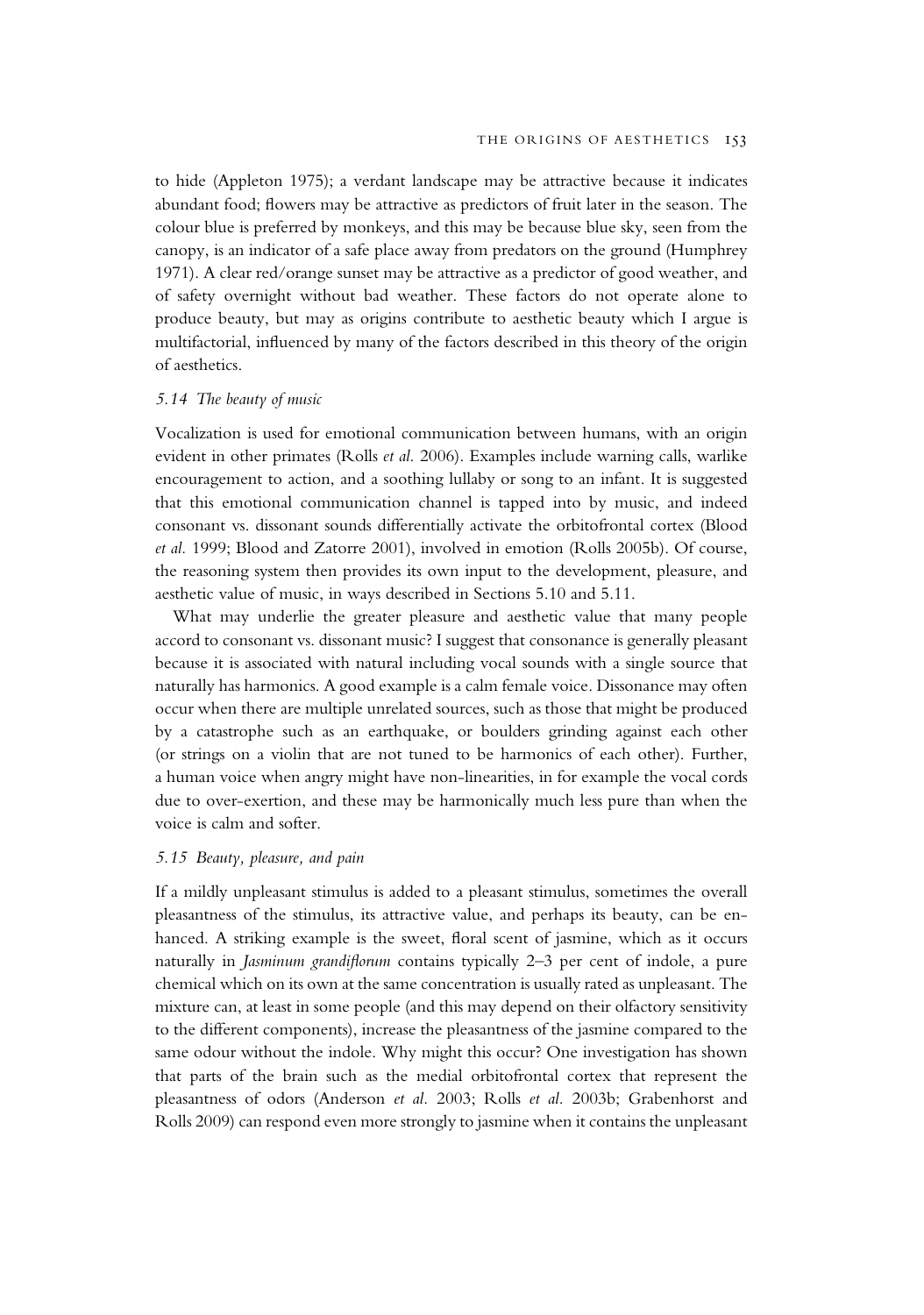to hide (Appleton 1975); a verdant landscape may be attractive because it indicates abundant food; flowers may be attractive as predictors of fruit later in the season. The colour blue is preferred by monkeys, and this may be because blue sky, seen from the canopy, is an indicator of a safe place away from predators on the ground (Humphrey 1971). A clear red/orange sunset may be attractive as a predictor of good weather, and of safety overnight without bad weather. These factors do not operate alone to produce beauty, but may as origins contribute to aesthetic beauty which I argue is multifactorial, influenced by many of the factors described in this theory of the origin of aesthetics.

### *5.14 The beauty of music*

Vocalization is used for emotional communication between humans, with an origin evident in other primates (Rolls *et al.* 2006). Examples include warning calls, warlike encouragement to action, and a soothing lullaby or song to an infant. It is suggested that this emotional communication channel is tapped into by music, and indeed consonant vs. dissonant sounds differentially activate the orbitofrontal cortex (Blood *et al.* 1999; Blood and Zatorre 2001), involved in emotion (Rolls 2005b). Of course, the reasoning system then provides its own input to the development, pleasure, and aesthetic value of music, in ways described in Sections 5.10 and 5.11.

What may underlie the greater pleasure and aesthetic value that many people accord to consonant vs. dissonant music? I suggest that consonance is generally pleasant because it is associated with natural including vocal sounds with a single source that naturally has harmonics. A good example is a calm female voice. Dissonance may often occur when there are multiple unrelated sources, such as those that might be produced by a catastrophe such as an earthquake, or boulders grinding against each other (or strings on a violin that are not tuned to be harmonics of each other). Further, a human voice when angry might have non-linearities, in for example the vocal cords due to over-exertion, and these may be harmonically much less pure than when the voice is calm and softer.

### *5.15 Beauty, pleasure, and pain*

If a mildly unpleasant stimulus is added to a pleasant stimulus, sometimes the overall pleasantness of the stimulus, its attractive value, and perhaps its beauty, can be enhanced. A striking example is the sweet, floral scent of jasmine, which as it occurs naturally in *Jasminum grandiflorum* contains typically 2–3 per cent of indole, a pure chemical which on its own at the same concentration is usually rated as unpleasant. The mixture can, at least in some people (and this may depend on their olfactory sensitivity to the different components), increase the pleasantness of the jasmine compared to the same odour without the indole. Why might this occur? One investigation has shown that parts of the brain such as the medial orbitofrontal cortex that represent the pleasantness of odors (Anderson *et al.* 2003; Rolls *et al.* 2003b; Grabenhorst and Rolls 2009) can respond even more strongly to jasmine when it contains the unpleasant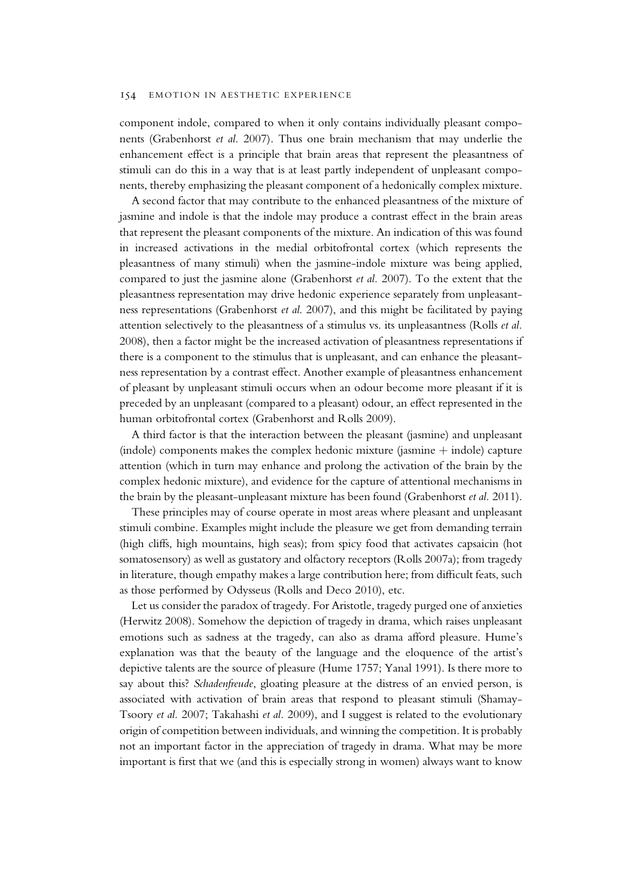component indole, compared to when it only contains individually pleasant components (Grabenhorst *et al.* 2007). Thus one brain mechanism that may underlie the enhancement effect is a principle that brain areas that represent the pleasantness of stimuli can do this in a way that is at least partly independent of unpleasant components, thereby emphasizing the pleasant component of a hedonically complex mixture.

A second factor that may contribute to the enhanced pleasantness of the mixture of jasmine and indole is that the indole may produce a contrast effect in the brain areas that represent the pleasant components of the mixture. An indication of this was found in increased activations in the medial orbitofrontal cortex (which represents the pleasantness of many stimuli) when the jasmine-indole mixture was being applied, compared to just the jasmine alone (Grabenhorst *et al.* 2007). To the extent that the pleasantness representation may drive hedonic experience separately from unpleasantness representations (Grabenhorst *et al.* 2007), and this might be facilitated by paying attention selectively to the pleasantness of a stimulus vs. its unpleasantness (Rolls *et al.* 2008), then a factor might be the increased activation of pleasantness representations if there is a component to the stimulus that is unpleasant, and can enhance the pleasantness representation by a contrast effect. Another example of pleasantness enhancement of pleasant by unpleasant stimuli occurs when an odour become more pleasant if it is preceded by an unpleasant (compared to a pleasant) odour, an effect represented in the human orbitofrontal cortex (Grabenhorst and Rolls 2009).

A third factor is that the interaction between the pleasant (jasmine) and unpleasant (indole) components makes the complex hedonic mixture (jasmine + indole) capture attention (which in turn may enhance and prolong the activation of the brain by the complex hedonic mixture), and evidence for the capture of attentional mechanisms in the brain by the pleasant-unpleasant mixture has been found (Grabenhorst *et al.* 2011).

These principles may of course operate in most areas where pleasant and unpleasant stimuli combine. Examples might include the pleasure we get from demanding terrain (high cliffs, high mountains, high seas); from spicy food that activates capsaicin (hot somatosensory) as well as gustatory and olfactory receptors (Rolls 2007a); from tragedy in literature, though empathy makes a large contribution here; from difficult feats, such as those performed by Odysseus (Rolls and Deco 2010), etc.

Let us consider the paradox of tragedy. For Aristotle, tragedy purged one of anxieties (Herwitz 2008). Somehow the depiction of tragedy in drama, which raises unpleasant emotions such as sadness at the tragedy, can also as drama afford pleasure. Hume's explanation was that the beauty of the language and the eloquence of the artist's depictive talents are the source of pleasure (Hume 1757; Yanal 1991). Is there more to say about this? *Schadenfreude*, gloating pleasure at the distress of an envied person, is associated with activation of brain areas that respond to pleasant stimuli (Shamay-Tsoory *et al.* 2007; Takahashi *et al.* 2009), and I suggest is related to the evolutionary origin of competition between individuals, and winning the competition. It is probably not an important factor in the appreciation of tragedy in drama. What may be more important is first that we (and this is especially strong in women) always want to know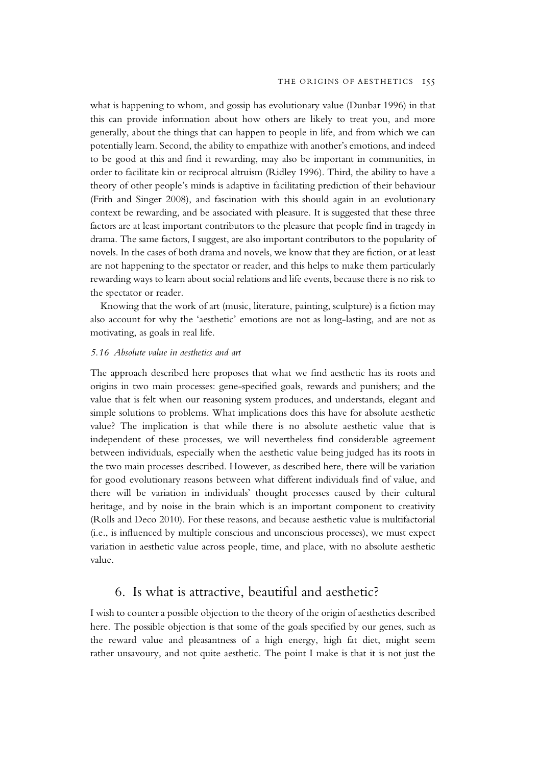what is happening to whom, and gossip has evolutionary value (Dunbar 1996) in that this can provide information about how others are likely to treat you, and more generally, about the things that can happen to people in life, and from which we can potentially learn. Second, the ability to empathize with another's emotions, and indeed to be good at this and find it rewarding, may also be important in communities, in order to facilitate kin or reciprocal altruism (Ridley 1996). Third, the ability to have a theory of other people's minds is adaptive in facilitating prediction of their behaviour (Frith and Singer 2008), and fascination with this should again in an evolutionary context be rewarding, and be associated with pleasure. It is suggested that these three factors are at least important contributors to the pleasure that people find in tragedy in drama. The same factors, I suggest, are also important contributors to the popularity of novels. In the cases of both drama and novels, we know that they are fiction, or at least are not happening to the spectator or reader, and this helps to make them particularly rewarding ways to learn about social relations and life events, because there is no risk to the spectator or reader.

Knowing that the work of art (music, literature, painting, sculpture) is a fiction may also account for why the 'aesthetic' emotions are not as long-lasting, and are not as motivating, as goals in real life.

### *5.16 Absolute value in aesthetics and art*

The approach described here proposes that what we find aesthetic has its roots and origins in two main processes: gene-specified goals, rewards and punishers; and the value that is felt when our reasoning system produces, and understands, elegant and simple solutions to problems. What implications does this have for absolute aesthetic value? The implication is that while there is no absolute aesthetic value that is independent of these processes, we will nevertheless find considerable agreement between individuals, especially when the aesthetic value being judged has its roots in the two main processes described. However, as described here, there will be variation for good evolutionary reasons between what different individuals find of value, and there will be variation in individuals' thought processes caused by their cultural heritage, and by noise in the brain which is an important component to creativity (Rolls and Deco 2010). For these reasons, and because aesthetic value is multifactorial (i.e., is influenced by multiple conscious and unconscious processes), we must expect variation in aesthetic value across people, time, and place, with no absolute aesthetic value.

## 6. Is what is attractive, beautiful and aesthetic?

I wish to counter a possible objection to the theory of the origin of aesthetics described here. The possible objection is that some of the goals specified by our genes, such as the reward value and pleasantness of a high energy, high fat diet, might seem rather unsavoury, and not quite aesthetic. The point I make is that it is not just the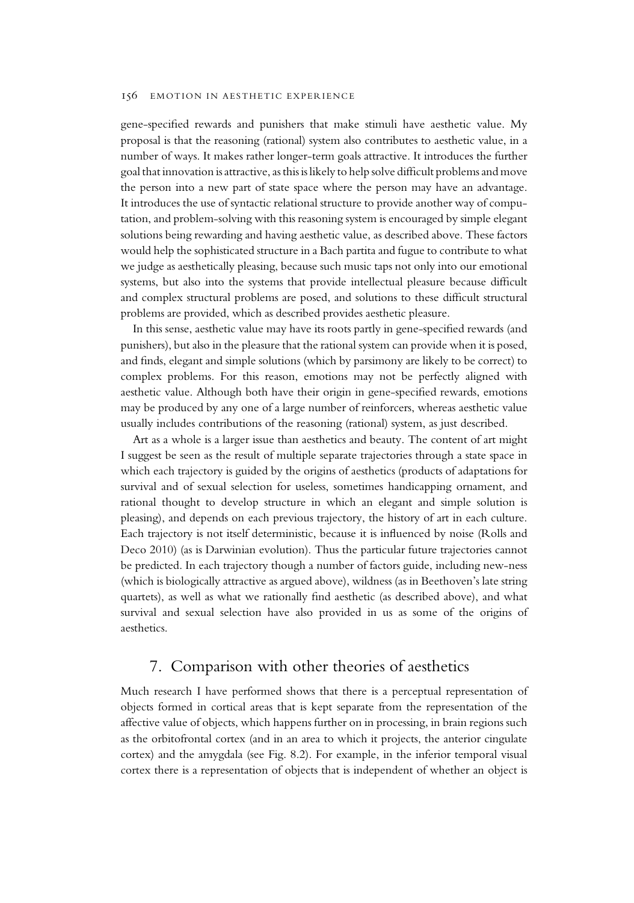gene-specified rewards and punishers that make stimuli have aesthetic value. My proposal is that the reasoning (rational) system also contributes to aesthetic value, in a number of ways. It makes rather longer-term goals attractive. It introduces the further goal that innovation is attractive, as this is likely to help solve difficult problems and move the person into a new part of state space where the person may have an advantage. It introduces the use of syntactic relational structure to provide another way of computation, and problem-solving with this reasoning system is encouraged by simple elegant solutions being rewarding and having aesthetic value, as described above. These factors would help the sophisticated structure in a Bach partita and fugue to contribute to what we judge as aesthetically pleasing, because such music taps not only into our emotional systems, but also into the systems that provide intellectual pleasure because difficult and complex structural problems are posed, and solutions to these difficult structural problems are provided, which as described provides aesthetic pleasure.

In this sense, aesthetic value may have its roots partly in gene-specified rewards (and punishers), but also in the pleasure that the rational system can provide when it is posed, and finds, elegant and simple solutions (which by parsimony are likely to be correct) to complex problems. For this reason, emotions may not be perfectly aligned with aesthetic value. Although both have their origin in gene-specified rewards, emotions may be produced by any one of a large number of reinforcers, whereas aesthetic value usually includes contributions of the reasoning (rational) system, as just described.

Art as a whole is a larger issue than aesthetics and beauty. The content of art might I suggest be seen as the result of multiple separate trajectories through a state space in which each trajectory is guided by the origins of aesthetics (products of adaptations for survival and of sexual selection for useless, sometimes handicapping ornament, and rational thought to develop structure in which an elegant and simple solution is pleasing), and depends on each previous trajectory, the history of art in each culture. Each trajectory is not itself deterministic, because it is influenced by noise (Rolls and Deco 2010) (as is Darwinian evolution). Thus the particular future trajectories cannot be predicted. In each trajectory though a number of factors guide, including new-ness (which is biologically attractive as argued above), wildness (as in Beethoven's late string quartets), as well as what we rationally find aesthetic (as described above), and what survival and sexual selection have also provided in us as some of the origins of aesthetics.

## 7. Comparison with other theories of aesthetics

Much research I have performed shows that there is a perceptual representation of objects formed in cortical areas that is kept separate from the representation of the affective value of objects, which happens further on in processing, in brain regions such as the orbitofrontal cortex (and in an area to which it projects, the anterior cingulate cortex) and the amygdala (see Fig. 8.2). For example, in the inferior temporal visual cortex there is a representation of objects that is independent of whether an object is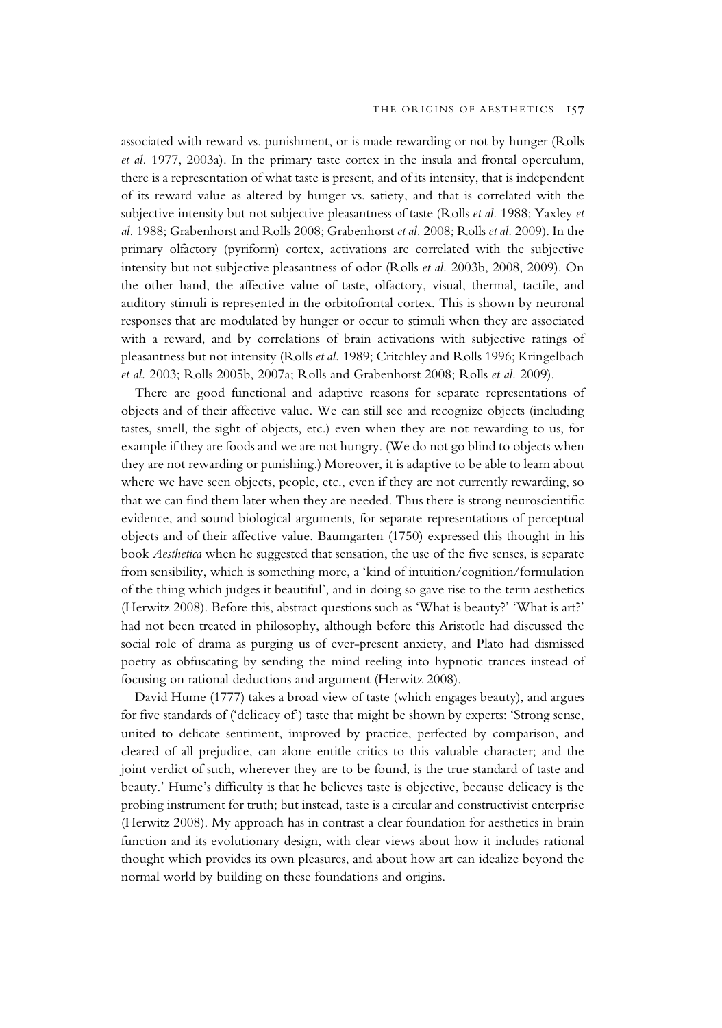associated with reward vs. punishment, or is made rewarding or not by hunger (Rolls *et al.* 1977, 2003a). In the primary taste cortex in the insula and frontal operculum, there is a representation of what taste is present, and of its intensity, that is independent of its reward value as altered by hunger vs. satiety, and that is correlated with the subjective intensity but not subjective pleasantness of taste (Rolls *et al.* 1988; Yaxley *et al.* 1988; Grabenhorst and Rolls 2008; Grabenhorst *et al.* 2008; Rolls *et al.* 2009). In the primary olfactory (pyriform) cortex, activations are correlated with the subjective intensity but not subjective pleasantness of odor (Rolls *et al.* 2003b, 2008, 2009). On the other hand, the affective value of taste, olfactory, visual, thermal, tactile, and auditory stimuli is represented in the orbitofrontal cortex. This is shown by neuronal responses that are modulated by hunger or occur to stimuli when they are associated with a reward, and by correlations of brain activations with subjective ratings of pleasantness but not intensity (Rolls *et al.* 1989; Critchley and Rolls 1996; Kringelbach *et al.* 2003; Rolls 2005b, 2007a; Rolls and Grabenhorst 2008; Rolls *et al.* 2009).

There are good functional and adaptive reasons for separate representations of objects and of their affective value. We can still see and recognize objects (including tastes, smell, the sight of objects, etc.) even when they are not rewarding to us, for example if they are foods and we are not hungry. (We do not go blind to objects when they are not rewarding or punishing.) Moreover, it is adaptive to be able to learn about where we have seen objects, people, etc., even if they are not currently rewarding, so that we can find them later when they are needed. Thus there is strong neuroscientific evidence, and sound biological arguments, for separate representations of perceptual objects and of their affective value. Baumgarten (1750) expressed this thought in his book *Aesthetica* when he suggested that sensation, the use of the five senses, is separate from sensibility, which is something more, a 'kind of intuition/cognition/formulation of the thing which judges it beautiful', and in doing so gave rise to the term aesthetics (Herwitz 2008). Before this, abstract questions such as 'What is beauty?' 'What is art?' had not been treated in philosophy, although before this Aristotle had discussed the social role of drama as purging us of ever-present anxiety, and Plato had dismissed poetry as obfuscating by sending the mind reeling into hypnotic trances instead of focusing on rational deductions and argument (Herwitz 2008).

David Hume (1777) takes a broad view of taste (which engages beauty), and argues for five standards of ('delicacy of') taste that might be shown by experts: 'Strong sense, united to delicate sentiment, improved by practice, perfected by comparison, and cleared of all prejudice, can alone entitle critics to this valuable character; and the joint verdict of such, wherever they are to be found, is the true standard of taste and beauty.' Hume's difficulty is that he believes taste is objective, because delicacy is the probing instrument for truth; but instead, taste is a circular and constructivist enterprise (Herwitz 2008). My approach has in contrast a clear foundation for aesthetics in brain function and its evolutionary design, with clear views about how it includes rational thought which provides its own pleasures, and about how art can idealize beyond the normal world by building on these foundations and origins.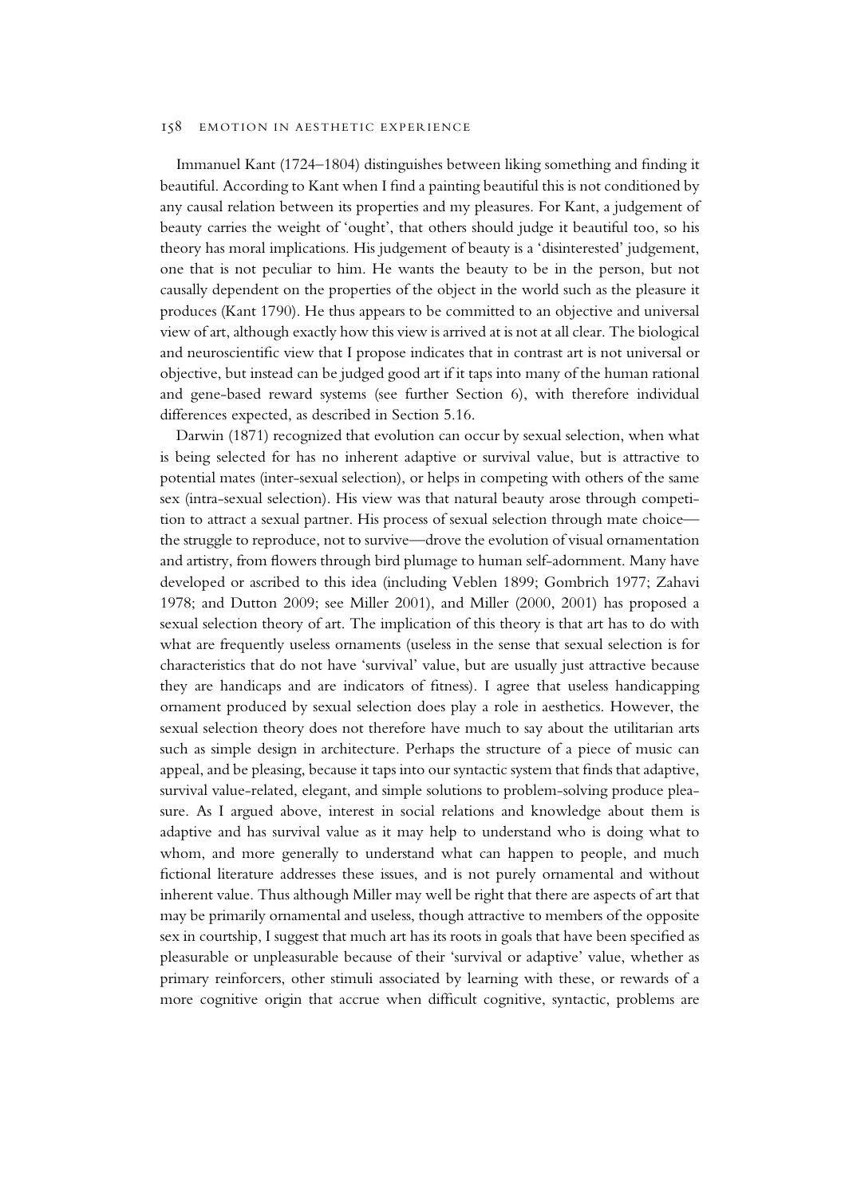Immanuel Kant (1724–1804) distinguishes between liking something and finding it beautiful. According to Kant when I find a painting beautiful this is not conditioned by any causal relation between its properties and my pleasures. For Kant, a judgement of beauty carries the weight of 'ought', that others should judge it beautiful too, so his theory has moral implications. His judgement of beauty is a 'disinterested' judgement, one that is not peculiar to him. He wants the beauty to be in the person, but not causally dependent on the properties of the object in the world such as the pleasure it produces (Kant 1790). He thus appears to be committed to an objective and universal view of art, although exactly how this view is arrived at is not at all clear. The biological and neuroscientific view that I propose indicates that in contrast art is not universal or objective, but instead can be judged good art if it taps into many of the human rational and gene-based reward systems (see further Section 6), with therefore individual differences expected, as described in Section 5.16.

Darwin (1871) recognized that evolution can occur by sexual selection, when what is being selected for has no inherent adaptive or survival value, but is attractive to potential mates (inter-sexual selection), or helps in competing with others of the same sex (intra-sexual selection). His view was that natural beauty arose through competition to attract a sexual partner. His process of sexual selection through mate choice—the struggle to reproduce, not to survive—drove the evolution of visual ornamentation and artistry, from flowers through bird plumage to human self-adornment. Many have developed or ascribed to this idea (including Veblen 1899; Gombrich 1977; Zahavi 1978; and Dutton 2009; see Miller 2001), and Miller (2000, 2001) has proposed a sexual selection theory of art. The implication of this theory is that art has to do with what are frequently useless ornaments (useless in the sense that sexual selection is for characteristics that do not have 'survival' value, but are usually just attractive because they are handicaps and are indicators of fitness). I agree that useless handicapping ornament produced by sexual selection does play a role in aesthetics. However, the sexual selection theory does not therefore have much to say about the utilitarian arts such as simple design in architecture. Perhaps the structure of a piece of music can appeal, and be pleasing, because it taps into our syntactic system that finds that adaptive, survival value-related, elegant, and simple solutions to problem-solving produce pleasure. As I argued above, interest in social relations and knowledge about them is adaptive and has survival value as it may help to understand who is doing what to whom, and more generally to understand what can happen to people, and much fictional literature addresses these issues, and is not purely ornamental and without inherent value. Thus although Miller may well be right that there are aspects of art that may be primarily ornamental and useless, though attractive to members of the opposite sex in courtship, I suggest that much art has its roots in goals that have been specified as pleasurable or unpleasurable because of their 'survival or adaptive' value, whether as primary reinforcers, other stimuli associated by learning with these, or rewards of a more cognitive origin that accrue when difficult cognitive, syntactic, problems are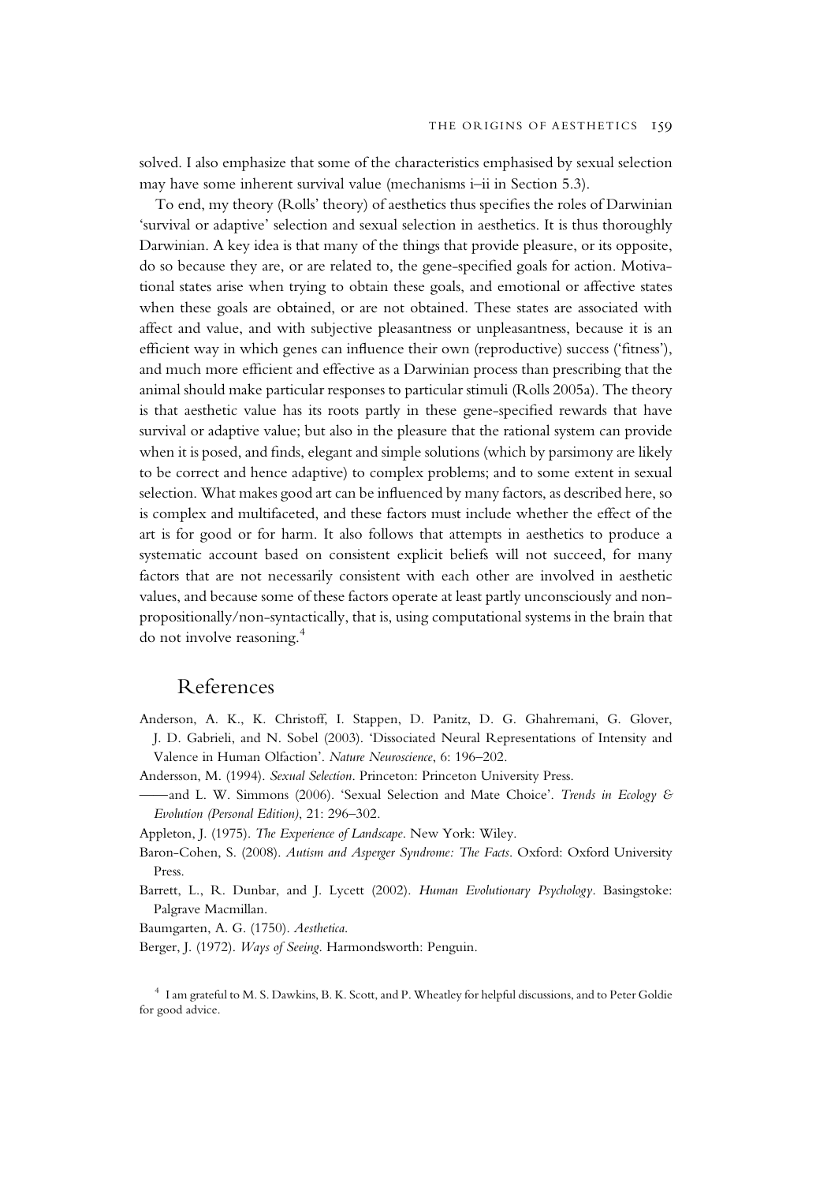solved. I also emphasize that some of the characteristics emphasised by sexual selection may have some inherent survival value (mechanisms i–ii in Section 5.3).

To end, my theory (Rolls' theory) of aesthetics thus specifies the roles of Darwinian 'survival or adaptive' selection and sexual selection in aesthetics. It is thus thoroughly Darwinian. A key idea is that many of the things that provide pleasure, or its opposite, do so because they are, or are related to, the gene-specified goals for action. Motivational states arise when trying to obtain these goals, and emotional or affective states when these goals are obtained, or are not obtained. These states are associated with affect and value, and with subjective pleasantness or unpleasantness, because it is an efficient way in which genes can influence their own (reproductive) success ('fitness'), and much more efficient and effective as a Darwinian process than prescribing that the animal should make particular responses to particular stimuli (Rolls 2005a). The theory is that aesthetic value has its roots partly in these gene-specified rewards that have survival or adaptive value; but also in the pleasure that the rational system can provide when it is posed, and finds, elegant and simple solutions (which by parsimony are likely to be correct and hence adaptive) to complex problems; and to some extent in sexual selection. What makes good art can be influenced by many factors, as described here, so is complex and multifaceted, and these factors must include whether the effect of the art is for good or for harm. It also follows that attempts in aesthetics to produce a systematic account based on consistent explicit beliefs will not succeed, for many factors that are not necessarily consistent with each other are involved in aesthetic values, and because some of these factors operate at least partly unconsciously and non-propositionally/non-syntactically, that is, using computational systems in the brain that do not involve reasoning.[4]

## References

Anderson, A. K., K. Christoff, I. Stappen, D. Panitz, D. G. Ghahremani, G. Glover, J. D. Gabrieli, and N. Sobel (2003). 'Dissociated Neural Representations of Intensity and Valence in Human Olfaction'. *Nature Neuroscience*, 6: 196–202.

Andersson, M. (1994). *Sexual Selection*. Princeton: Princeton University Press.

——and L. W. Simmons (2006). 'Sexual Selection and Mate Choice'. *Trends in Ecology & Evolution (Personal Edition)*, 21: 296–302.

Appleton, J. (1975). *The Experience of Landscape*. New York: Wiley.

Baron-Cohen, S. (2008). *Autism and Asperger Syndrome: The Facts*. Oxford: Oxford University Press.

Barrett, L., R. Dunbar, and J. Lycett (2002). *Human Evolutionary Psychology*. Basingstoke: Palgrave Macmillan.

Baumgarten, A. G. (1750). *Aesthetica*.

Berger, J. (1972). *Ways of Seeing*. Harmondsworth: Penguin.

[4] I am grateful to M. S. Dawkins, B. K. Scott, and P. Wheatley for helpful discussions, and to Peter Goldie for good advice.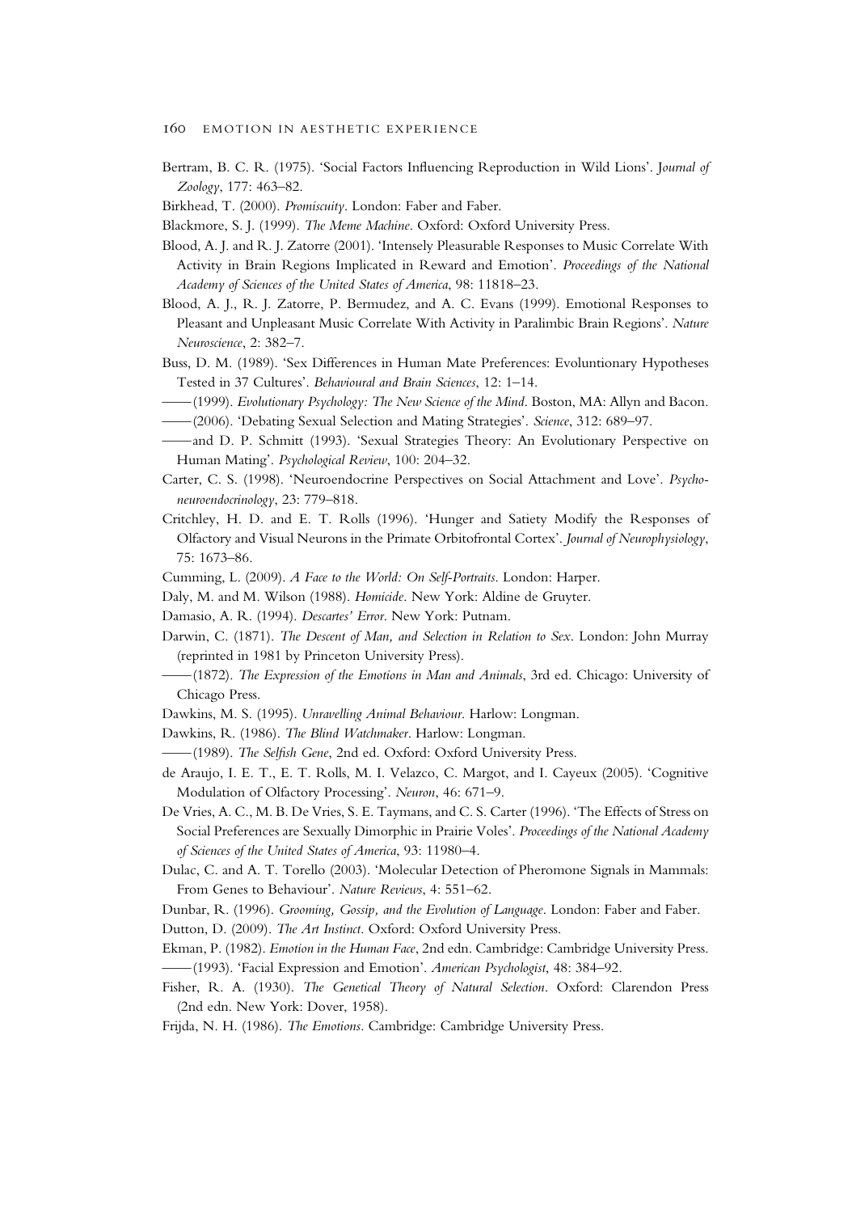Bertram, B. C. R. (1975). 'Social Factors Influencing Reproduction in Wild Lions'. *Journal of Zoology*, 177: 463–82.

Birkhead, T. (2000). *Promiscuity*. London: Faber and Faber.

Blackmore, S. J. (1999). *The Meme Machine*. Oxford: Oxford University Press.

Blood, A. J. and R. J. Zatorre (2001). 'Intensely Pleasurable Responses to Music Correlate With Activity in Brain Regions Implicated in Reward and Emotion'. *Proceedings of the National Academy of Sciences of the United States of America*, 98: 11818–23.

Blood, A. J., R. J. Zatorre, P. Bermudez, and A. C. Evans (1999). Emotional Responses to Pleasant and Unpleasant Music Correlate With Activity in Paralimbic Brain Regions'. *Nature Neuroscience*, 2: 382–7.

Buss, D. M. (1989). 'Sex Differences in Human Mate Preferences: Evoluntionary Hypotheses Tested in 37 Cultures'. *Behavioural and Brain Sciences*, 12: 1–14.

——(1999). *Evolutionary Psychology: The New Science of the Mind*. Boston, MA: Allyn and Bacon.

——(2006). 'Debating Sexual Selection and Mating Strategies'. *Science*, 312: 689–97.

——and D. P. Schmitt (1993). 'Sexual Strategies Theory: An Evolutionary Perspective on Human Mating'. *Psychological Review*, 100: 204–32.

Carter, C. S. (1998). 'Neuroendocrine Perspectives on Social Attachment and Love'. *Psychoneuroendocrinology*, 23: 779–818.

Critchley, H. D. and E. T. Rolls (1996). 'Hunger and Satiety Modify the Responses of Olfactory and Visual Neurons in the Primate Orbitofrontal Cortex'. *Journal of Neurophysiology*, 75: 1673–86.

Cumming, L. (2009). *A Face to the World: On Self-Portraits*. London: Harper.

Daly, M. and M. Wilson (1988). *Homicide*. New York: Aldine de Gruyter.

Damasio, A. R. (1994). *Descartes' Error*. New York: Putnam.

Darwin, C. (1871). *The Descent of Man, and Selection in Relation to Sex*. London: John Murray (reprinted in 1981 by Princeton University Press).

——(1872). *The Expression of the Emotions in Man and Animals*, 3rd ed. Chicago: University of Chicago Press.

Dawkins, M. S. (1995). *Unravelling Animal Behaviour*. Harlow: Longman.

Dawkins, R. (1986). *The Blind Watchmaker*. Harlow: Longman.

——(1989). *The Selfish Gene*, 2nd ed. Oxford: Oxford University Press.

de Araujo, I. E. T., E. T. Rolls, M. I. Velazco, C. Margot, and I. Cayeux (2005). 'Cognitive Modulation of Olfactory Processing'. *Neuron*, 46: 671–9.

De Vries, A. C., M. B. De Vries, S. E. Taymans, and C. S. Carter (1996). 'The Effects of Stress on Social Preferences are Sexually Dimorphic in Prairie Voles'. *Proceedings of the National Academy of Sciences of the United States of America*, 93: 11980–4.

Dulac, C. and A. T. Torello (2003). 'Molecular Detection of Pheromone Signals in Mammals: From Genes to Behaviour'. *Nature Reviews*, 4: 551–62.

Dunbar, R. (1996). *Grooming, Gossip, and the Evolution of Language*. London: Faber and Faber.

Dutton, D. (2009). *The Art Instinct*. Oxford: Oxford University Press.

Ekman, P. (1982). *Emotion in the Human Face*, 2nd edn. Cambridge: Cambridge University Press.

——(1993). 'Facial Expression and Emotion'. *American Psychologist*, 48: 384–92.

Fisher, R. A. (1930). *The Genetical Theory of Natural Selection*. Oxford: Clarendon Press (2nd edn. New York: Dover, 1958).

Frijda, N. H. (1986). *The Emotions*. Cambridge: Cambridge University Press.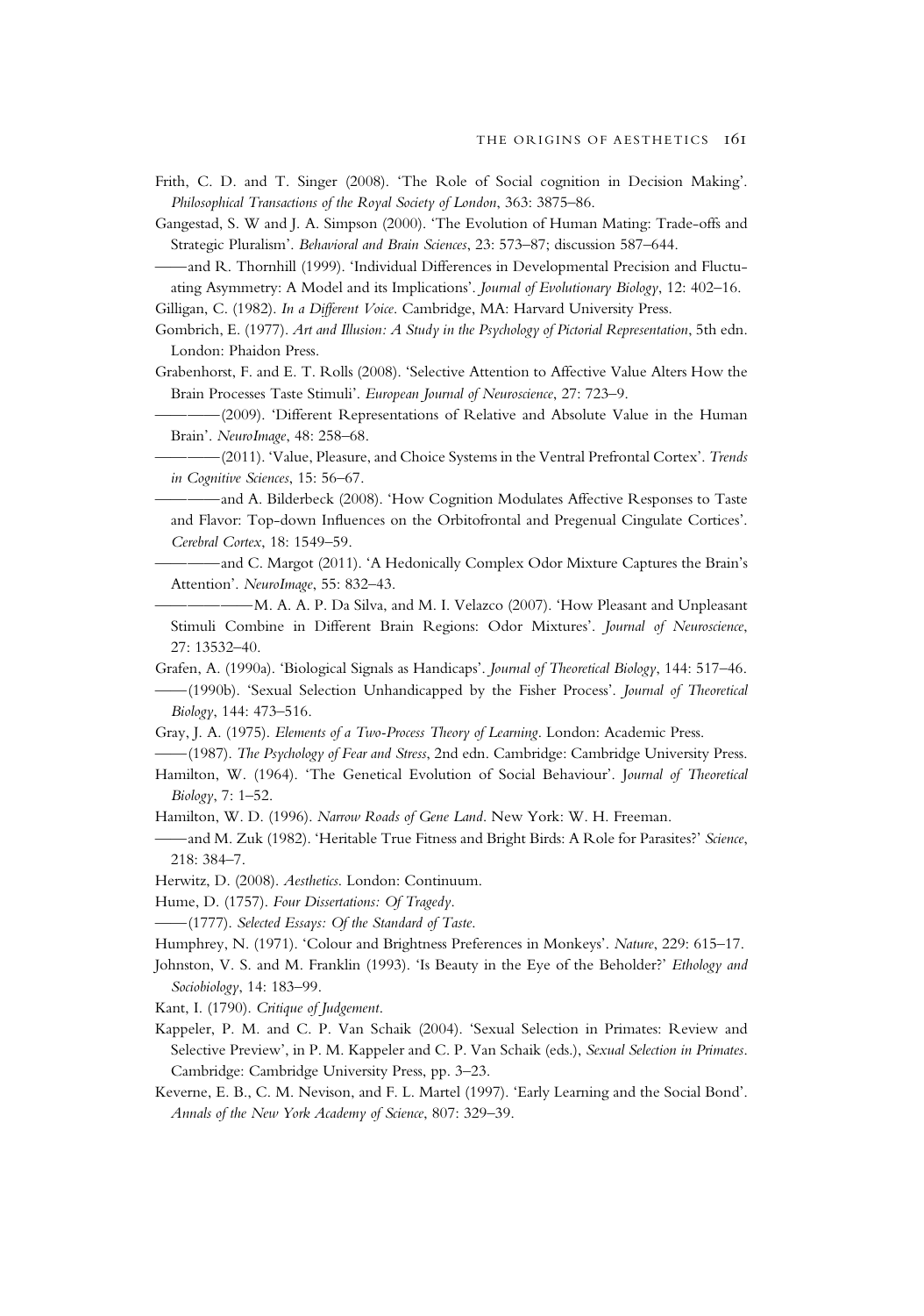Frith, C. D. and T. Singer (2008). 'The Role of Social cognition in Decision Making'. *Philosophical Transactions of the Royal Society of London*, 363: 3875–86.

Gangestad, S. W and J. A. Simpson (2000). 'The Evolution of Human Mating: Trade-offs and Strategic Pluralism'. *Behavioral and Brain Sciences*, 23: 573–87; discussion 587–644.

——and R. Thornhill (1999). 'Individual Differences in Developmental Precision and Fluctuating Asymmetry: A Model and its Implications'. *Journal of Evolutionary Biology*, 12: 402–16.

Gilligan, C. (1982). *In a Different Voice*. Cambridge, MA: Harvard University Press.

Gombrich, E. (1977). *Art and Illusion: A Study in the Psychology of Pictorial Representation*, 5th edn. London: Phaidon Press.

Grabenhorst, F. and E. T. Rolls (2008). 'Selective Attention to Affective Value Alters How the Brain Processes Taste Stimuli'. *European Journal of Neuroscience*, 27: 723–9.

————(2009). 'Different Representations of Relative and Absolute Value in the Human Brain'. *NeuroImage*, 48: 258–68.

————(2011). 'Value, Pleasure, and Choice Systems in the Ventral Prefrontal Cortex'. *Trends in Cognitive Sciences*, 15: 56–67.

————and A. Bilderbeck (2008). 'How Cognition Modulates Affective Responses to Taste and Flavor: Top-down Influences on the Orbitofrontal and Pregenual Cingulate Cortices'. *Cerebral Cortex*, 18: 1549–59.

————and C. Margot (2011). 'A Hedonically Complex Odor Mixture Captures the Brain's Attention'. *NeuroImage*, 55: 832–43.

——————M. A. A. P. Da Silva, and M. I. Velazco (2007). 'How Pleasant and Unpleasant Stimuli Combine in Different Brain Regions: Odor Mixtures'. *Journal of Neuroscience*, 27: 13532–40.

Grafen, A. (1990a). 'Biological Signals as Handicaps'. *Journal of Theoretical Biology*, 144: 517–46.

——(1990b). 'Sexual Selection Unhandicapped by the Fisher Process'. *Journal of Theoretical Biology*, 144: 473–516.

Gray, J. A. (1975). *Elements of a Two-Process Theory of Learning*. London: Academic Press.

——(1987). *The Psychology of Fear and Stress*, 2nd edn. Cambridge: Cambridge University Press.

Hamilton, W. (1964). 'The Genetical Evolution of Social Behaviour'. *Journal of Theoretical Biology*, 7: 1–52.

Hamilton, W. D. (1996). *Narrow Roads of Gene Land*. New York: W. H. Freeman.

——and M. Zuk (1982). 'Heritable True Fitness and Bright Birds: A Role for Parasites?' *Science*, 218: 384–7.

Herwitz, D. (2008). *Aesthetics*. London: Continuum.

Hume, D. (1757). *Four Dissertations: Of Tragedy*.

——(1777). *Selected Essays: Of the Standard of Taste*.

Humphrey, N. (1971). 'Colour and Brightness Preferences in Monkeys'. *Nature*, 229: 615–17.

Johnston, V. S. and M. Franklin (1993). 'Is Beauty in the Eye of the Beholder?' *Ethology and Sociobiology*, 14: 183–99.

Kant, I. (1790). *Critique of Judgement*.

Kappeler, P. M. and C. P. Van Schaik (2004). 'Sexual Selection in Primates: Review and Selective Preview', in P. M. Kappeler and C. P. Van Schaik (eds.), *Sexual Selection in Primates*. Cambridge: Cambridge University Press, pp. 3–23.

Keverne, E. B., C. M. Nevison, and F. L. Martel (1997). 'Early Learning and the Social Bond'. *Annals of the New York Academy of Science*, 807: 329–39.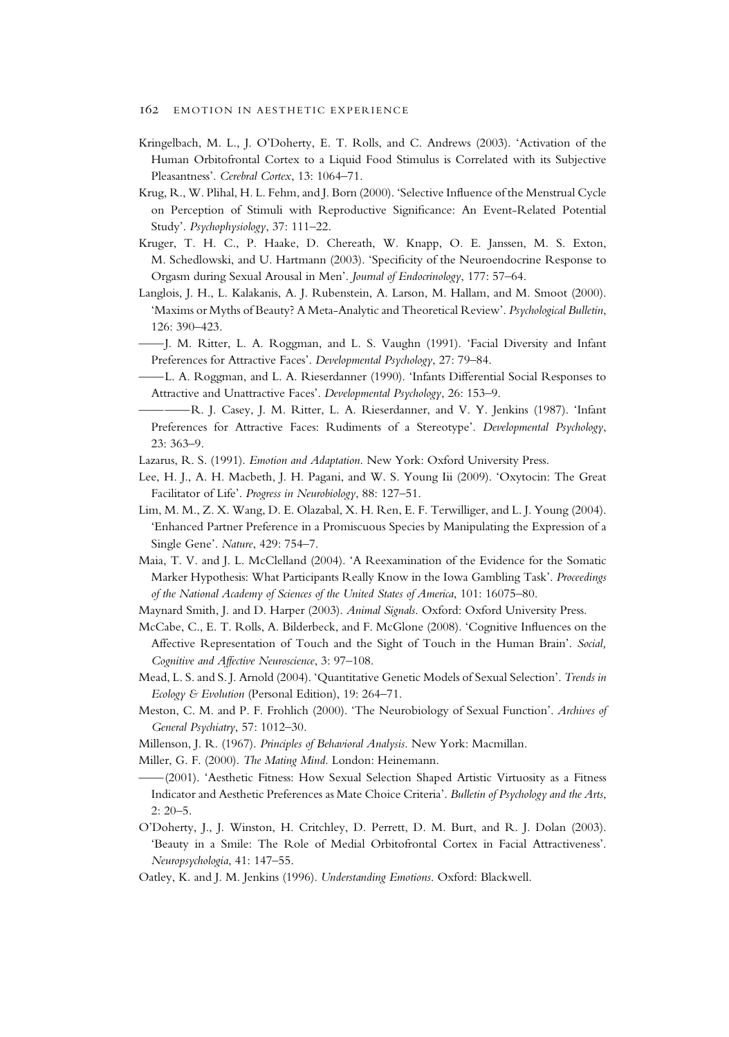Kringelbach, M. L., J. O'Doherty, E. T. Rolls, and C. Andrews (2003). 'Activation of the Human Orbitofrontal Cortex to a Liquid Food Stimulus is Correlated with its Subjective Pleasantness'. *Cerebral Cortex*, 13: 1064–71.

Krug, R., W. Plihal, H. L. Fehm, and J. Born (2000). 'Selective Influence of the Menstrual Cycle on Perception of Stimuli with Reproductive Significance: An Event-Related Potential Study'. *Psychophysiology*, 37: 111–22.

Kruger, T. H. C., P. Haake, D. Chereath, W. Knapp, O. E. Janssen, M. S. Exton, M. Schedlowski, and U. Hartmann (2003). 'Specificity of the Neuroendocrine Response to Orgasm during Sexual Arousal in Men'. *Journal of Endocrinology*, 177: 57–64.

Langlois, J. H., L. Kalakanis, A. J. Rubenstein, A. Larson, M. Hallam, and M. Smoot (2000). 'Maxims or Myths of Beauty? A Meta-Analytic and Theoretical Review'. *Psychological Bulletin*, 126: 390–423.

——J. M. Ritter, L. A. Roggman, and L. S. Vaughn (1991). 'Facial Diversity and Infant Preferences for Attractive Faces'. *Developmental Psychology*, 27: 79–84.

——L. A. Roggman, and L. A. Rieserdanner (1990). 'Infants Differential Social Responses to Attractive and Unattractive Faces'. *Developmental Psychology*, 26: 153–9.

————R. J. Casey, J. M. Ritter, L. A. Rieserdanner, and V. Y. Jenkins (1987). 'Infant Preferences for Attractive Faces: Rudiments of a Stereotype'. *Developmental Psychology*, 23: 363–9.

Lazarus, R. S. (1991). *Emotion and Adaptation*. New York: Oxford University Press.

Lee, H. J., A. H. Macbeth, J. H. Pagani, and W. S. Young Iii (2009). 'Oxytocin: The Great Facilitator of Life'. *Progress in Neurobiology*, 88: 127–51.

Lim, M. M., Z. X. Wang, D. E. Olazabal, X. H. Ren, E. F. Terwilliger, and L. J. Young (2004). 'Enhanced Partner Preference in a Promiscuous Species by Manipulating the Expression of a Single Gene'. *Nature*, 429: 754–7.

Maia, T. V. and J. L. McClelland (2004). 'A Reexamination of the Evidence for the Somatic Marker Hypothesis: What Participants Really Know in the Iowa Gambling Task'. *Proceedings of the National Academy of Sciences of the United States of America*, 101: 16075–80.

Maynard Smith, J. and D. Harper (2003). *Animal Signals*. Oxford: Oxford University Press.

McCabe, C., E. T. Rolls, A. Bilderbeck, and F. McGlone (2008). 'Cognitive Influences on the Affective Representation of Touch and the Sight of Touch in the Human Brain'. *Social, Cognitive and Affective Neuroscience*, 3: 97–108.

Mead, L. S. and S. J. Arnold (2004). 'Quantitative Genetic Models of Sexual Selection'. *Trends in Ecology & Evolution* (Personal Edition), 19: 264–71.

Meston, C. M. and P. F. Frohlich (2000). 'The Neurobiology of Sexual Function'. *Archives of General Psychiatry*, 57: 1012–30.

Millenson, J. R. (1967). *Principles of Behavioral Analysis*. New York: Macmillan.

Miller, G. F. (2000). *The Mating Mind*. London: Heinemann.

——(2001). 'Aesthetic Fitness: How Sexual Selection Shaped Artistic Virtuosity as a Fitness Indicator and Aesthetic Preferences as Mate Choice Criteria'. *Bulletin of Psychology and the Arts*, 2: 20–5.

O'Doherty, J., J. Winston, H. Critchley, D. Perrett, D. M. Burt, and R. J. Dolan (2003). 'Beauty in a Smile: The Role of Medial Orbitofrontal Cortex in Facial Attractiveness'. *Neuropsychologia*, 41: 147–55.

Oatley, K. and J. M. Jenkins (1996). *Understanding Emotions*. Oxford: Blackwell.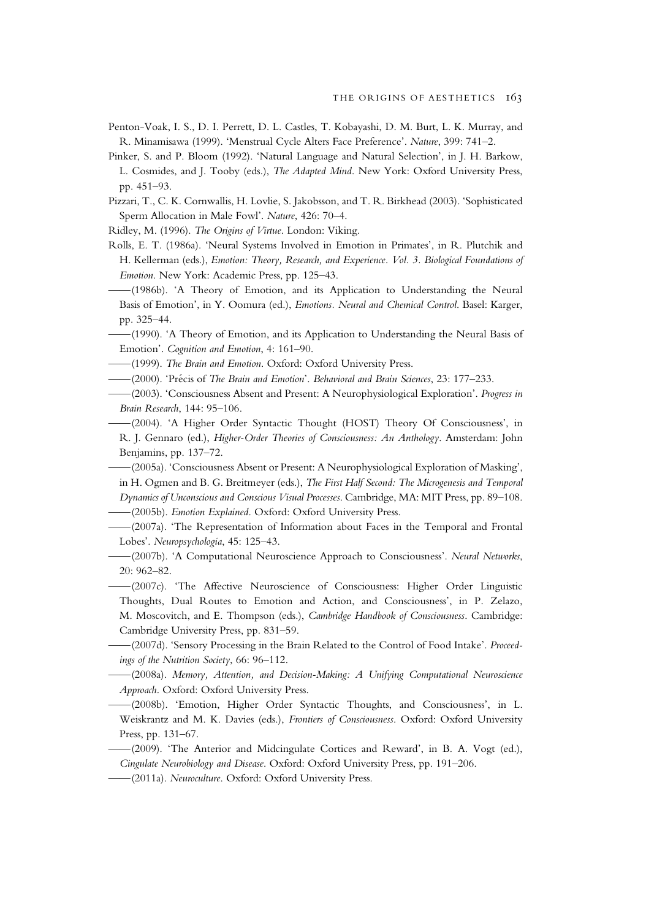Penton-Voak, I. S., D. I. Perrett, D. L. Castles, T. Kobayashi, D. M. Burt, L. K. Murray, and R. Minamisawa (1999). 'Menstrual Cycle Alters Face Preference'. *Nature*, 399: 741–2.

Pinker, S. and P. Bloom (1992). 'Natural Language and Natural Selection', in J. H. Barkow, L. Cosmides, and J. Tooby (eds.), *The Adapted Mind*. New York: Oxford University Press, pp. 451–93.

Pizzari, T., C. K. Cornwallis, H. Lovlie, S. Jakobsson, and T. R. Birkhead (2003). 'Sophisticated Sperm Allocation in Male Fowl'. *Nature*, 426: 70–4.

Ridley, M. (1996). *The Origins of Virtue*. London: Viking.

Rolls, E. T. (1986a). 'Neural Systems Involved in Emotion in Primates', in R. Plutchik and H. Kellerman (eds.), *Emotion: Theory, Research, and Experience. Vol. 3. Biological Foundations of Emotion*. New York: Academic Press, pp. 125–43.

——(1986b). 'A Theory of Emotion, and its Application to Understanding the Neural Basis of Emotion', in Y. Oomura (ed.), *Emotions. Neural and Chemical Control*. Basel: Karger, pp. 325–44.

——(1990). 'A Theory of Emotion, and its Application to Understanding the Neural Basis of Emotion'. *Cognition and Emotion*, 4: 161–90.

——(1999). *The Brain and Emotion*. Oxford: Oxford University Press.

——(2000). 'Précis of *The Brain and Emotion*'. *Behavioral and Brain Sciences*, 23: 177–233.

——(2003). 'Consciousness Absent and Present: A Neurophysiological Exploration'. *Progress in Brain Research*, 144: 95–106.

——(2004). 'A Higher Order Syntactic Thought (HOST) Theory Of Consciousness', in R. J. Gennaro (ed.), *Higher-Order Theories of Consciousness: An Anthology*. Amsterdam: John Benjamins, pp. 137–72.

——(2005a). 'Consciousness Absent or Present: A Neurophysiological Exploration of Masking', in H. Ogmen and B. G. Breitmeyer (eds.), *The First Half Second: The Microgenesis and Temporal Dynamics of Unconscious and Conscious Visual Processes*. Cambridge, MA: MIT Press, pp. 89–108.

——(2005b). *Emotion Explained*. Oxford: Oxford University Press.

——(2007a). 'The Representation of Information about Faces in the Temporal and Frontal Lobes'. *Neuropsychologia*, 45: 125–43.

——(2007b). 'A Computational Neuroscience Approach to Consciousness'. *Neural Networks*, 20: 962–82.

——(2007c). 'The Affective Neuroscience of Consciousness: Higher Order Linguistic Thoughts, Dual Routes to Emotion and Action, and Consciousness', in P. Zelazo, M. Moscovitch, and E. Thompson (eds.), *Cambridge Handbook of Consciousness*. Cambridge: Cambridge University Press, pp. 831–59.

——(2007d). 'Sensory Processing in the Brain Related to the Control of Food Intake'. *Proceedings of the Nutrition Society*, 66: 96–112.

——(2008a). *Memory, Attention, and Decision-Making: A Unifying Computational Neuroscience Approach*. Oxford: Oxford University Press.

——(2008b). 'Emotion, Higher Order Syntactic Thoughts, and Consciousness', in L. Weiskrantz and M. K. Davies (eds.), *Frontiers of Consciousness*. Oxford: Oxford University Press, pp. 131–67.

——(2009). 'The Anterior and Midcingulate Cortices and Reward', in B. A. Vogt (ed.), *Cingulate Neurobiology and Disease*. Oxford: Oxford University Press, pp. 191–206.

——(2011a). *Neuroculture*. Oxford: Oxford University Press.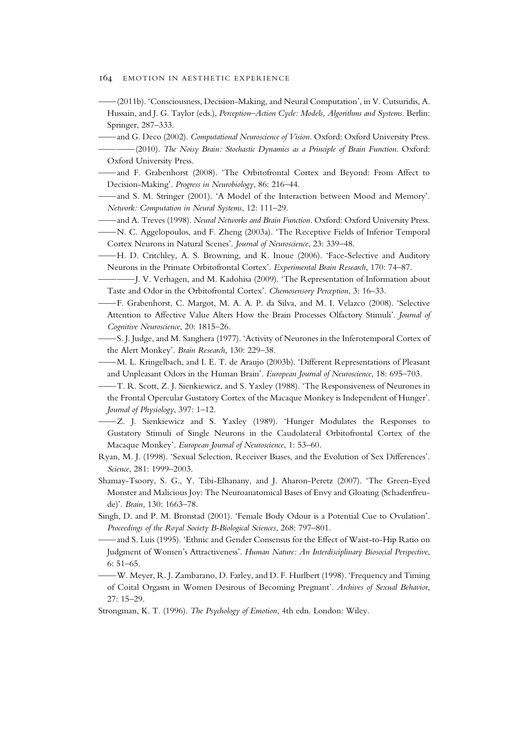——(2011b). 'Consciousness, Decision-Making, and Neural Computation', in V. Cutsuridis, A. Hussain, and J. G. Taylor (eds.), *Perception–Action Cycle: Models, Algorithms and Systems*. Berlin: Springer, 287–333.

——and G. Deco (2002). *Computational Neuroscience of Vision*. Oxford: Oxford University Press.

————(2010). *The Noisy Brain: Stochastic Dynamics as a Principle of Brain Function*. Oxford: Oxford University Press.

——and F. Grabenhorst (2008). 'The Orbitofrontal Cortex and Beyond: From Affect to Decision-Making'. *Progress in Neurobiology*, 86: 216–44.

——and S. M. Stringer (2001). 'A Model of the Interaction between Mood and Memory'. *Network: Computation in Neural Systems*, 12: 111–29.

——and A. Treves (1998). *Neural Networks and Brain Function*. Oxford: Oxford University Press.

——N. C. Aggelopoulos, and F. Zheng (2003a). 'The Receptive Fields of Inferior Temporal Cortex Neurons in Natural Scenes'. *Journal of Neuroscience*, 23: 339–48.

——H. D. Critchley, A. S. Browning, and K. Inoue (2006). 'Face-Selective and Auditory Neurons in the Primate Orbitofrontal Cortex'. *Experimental Brain Research*, 170: 74–87.

————J. V. Verhagen, and M. Kadohisa (2009). 'The Representation of Information about Taste and Odor in the Orbitofrontal Cortex'. *Chemosensory Perception*, 3: 16–33.

——F. Grabenhorst, C. Margot, M. A. A. P. da Silva, and M. I. Velazco (2008). 'Selective Attention to Affective Value Alters How the Brain Processes Olfactory Stimuli'. *Journal of Cognitive Neuroscience*, 20: 1815–26.

——S. J. Judge, and M. Sanghera (1977). 'Activity of Neurones in the Inferotemporal Cortex of the Alert Monkey'. *Brain Research*, 130: 229–38.

——M. L. Kringelbach, and I. E. T. de Araujo (2003b). 'Different Representations of Pleasant and Unpleasant Odors in the Human Brain'. *European Journal of Neuroscience*, 18: 695–703.

——T. R. Scott, Z. J. Sienkiewicz, and S. Yaxley (1988). 'The Responsiveness of Neurones in the Frontal Opercular Gustatory Cortex of the Macaque Monkey is Independent of Hunger'. *Journal of Physiology*, 397: 1–12.

——Z. J. Sienkiewicz and S. Yaxley (1989). 'Hunger Modulates the Responses to Gustatory Stimuli of Single Neurons in the Caudolateral Orbitofrontal Cortex of the Macaque Monkey'. *European Journal of Neuroscience*, 1: 53–60.

Ryan, M. J. (1998). 'Sexual Selection, Receiver Biases, and the Evolution of Sex Differences'. *Science*, 281: 1999–2003.

Shamay-Tsoory, S. G., Y. Tibi-Elhanany, and J. Aharon-Peretz (2007). 'The Green-Eyed Monster and Malicious Joy: The Neuroanatomical Bases of Envy and Gloating (Schadenfreude)'. *Brain*, 130: 1663–78.

Singh, D. and P. M. Bronstad (2001). 'Female Body Odour is a Potential Cue to Ovulation'. *Proceedings of the Royal Society B-Biological Sciences*, 268: 797–801.

——and S. Luis (1995). 'Ethnic and Gender Consensus for the Effect of Waist-to-Hip Ratio on Judgment of Women's Attractiveness'. *Human Nature: An Interdisciplinary Biosocial Perspective*, 6: 51–65.

——W. Meyer, R. J. Zambarano, D. Farley, and D. F. Hurlbert (1998). 'Frequency and Timing of Coital Orgasm in Women Desirous of Becoming Pregnant'. *Archives of Sexual Behavior*, 27: 15–29.

Strongman, K. T. (1996). *The Psychology of Emotion*, 4th edn. London: Wiley.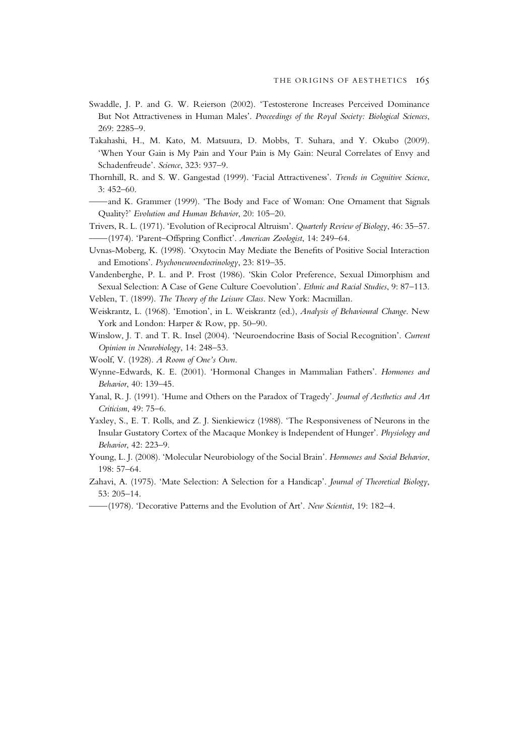Swaddle, J. P. and G. W. Reierson (2002). 'Testosterone Increases Perceived Dominance But Not Attractiveness in Human Males'. *Proceedings of the Royal Society: Biological Sciences*, 269: 2285–9.

Takahashi, H., M. Kato, M. Matsuura, D. Mobbs, T. Suhara, and Y. Okubo (2009). 'When Your Gain is My Pain and Your Pain is My Gain: Neural Correlates of Envy and Schadenfreude'. *Science*, 323: 937–9.

Thornhill, R. and S. W. Gangestad (1999). 'Facial Attractiveness'. *Trends in Cognitive Science*, 3: 452–60.

——and K. Grammer (1999). 'The Body and Face of Woman: One Ornament that Signals Quality?' *Evolution and Human Behavior*, 20: 105–20.

Trivers, R. L. (1971). 'Evolution of Reciprocal Altruism'. *Quarterly Review of Biology*, 46: 35–57.

——(1974). 'Parent–Offspring Conflict'. *American Zoologist*, 14: 249–64.

Uvnas-Moberg, K. (1998). 'Oxytocin May Mediate the Benefits of Positive Social Interaction and Emotions'. *Psychoneuroendocrinology*, 23: 819–35.

Vandenberghe, P. L. and P. Frost (1986). 'Skin Color Preference, Sexual Dimorphism and Sexual Selection: A Case of Gene Culture Coevolution'. *Ethnic and Racial Studies*, 9: 87–113.

Veblen, T. (1899). *The Theory of the Leisure Class*. New York: Macmillan.

Weiskrantz, L. (1968). 'Emotion', in L. Weiskrantz (ed.), *Analysis of Behavioural Change*. New York and London: Harper & Row, pp. 50–90.

Winslow, J. T. and T. R. Insel (2004). 'Neuroendocrine Basis of Social Recognition'. *Current Opinion in Neurobiology*, 14: 248–53.

Woolf, V. (1928). *A Room of One's Own*.

Wynne-Edwards, K. E. (2001). 'Hormonal Changes in Mammalian Fathers'. *Hormones and Behavior*, 40: 139–45.

Yanal, R. J. (1991). 'Hume and Others on the Paradox of Tragedy'. *Journal of Aesthetics and Art Criticism*, 49: 75–6.

Yaxley, S., E. T. Rolls, and Z. J. Sienkiewicz (1988). 'The Responsiveness of Neurons in the Insular Gustatory Cortex of the Macaque Monkey is Independent of Hunger'. *Physiology and Behavior*, 42: 223–9.

Young, L. J. (2008). 'Molecular Neurobiology of the Social Brain'. *Hormones and Social Behavior*, 198: 57–64.

Zahavi, A. (1975). 'Mate Selection: A Selection for a Handicap'. *Journal of Theoretical Biology*, 53: 205–14.

——(1978). 'Decorative Patterns and the Evolution of Art'. *New Scientist*, 19: 182–4.